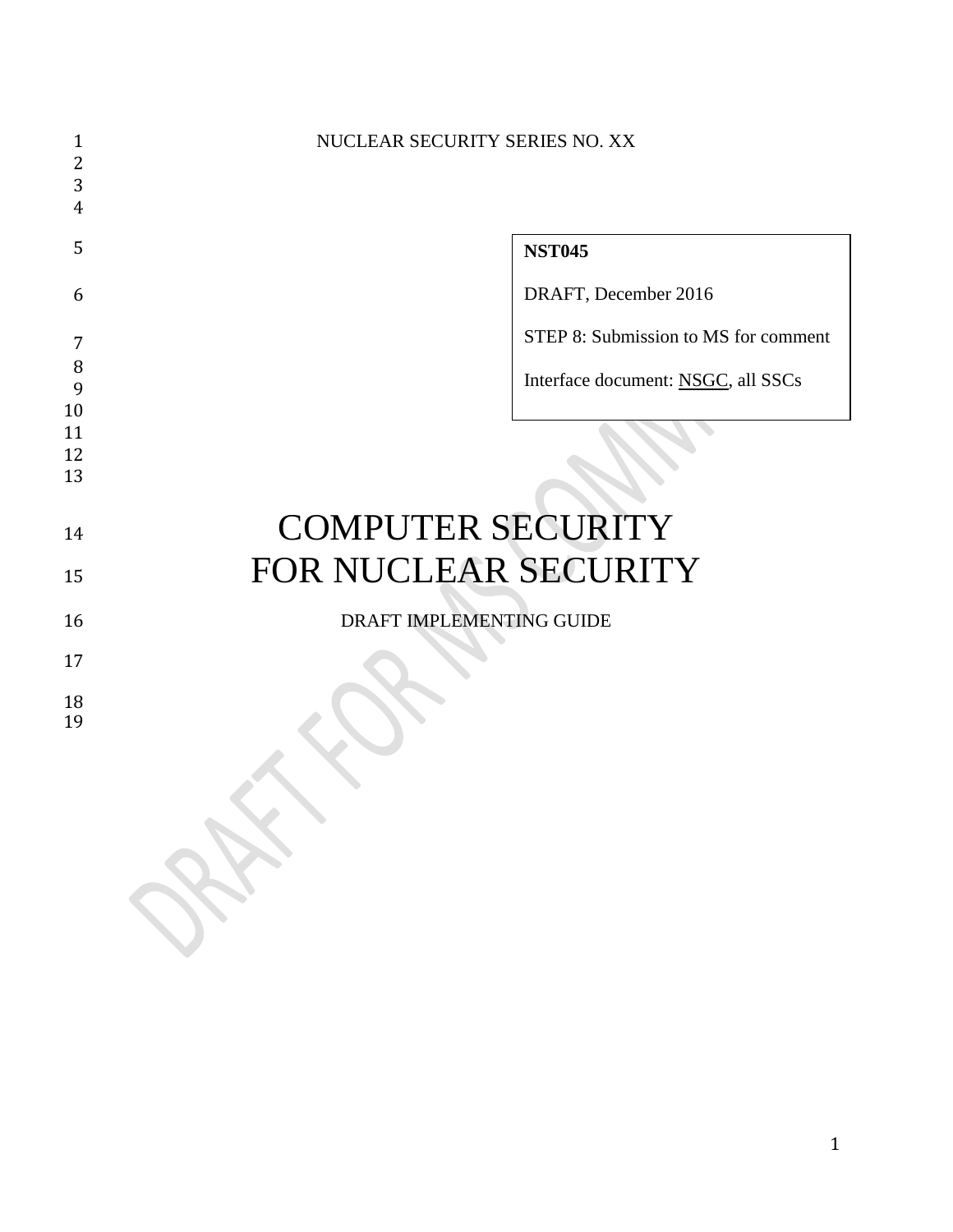NUCLEAR SECURITY SERIES NO. XX

**NST045**

DRAFT, December 2016

STEP 8: Submission to MS for comment

Interface document: NSGC, all SSCs

# COMPUTER SECURITY FOR NUCLEAR SECURITY

DRAFT IMPLEMENTING GUIDE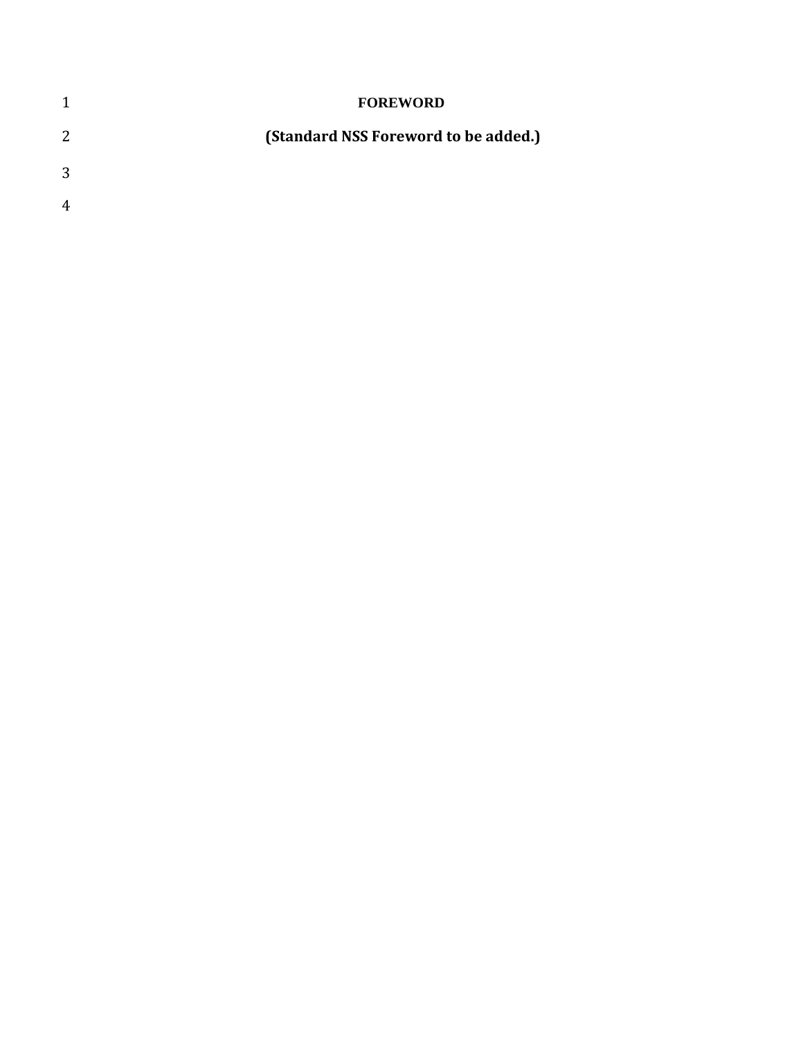# FOREWORD

**(Standard NSS Foreword to be added.)**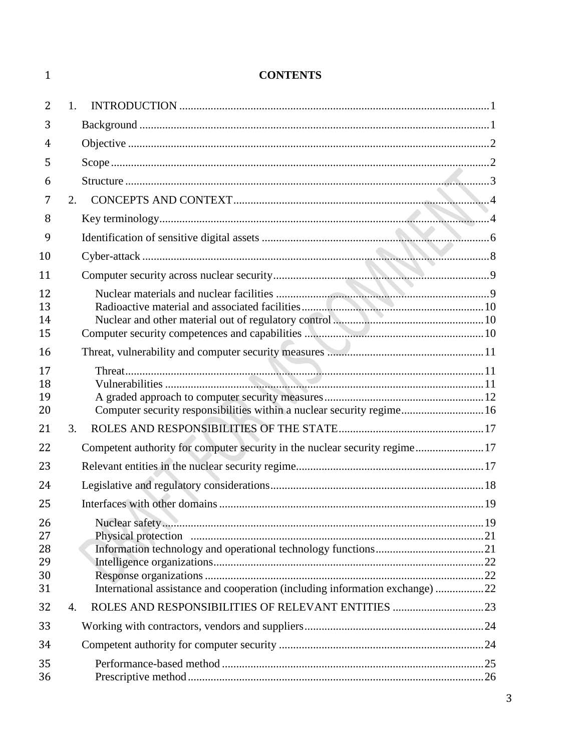# CONTENTS

1. INTRODUCTION ........................................ 1
   - Background ........................................ 1
   - Objective ........................................ 2
   - Scope ........................................ 2
   - Structure ........................................ 3
2. CONCEPTS AND CONTEXT ........................................ 4
   - Key terminology ........................................ 4
   - Identification of sensitive digital assets ........................................ 6
   - Cyber-attack ........................................ 8
   - Computer security across nuclear security ........................................ 9
     - Nuclear materials and nuclear facilities ........................................ 9
     - Radioactive material and associated facilities ........................................ 10
     - Nuclear and other material out of regulatory control ........................................ 10
   - Computer security competences and capabilities ........................................ 10
   - Threat, vulnerability and computer security measures ........................................ 11
     - Threat ........................................ 11
     - Vulnerabilities ........................................ 11
     - A graded approach to computer security measures ........................................ 12
     - Computer security responsibilities within a nuclear security regime ........................................ 16
3. ROLES AND RESPONSIBILITIES OF THE STATE ........................................ 17
   - Competent authority for computer security in the nuclear security regime ........................................ 17
   - Relevant entities in the nuclear security regime ........................................ 17
   - Legislative and regulatory considerations ........................................ 18
   - Interfaces with other domains ........................................ 19
     - Nuclear safety ........................................ 19
     - Physical protection ........................................ 21
     - Information technology and operational technology functions ........................................ 21
     - Intelligence organizations ........................................ 22
     - Response organizations ........................................ 22
     - International assistance and cooperation (including information exchange) ........................................ 22
4. ROLES AND RESPONSIBILITIES OF RELEVANT ENTITIES ........................................ 23
   - Working with contractors, vendors and suppliers ........................................ 24
   - Competent authority for computer security ........................................ 24
     - Performance-based method ........................................ 25
     - Prescriptive method ........................................ 26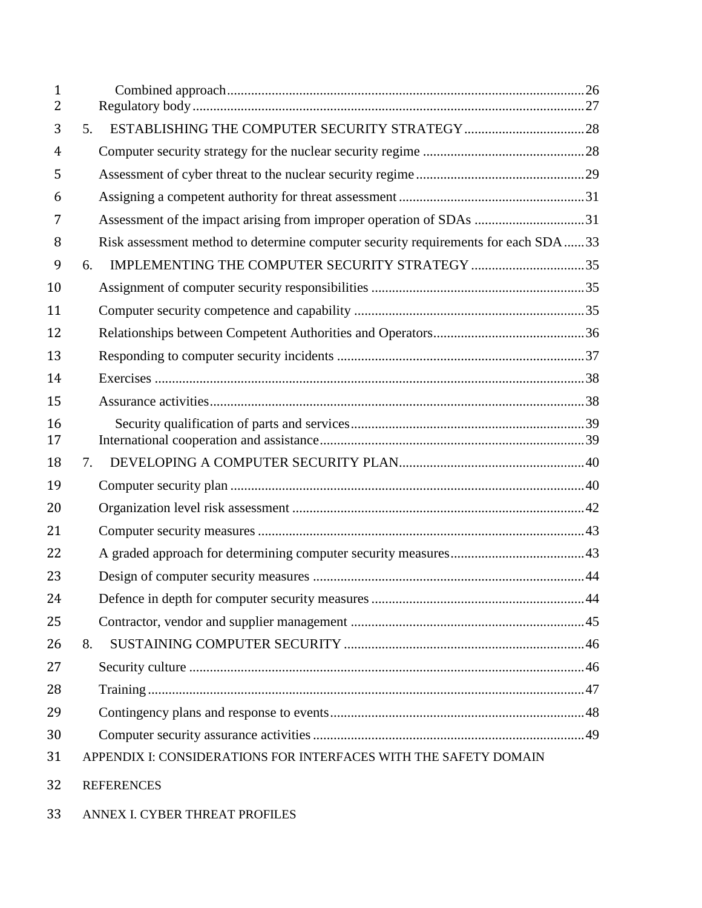Combined approach .......................................................... 26
Regulatory body .......................................................... 27

5. ESTABLISHING THE COMPUTER SECURITY STRATEGY .......................................................... 28

Computer security strategy for the nuclear security regime .......................................................... 28
Assessment of cyber threat to the nuclear security regime .......................................................... 29
Assigning a competent authority for threat assessment .......................................................... 31
Assessment of the impact arising from improper operation of SDAs .......................................................... 31
Risk assessment method to determine computer security requirements for each SDA .......................................................... 33

6. IMPLEMENTING THE COMPUTER SECURITY STRATEGY .......................................................... 35

Assignment of computer security responsibilities .......................................................... 35
Computer security competence and capability .......................................................... 35
Relationships between Competent Authorities and Operators .......................................................... 36
Responding to computer security incidents .......................................................... 37
Exercises .......................................................... 38
Assurance activities .......................................................... 38
Security qualification of parts and services .......................................................... 39
International cooperation and assistance .......................................................... 39

7. DEVELOPING A COMPUTER SECURITY PLAN .......................................................... 40

Computer security plan .......................................................... 40
Organization level risk assessment .......................................................... 42
Computer security measures .......................................................... 43
A graded approach for determining computer security measures .......................................................... 43
Design of computer security measures .......................................................... 44
Defence in depth for computer security measures .......................................................... 44
Contractor, vendor and supplier management .......................................................... 45

8. SUSTAINING COMPUTER SECURITY .......................................................... 46

Security culture .......................................................... 46
Training .......................................................... 47
Contingency plans and response to events .......................................................... 48
Computer security assurance activities .......................................................... 49

APPENDIX I: CONSIDERATIONS FOR INTERFACES WITH THE SAFETY DOMAIN

REFERENCES

ANNEX I. CYBER THREAT PROFILES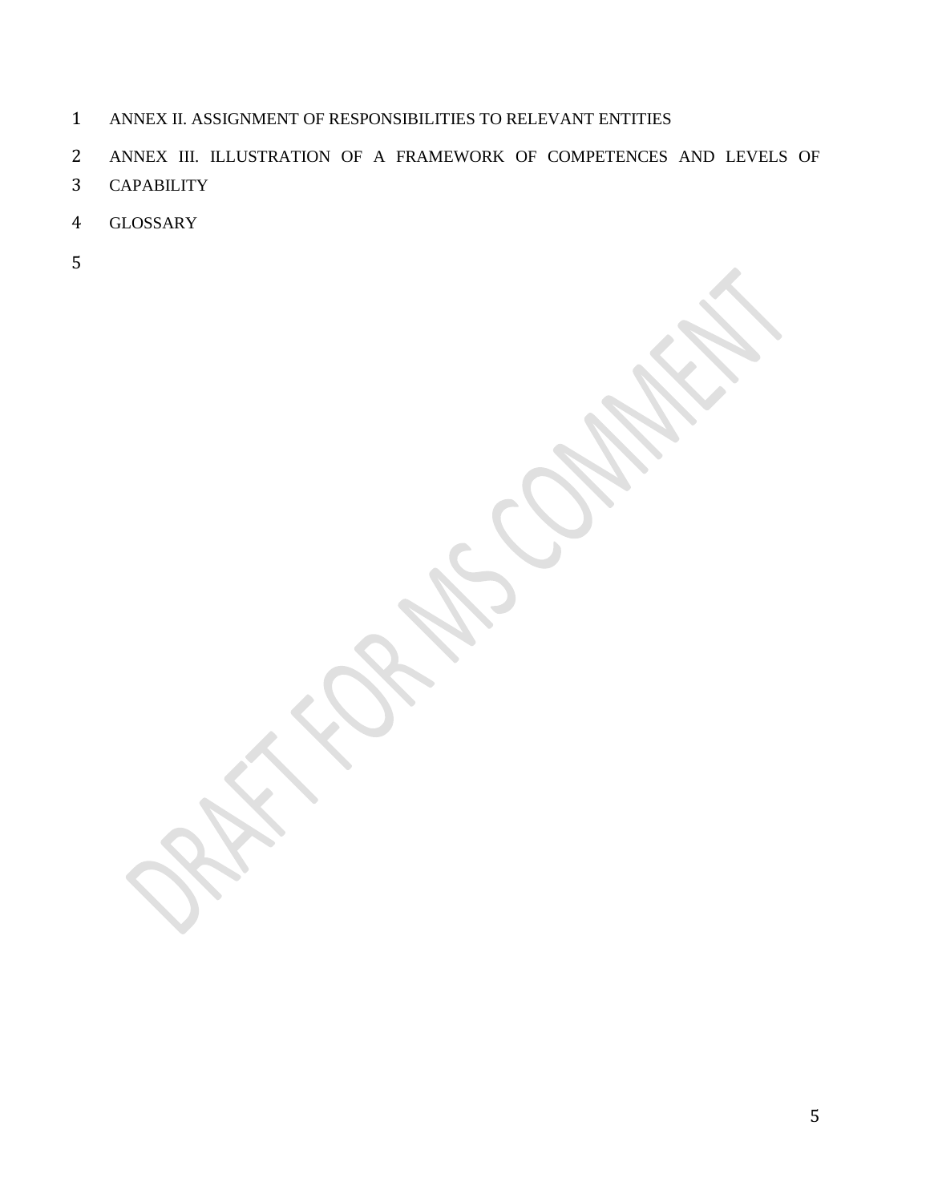ANNEX II. ASSIGNMENT OF RESPONSIBILITIES TO RELEVANT ENTITIES

ANNEX III. ILLUSTRATION OF A FRAMEWORK OF COMPETENCES AND LEVELS OF CAPABILITY

GLOSSARY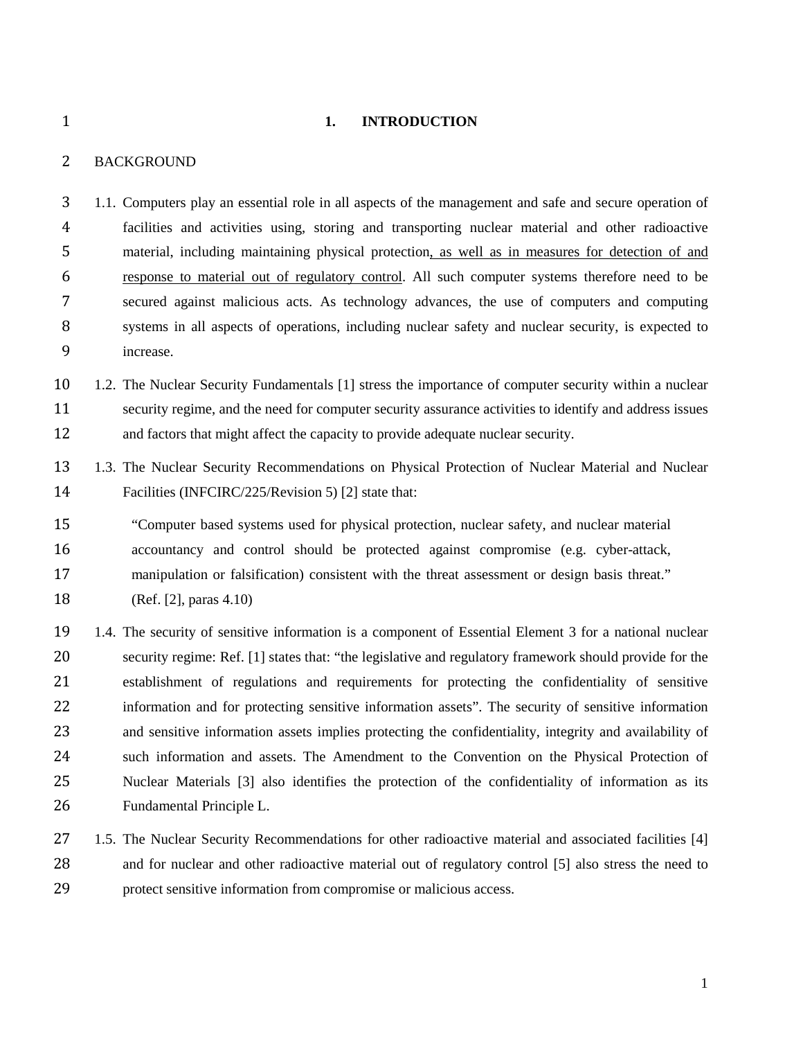# 1. INTRODUCTION

## BACKGROUND

1.1. Computers play an essential role in all aspects of the management and safe and secure operation of facilities and activities using, storing and transporting nuclear material and other radioactive material, including maintaining physical protection, as well as in measures for detection of and response to material out of regulatory control. All such computer systems therefore need to be secured against malicious acts. As technology advances, the use of computers and computing systems in all aspects of operations, including nuclear safety and nuclear security, is expected to increase.

1.2. The Nuclear Security Fundamentals [1] stress the importance of computer security within a nuclear security regime, and the need for computer security assurance activities to identify and address issues and factors that might affect the capacity to provide adequate nuclear security.

1.3. The Nuclear Security Recommendations on Physical Protection of Nuclear Material and Nuclear Facilities (INFCIRC/225/Revision 5) [2] state that:

> "Computer based systems used for physical protection, nuclear safety, and nuclear material accountancy and control should be protected against compromise (e.g. cyber-attack, manipulation or falsification) consistent with the threat assessment or design basis threat." (Ref. [2], paras 4.10)

1.4. The security of sensitive information is a component of Essential Element 3 for a national nuclear security regime: Ref. [1] states that: "the legislative and regulatory framework should provide for the establishment of regulations and requirements for protecting the confidentiality of sensitive information and for protecting sensitive information assets". The security of sensitive information and sensitive information assets implies protecting the confidentiality, integrity and availability of such information and assets. The Amendment to the Convention on the Physical Protection of Nuclear Materials [3] also identifies the protection of the confidentiality of information as its Fundamental Principle L.

1.5. The Nuclear Security Recommendations for other radioactive material and associated facilities [4] and for nuclear and other radioactive material out of regulatory control [5] also stress the need to protect sensitive information from compromise or malicious access.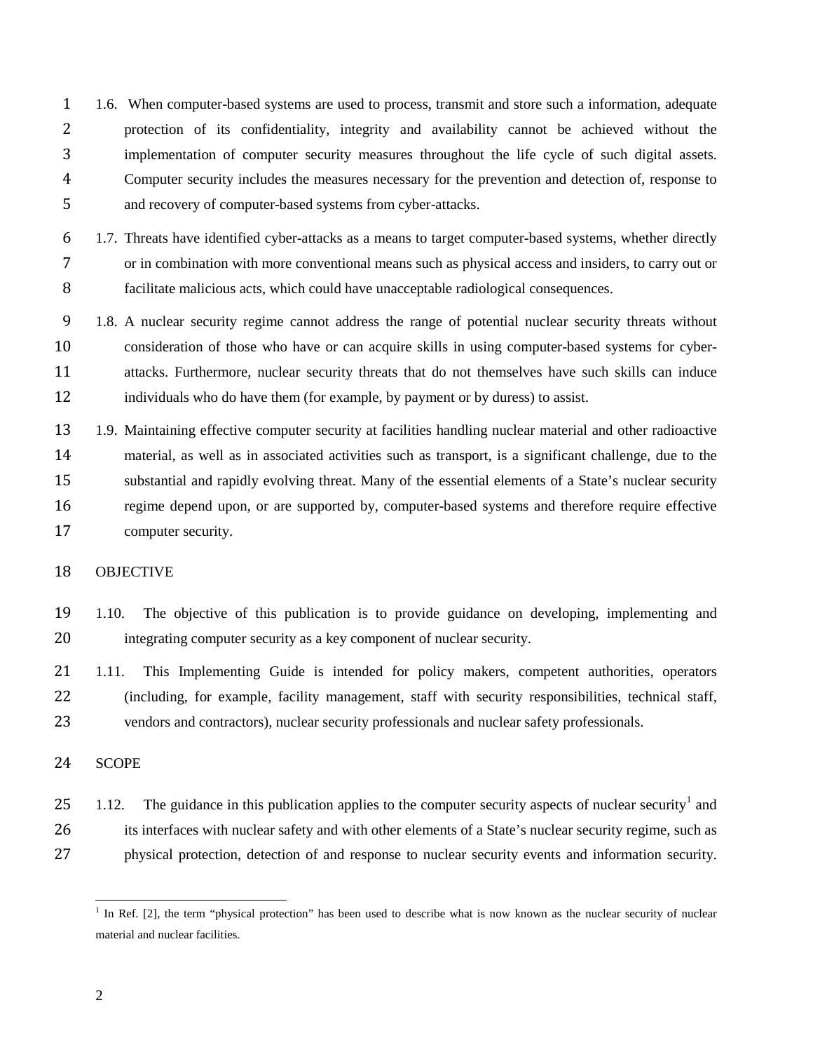1.6. When computer-based systems are used to process, transmit and store such a information, adequate protection of its confidentiality, integrity and availability cannot be achieved without the implementation of computer security measures throughout the life cycle of such digital assets. Computer security includes the measures necessary for the prevention and detection of, response to and recovery of computer-based systems from cyber-attacks.

1.7. Threats have identified cyber-attacks as a means to target computer-based systems, whether directly or in combination with more conventional means such as physical access and insiders, to carry out or facilitate malicious acts, which could have unacceptable radiological consequences.

1.8. A nuclear security regime cannot address the range of potential nuclear security threats without consideration of those who have or can acquire skills in using computer-based systems for cyber-attacks. Furthermore, nuclear security threats that do not themselves have such skills can induce individuals who do have them (for example, by payment or by duress) to assist.

1.9. Maintaining effective computer security at facilities handling nuclear material and other radioactive material, as well as in associated activities such as transport, is a significant challenge, due to the substantial and rapidly evolving threat. Many of the essential elements of a State's nuclear security regime depend upon, or are supported by, computer-based systems and therefore require effective computer security.

## OBJECTIVE

1.10. The objective of this publication is to provide guidance on developing, implementing and integrating computer security as a key component of nuclear security.

1.11. This Implementing Guide is intended for policy makers, competent authorities, operators (including, for example, facility management, staff with security responsibilities, technical staff, vendors and contractors), nuclear security professionals and nuclear safety professionals.

## SCOPE

1.12. The guidance in this publication applies to the computer security aspects of nuclear security[1] and its interfaces with nuclear safety and with other elements of a State's nuclear security regime, such as physical protection, detection of and response to nuclear security events and information security.

[1] In Ref. [2], the term "physical protection" has been used to describe what is now known as the nuclear security of nuclear material and nuclear facilities.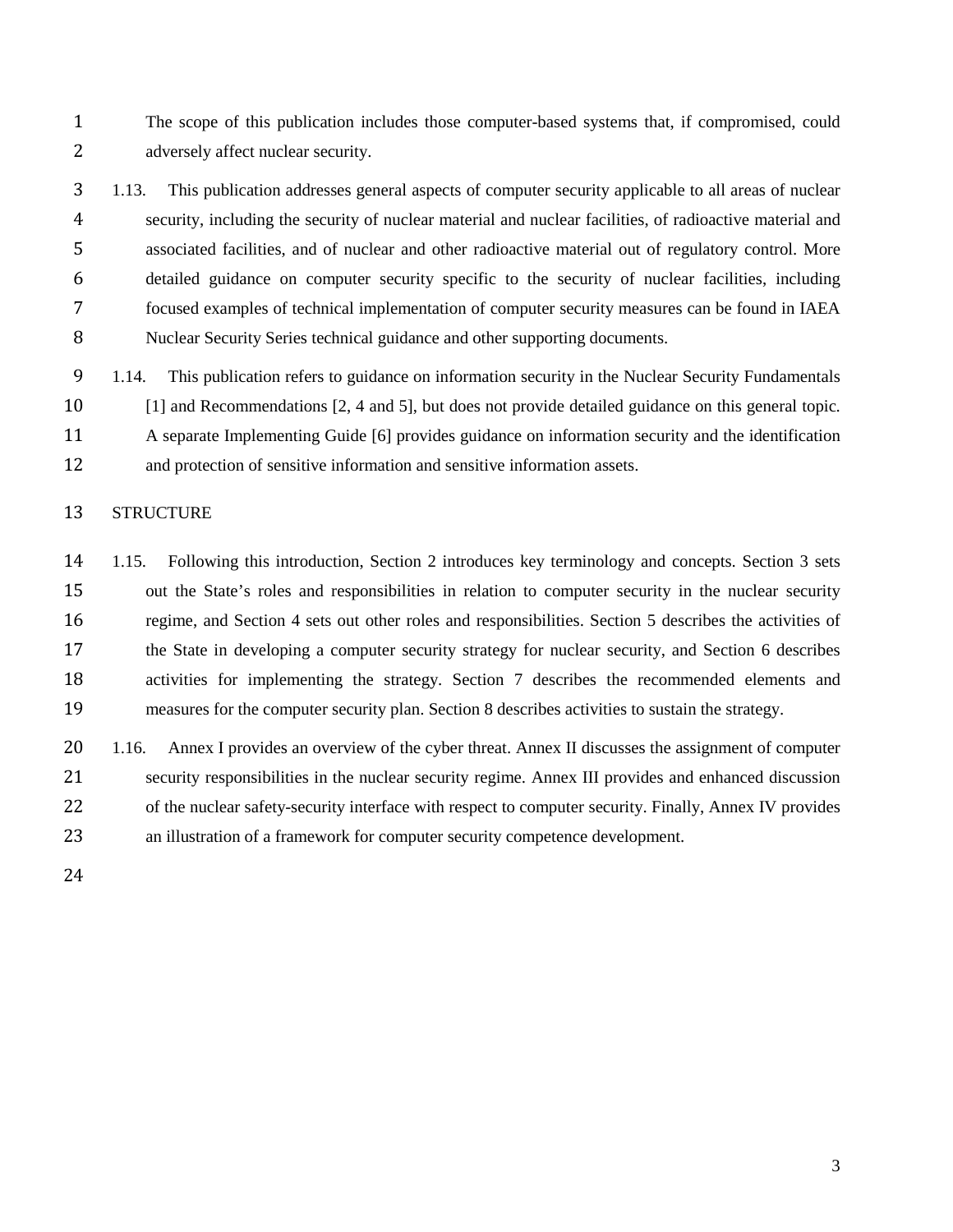The scope of this publication includes those computer-based systems that, if compromised, could adversely affect nuclear security.

1.13. This publication addresses general aspects of computer security applicable to all areas of nuclear security, including the security of nuclear material and nuclear facilities, of radioactive material and associated facilities, and of nuclear and other radioactive material out of regulatory control. More detailed guidance on computer security specific to the security of nuclear facilities, including focused examples of technical implementation of computer security measures can be found in IAEA Nuclear Security Series technical guidance and other supporting documents.

1.14. This publication refers to guidance on information security in the Nuclear Security Fundamentals [1] and Recommendations [2, 4 and 5], but does not provide detailed guidance on this general topic. A separate Implementing Guide [6] provides guidance on information security and the identification and protection of sensitive information and sensitive information assets.

## STRUCTURE

1.15. Following this introduction, Section 2 introduces key terminology and concepts. Section 3 sets out the State's roles and responsibilities in relation to computer security in the nuclear security regime, and Section 4 sets out other roles and responsibilities. Section 5 describes the activities of the State in developing a computer security strategy for nuclear security, and Section 6 describes activities for implementing the strategy. Section 7 describes the recommended elements and measures for the computer security plan. Section 8 describes activities to sustain the strategy.

1.16. Annex I provides an overview of the cyber threat. Annex II discusses the assignment of computer security responsibilities in the nuclear security regime. Annex III provides and enhanced discussion of the nuclear safety-security interface with respect to computer security. Finally, Annex IV provides an illustration of a framework for computer security competence development.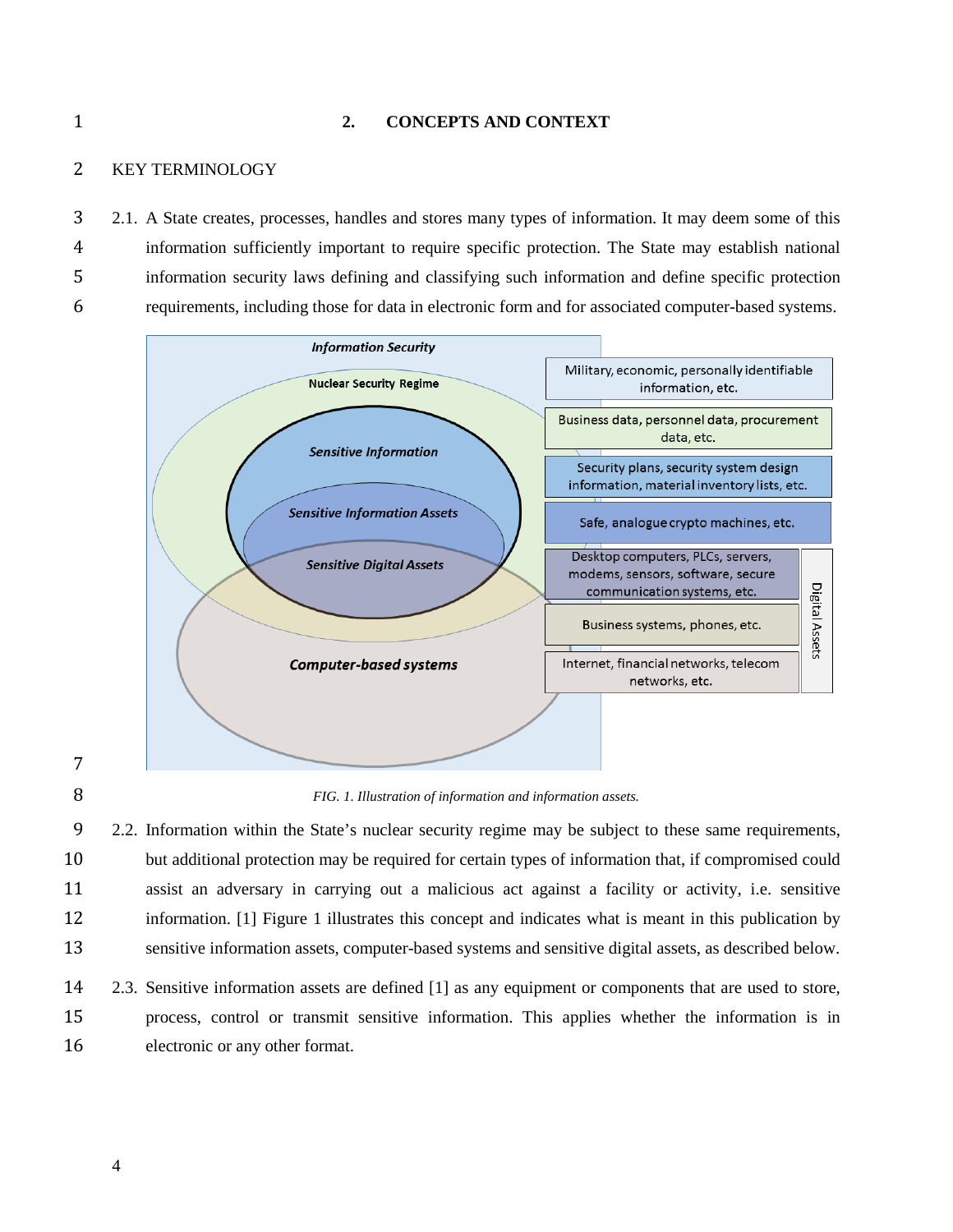# 2. CONCEPTS AND CONTEXT

## KEY TERMINOLOGY

2.1. A State creates, processes, handles and stores many types of information. It may deem some of this information sufficiently important to require specific protection. The State may establish national information security laws defining and classifying such information and define specific protection requirements, including those for data in electronic form and for associated computer-based systems.

*FIG. 1. Illustration of information and information assets.*

2.2. Information within the State's nuclear security regime may be subject to these same requirements, but additional protection may be required for certain types of information that, if compromised could assist an adversary in carrying out a malicious act against a facility or activity, i.e. sensitive information. [1] Figure 1 illustrates this concept and indicates what is meant in this publication by sensitive information assets, computer-based systems and sensitive digital assets, as described below.

2.3. Sensitive information assets are defined [1] as any equipment or components that are used to store, process, control or transmit sensitive information. This applies whether the information is in electronic or any other format.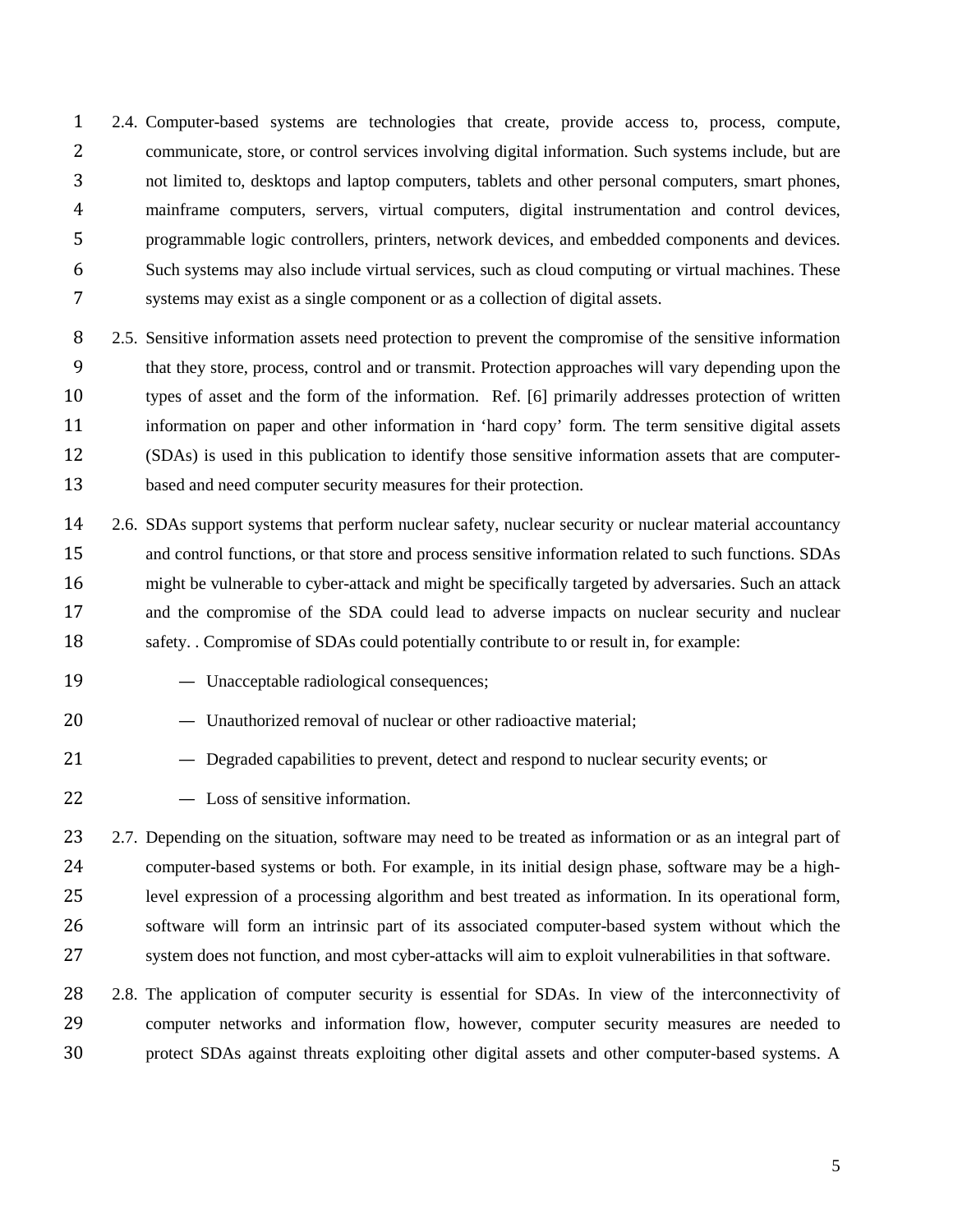2.4. Computer-based systems are technologies that create, provide access to, process, compute, communicate, store, or control services involving digital information. Such systems include, but are not limited to, desktops and laptop computers, tablets and other personal computers, smart phones, mainframe computers, servers, virtual computers, digital instrumentation and control devices, programmable logic controllers, printers, network devices, and embedded components and devices. Such systems may also include virtual services, such as cloud computing or virtual machines. These systems may exist as a single component or as a collection of digital assets.

2.5. Sensitive information assets need protection to prevent the compromise of the sensitive information that they store, process, control and or transmit. Protection approaches will vary depending upon the types of asset and the form of the information. Ref. [6] primarily addresses protection of written information on paper and other information in 'hard copy' form. The term sensitive digital assets (SDAs) is used in this publication to identify those sensitive information assets that are computer-based and need computer security measures for their protection.

2.6. SDAs support systems that perform nuclear safety, nuclear security or nuclear material accountancy and control functions, or that store and process sensitive information related to such functions. SDAs might be vulnerable to cyber-attack and might be specifically targeted by adversaries. Such an attack and the compromise of the SDA could lead to adverse impacts on nuclear security and nuclear safety. . Compromise of SDAs could potentially contribute to or result in, for example:

— Unacceptable radiological consequences;

— Unauthorized removal of nuclear or other radioactive material;

— Degraded capabilities to prevent, detect and respond to nuclear security events; or

— Loss of sensitive information.

2.7. Depending on the situation, software may need to be treated as information or as an integral part of computer-based systems or both. For example, in its initial design phase, software may be a high-level expression of a processing algorithm and best treated as information. In its operational form, software will form an intrinsic part of its associated computer-based system without which the system does not function, and most cyber-attacks will aim to exploit vulnerabilities in that software.

2.8. The application of computer security is essential for SDAs. In view of the interconnectivity of computer networks and information flow, however, computer security measures are needed to protect SDAs against threats exploiting other digital assets and other computer-based systems. A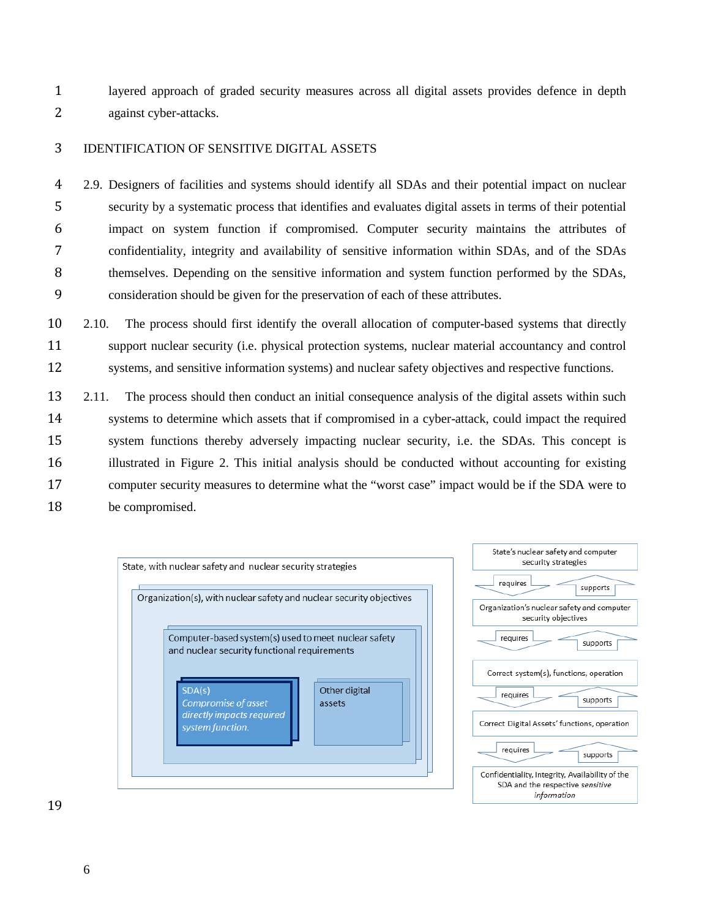layered approach of graded security measures across all digital assets provides defence in depth against cyber-attacks.

## IDENTIFICATION OF SENSITIVE DIGITAL ASSETS

2.9. Designers of facilities and systems should identify all SDAs and their potential impact on nuclear security by a systematic process that identifies and evaluates digital assets in terms of their potential impact on system function if compromised. Computer security maintains the attributes of confidentiality, integrity and availability of sensitive information within SDAs, and of the SDAs themselves. Depending on the sensitive information and system function performed by the SDAs, consideration should be given for the preservation of each of these attributes.

2.10. The process should first identify the overall allocation of computer-based systems that directly support nuclear security (i.e. physical protection systems, nuclear material accountancy and control systems, and sensitive information systems) and nuclear safety objectives and respective functions.

2.11. The process should then conduct an initial consequence analysis of the digital assets within such systems to determine which assets that if compromised in a cyber-attack, could impact the required system functions thereby adversely impacting nuclear security, i.e. the SDAs. This concept is illustrated in Figure 2. This initial analysis should be conducted without accounting for existing computer security measures to determine what the "worst case" impact would be if the SDA were to be compromised.

State, with nuclear safety and nuclear security strategies

Organization(s), with nuclear safety and nuclear security objectives

Computer-based system(s) used to meet nuclear safety and nuclear security functional requirements

SDA(s)
*Compromise of asset directly impacts required system function.*

Other digital assets

State's nuclear safety and computer security strategies

requires / supports

Organization's nuclear safety and computer security objectives

requires / supports

Correct system(s), functions, operation

requires / supports

Correct Digital Assets' functions, operation

requires / supports

Confidentiality, Integrity, Availability of the SDA and the respective *sensitive information*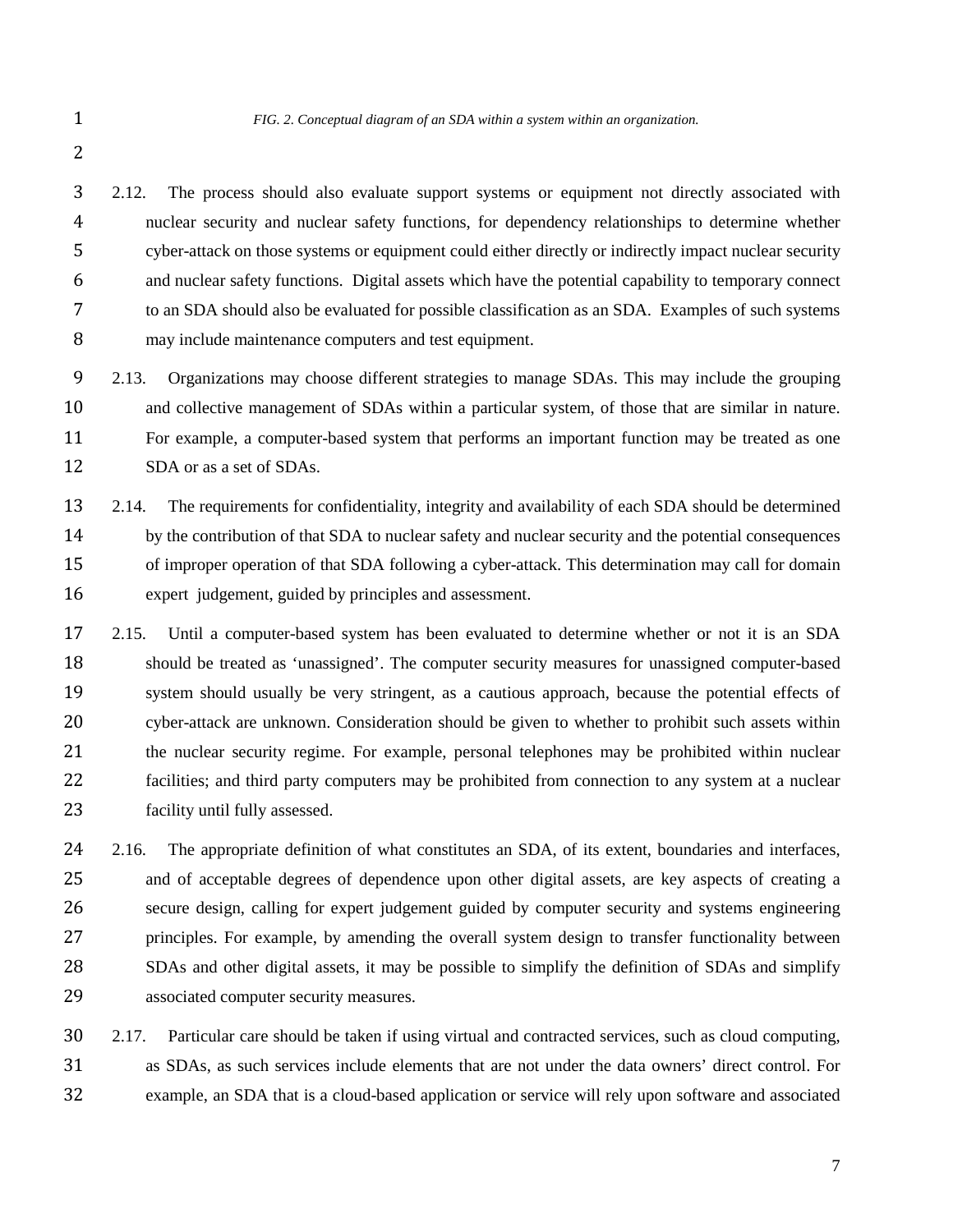*FIG. 2. Conceptual diagram of an SDA within a system within an organization.*

2.12. The process should also evaluate support systems or equipment not directly associated with nuclear security and nuclear safety functions, for dependency relationships to determine whether cyber-attack on those systems or equipment could either directly or indirectly impact nuclear security and nuclear safety functions. Digital assets which have the potential capability to temporary connect to an SDA should also be evaluated for possible classification as an SDA. Examples of such systems may include maintenance computers and test equipment.

2.13. Organizations may choose different strategies to manage SDAs. This may include the grouping and collective management of SDAs within a particular system, of those that are similar in nature. For example, a computer-based system that performs an important function may be treated as one SDA or as a set of SDAs.

2.14. The requirements for confidentiality, integrity and availability of each SDA should be determined by the contribution of that SDA to nuclear safety and nuclear security and the potential consequences of improper operation of that SDA following a cyber-attack. This determination may call for domain expert judgement, guided by principles and assessment.

2.15. Until a computer-based system has been evaluated to determine whether or not it is an SDA should be treated as 'unassigned'. The computer security measures for unassigned computer-based system should usually be very stringent, as a cautious approach, because the potential effects of cyber-attack are unknown. Consideration should be given to whether to prohibit such assets within the nuclear security regime. For example, personal telephones may be prohibited within nuclear facilities; and third party computers may be prohibited from connection to any system at a nuclear facility until fully assessed.

2.16. The appropriate definition of what constitutes an SDA, of its extent, boundaries and interfaces, and of acceptable degrees of dependence upon other digital assets, are key aspects of creating a secure design, calling for expert judgement guided by computer security and systems engineering principles. For example, by amending the overall system design to transfer functionality between SDAs and other digital assets, it may be possible to simplify the definition of SDAs and simplify associated computer security measures.

2.17. Particular care should be taken if using virtual and contracted services, such as cloud computing, as SDAs, as such services include elements that are not under the data owners' direct control. For example, an SDA that is a cloud-based application or service will rely upon software and associated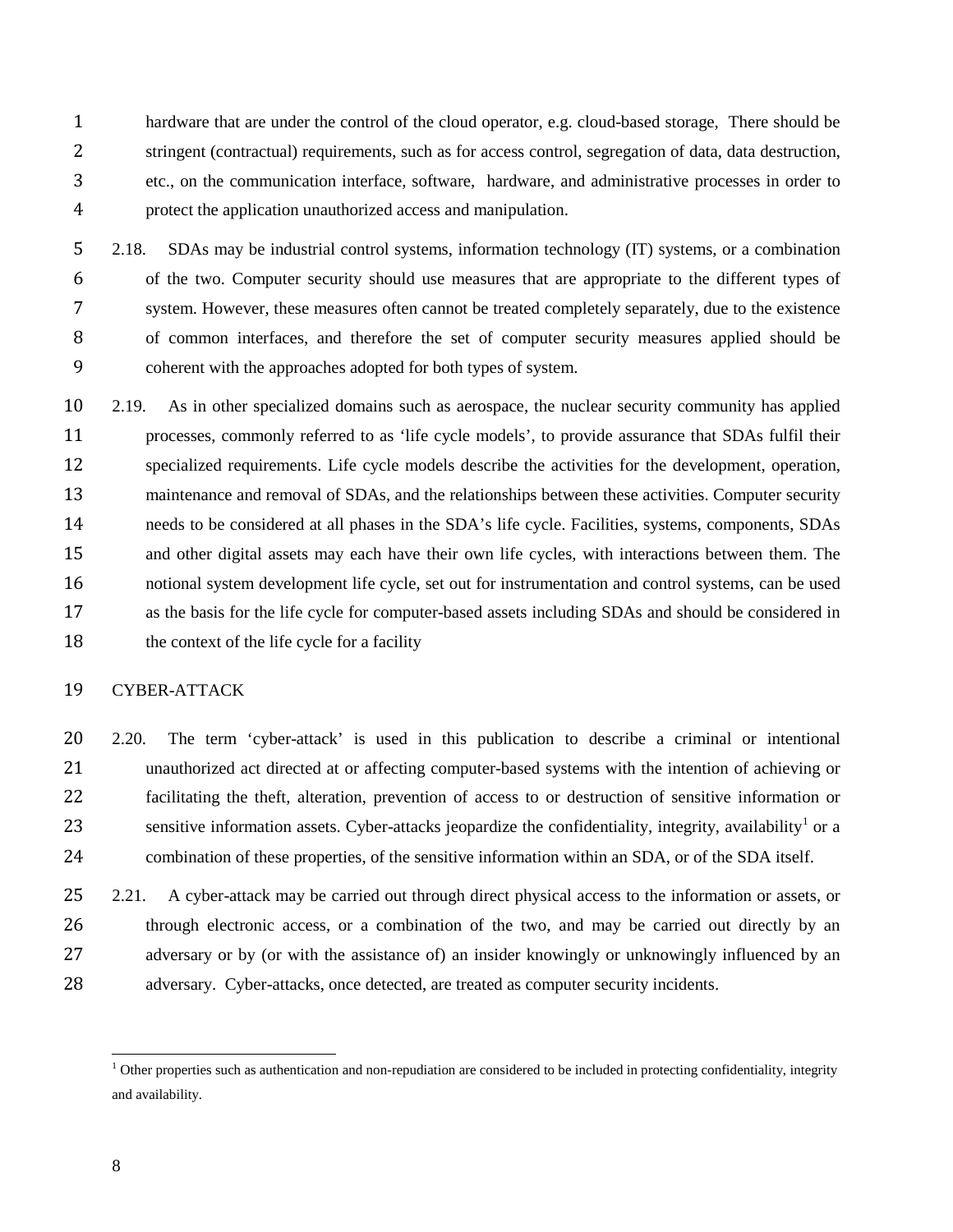hardware that are under the control of the cloud operator, e.g. cloud-based storage, There should be stringent (contractual) requirements, such as for access control, segregation of data, data destruction, etc., on the communication interface, software, hardware, and administrative processes in order to protect the application unauthorized access and manipulation.

2.18. SDAs may be industrial control systems, information technology (IT) systems, or a combination of the two. Computer security should use measures that are appropriate to the different types of system. However, these measures often cannot be treated completely separately, due to the existence of common interfaces, and therefore the set of computer security measures applied should be coherent with the approaches adopted for both types of system.

2.19. As in other specialized domains such as aerospace, the nuclear security community has applied processes, commonly referred to as 'life cycle models', to provide assurance that SDAs fulfil their specialized requirements. Life cycle models describe the activities for the development, operation, maintenance and removal of SDAs, and the relationships between these activities. Computer security needs to be considered at all phases in the SDA's life cycle. Facilities, systems, components, SDAs and other digital assets may each have their own life cycles, with interactions between them. The notional system development life cycle, set out for instrumentation and control systems, can be used as the basis for the life cycle for computer-based assets including SDAs and should be considered in the context of the life cycle for a facility

## CYBER-ATTACK

2.20. The term 'cyber-attack' is used in this publication to describe a criminal or intentional unauthorized act directed at or affecting computer-based systems with the intention of achieving or facilitating the theft, alteration, prevention of access to or destruction of sensitive information or sensitive information assets. Cyber-attacks jeopardize the confidentiality, integrity, availability[1] or a combination of these properties, of the sensitive information within an SDA, or of the SDA itself.

2.21. A cyber-attack may be carried out through direct physical access to the information or assets, or through electronic access, or a combination of the two, and may be carried out directly by an adversary or by (or with the assistance of) an insider knowingly or unknowingly influenced by an adversary. Cyber-attacks, once detected, are treated as computer security incidents.

---

[1] Other properties such as authentication and non-repudiation are considered to be included in protecting confidentiality, integrity and availability.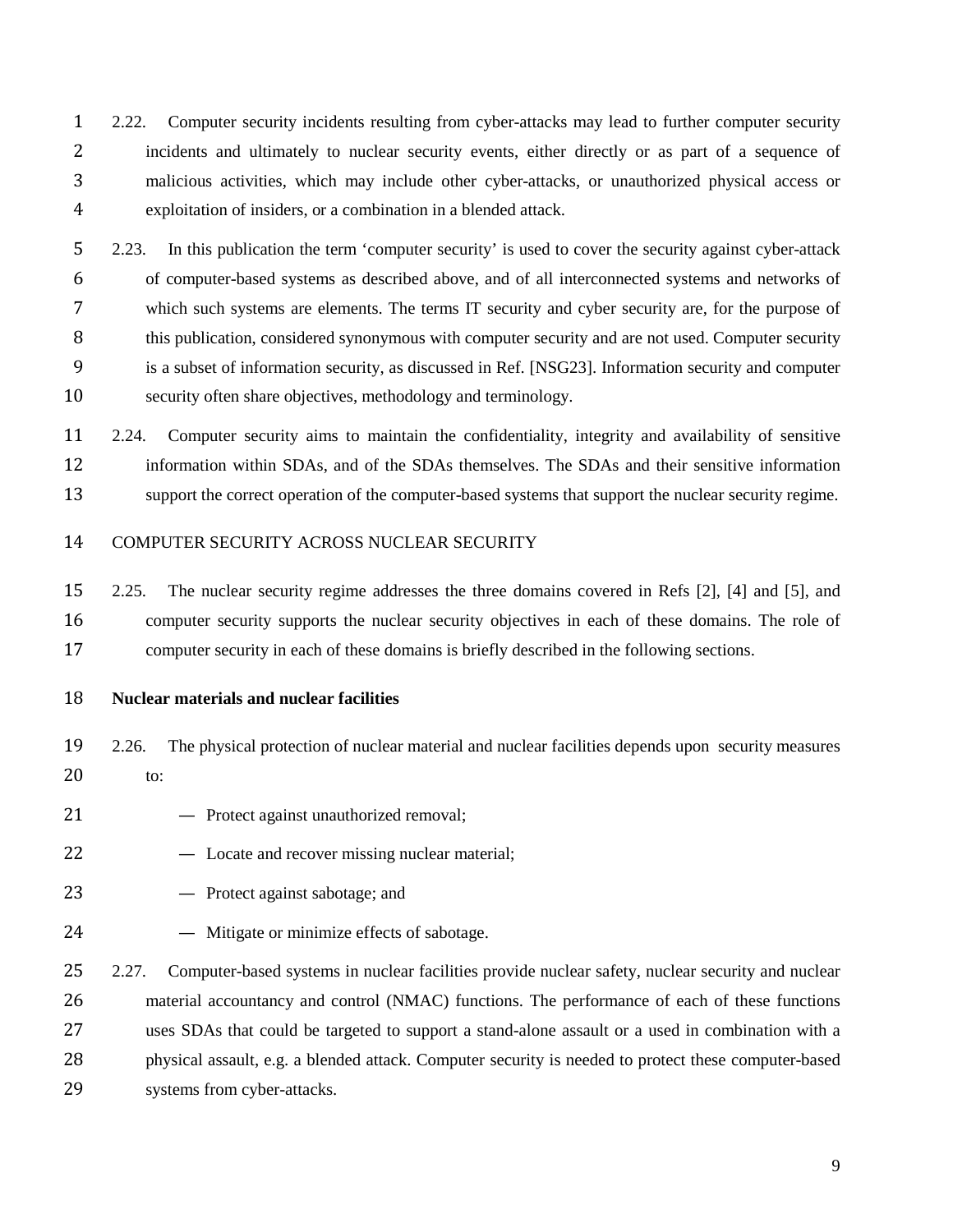2.22. Computer security incidents resulting from cyber-attacks may lead to further computer security incidents and ultimately to nuclear security events, either directly or as part of a sequence of malicious activities, which may include other cyber-attacks, or unauthorized physical access or exploitation of insiders, or a combination in a blended attack.

2.23. In this publication the term 'computer security' is used to cover the security against cyber-attack of computer-based systems as described above, and of all interconnected systems and networks of which such systems are elements. The terms IT security and cyber security are, for the purpose of this publication, considered synonymous with computer security and are not used. Computer security is a subset of information security, as discussed in Ref. [NSG23]. Information security and computer security often share objectives, methodology and terminology.

2.24. Computer security aims to maintain the confidentiality, integrity and availability of sensitive information within SDAs, and of the SDAs themselves. The SDAs and their sensitive information support the correct operation of the computer-based systems that support the nuclear security regime.

## COMPUTER SECURITY ACROSS NUCLEAR SECURITY

2.25. The nuclear security regime addresses the three domains covered in Refs [2], [4] and [5], and computer security supports the nuclear security objectives in each of these domains. The role of computer security in each of these domains is briefly described in the following sections.

### Nuclear materials and nuclear facilities

2.26. The physical protection of nuclear material and nuclear facilities depends upon security measures to:

- Protect against unauthorized removal;
- Locate and recover missing nuclear material;
- Protect against sabotage; and
- Mitigate or minimize effects of sabotage.

2.27. Computer-based systems in nuclear facilities provide nuclear safety, nuclear security and nuclear material accountancy and control (NMAC) functions. The performance of each of these functions uses SDAs that could be targeted to support a stand-alone assault or a used in combination with a physical assault, e.g. a blended attack. Computer security is needed to protect these computer-based systems from cyber-attacks.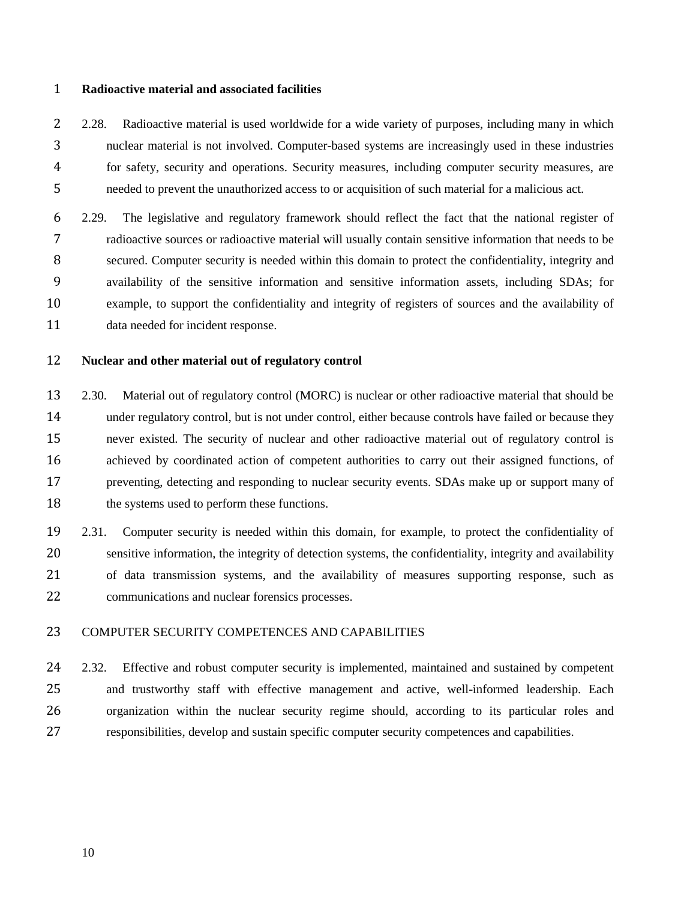### Radioactive material and associated facilities

2.28. Radioactive material is used worldwide for a wide variety of purposes, including many in which nuclear material is not involved. Computer-based systems are increasingly used in these industries for safety, security and operations. Security measures, including computer security measures, are needed to prevent the unauthorized access to or acquisition of such material for a malicious act.

2.29. The legislative and regulatory framework should reflect the fact that the national register of radioactive sources or radioactive material will usually contain sensitive information that needs to be secured. Computer security is needed within this domain to protect the confidentiality, integrity and availability of the sensitive information and sensitive information assets, including SDAs; for example, to support the confidentiality and integrity of registers of sources and the availability of data needed for incident response.

### Nuclear and other material out of regulatory control

2.30. Material out of regulatory control (MORC) is nuclear or other radioactive material that should be under regulatory control, but is not under control, either because controls have failed or because they never existed. The security of nuclear and other radioactive material out of regulatory control is achieved by coordinated action of competent authorities to carry out their assigned functions, of preventing, detecting and responding to nuclear security events. SDAs make up or support many of the systems used to perform these functions.

2.31. Computer security is needed within this domain, for example, to protect the confidentiality of sensitive information, the integrity of detection systems, the confidentiality, integrity and availability of data transmission systems, and the availability of measures supporting response, such as communications and nuclear forensics processes.

## COMPUTER SECURITY COMPETENCES AND CAPABILITIES

2.32. Effective and robust computer security is implemented, maintained and sustained by competent and trustworthy staff with effective management and active, well-informed leadership. Each organization within the nuclear security regime should, according to its particular roles and responsibilities, develop and sustain specific computer security competences and capabilities.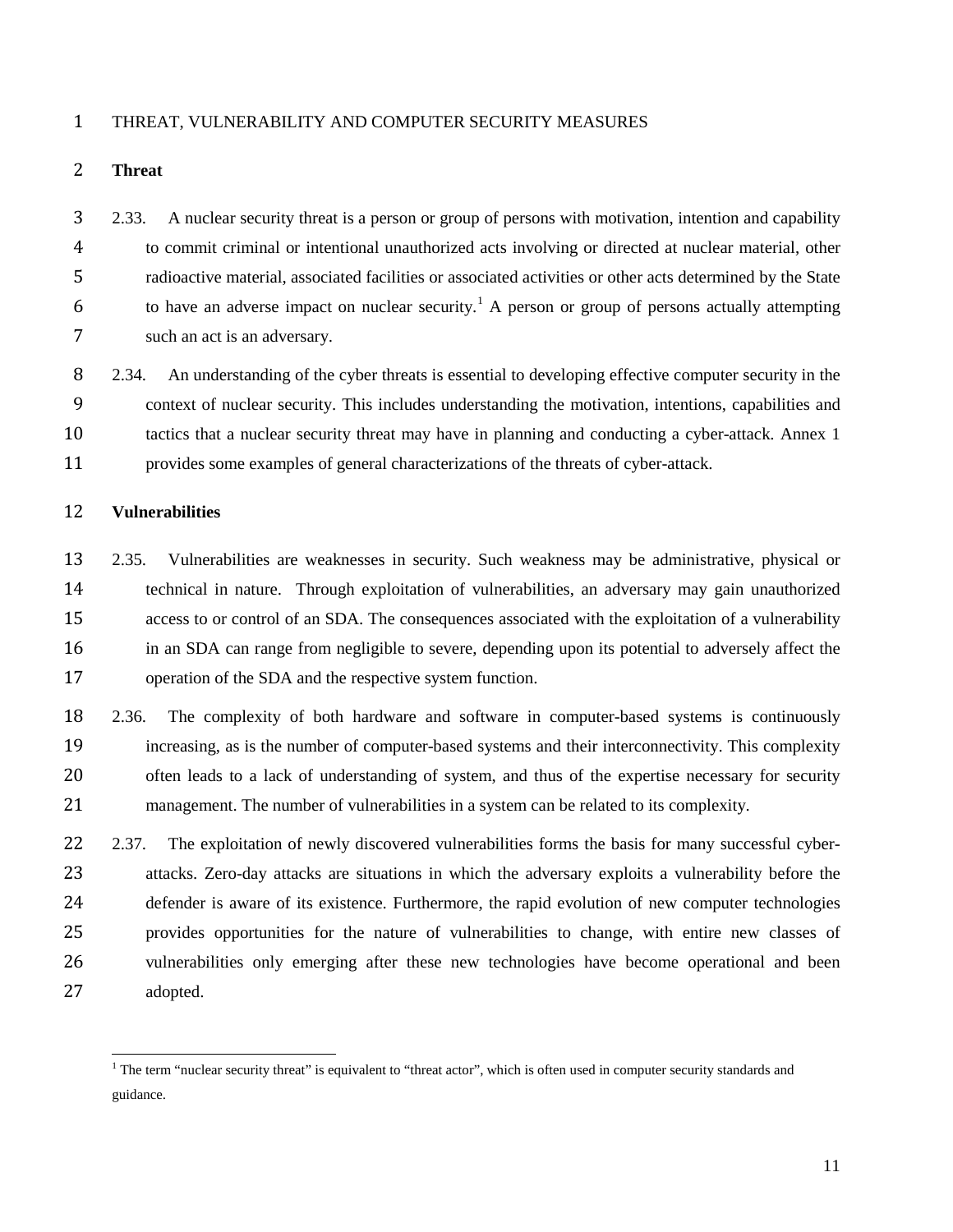## THREAT, VULNERABILITY AND COMPUTER SECURITY MEASURES

### Threat

2.33. A nuclear security threat is a person or group of persons with motivation, intention and capability to commit criminal or intentional unauthorized acts involving or directed at nuclear material, other radioactive material, associated facilities or associated activities or other acts determined by the State to have an adverse impact on nuclear security.[1] A person or group of persons actually attempting such an act is an adversary.

2.34. An understanding of the cyber threats is essential to developing effective computer security in the context of nuclear security. This includes understanding the motivation, intentions, capabilities and tactics that a nuclear security threat may have in planning and conducting a cyber-attack. Annex 1 provides some examples of general characterizations of the threats of cyber-attack.

### Vulnerabilities

2.35. Vulnerabilities are weaknesses in security. Such weakness may be administrative, physical or technical in nature. Through exploitation of vulnerabilities, an adversary may gain unauthorized access to or control of an SDA. The consequences associated with the exploitation of a vulnerability in an SDA can range from negligible to severe, depending upon its potential to adversely affect the operation of the SDA and the respective system function.

2.36. The complexity of both hardware and software in computer-based systems is continuously increasing, as is the number of computer-based systems and their interconnectivity. This complexity often leads to a lack of understanding of system, and thus of the expertise necessary for security management. The number of vulnerabilities in a system can be related to its complexity.

2.37. The exploitation of newly discovered vulnerabilities forms the basis for many successful cyber-attacks. Zero-day attacks are situations in which the adversary exploits a vulnerability before the defender is aware of its existence. Furthermore, the rapid evolution of new computer technologies provides opportunities for the nature of vulnerabilities to change, with entire new classes of vulnerabilities only emerging after these new technologies have become operational and been adopted.

---

[1] The term "nuclear security threat" is equivalent to "threat actor", which is often used in computer security standards and guidance.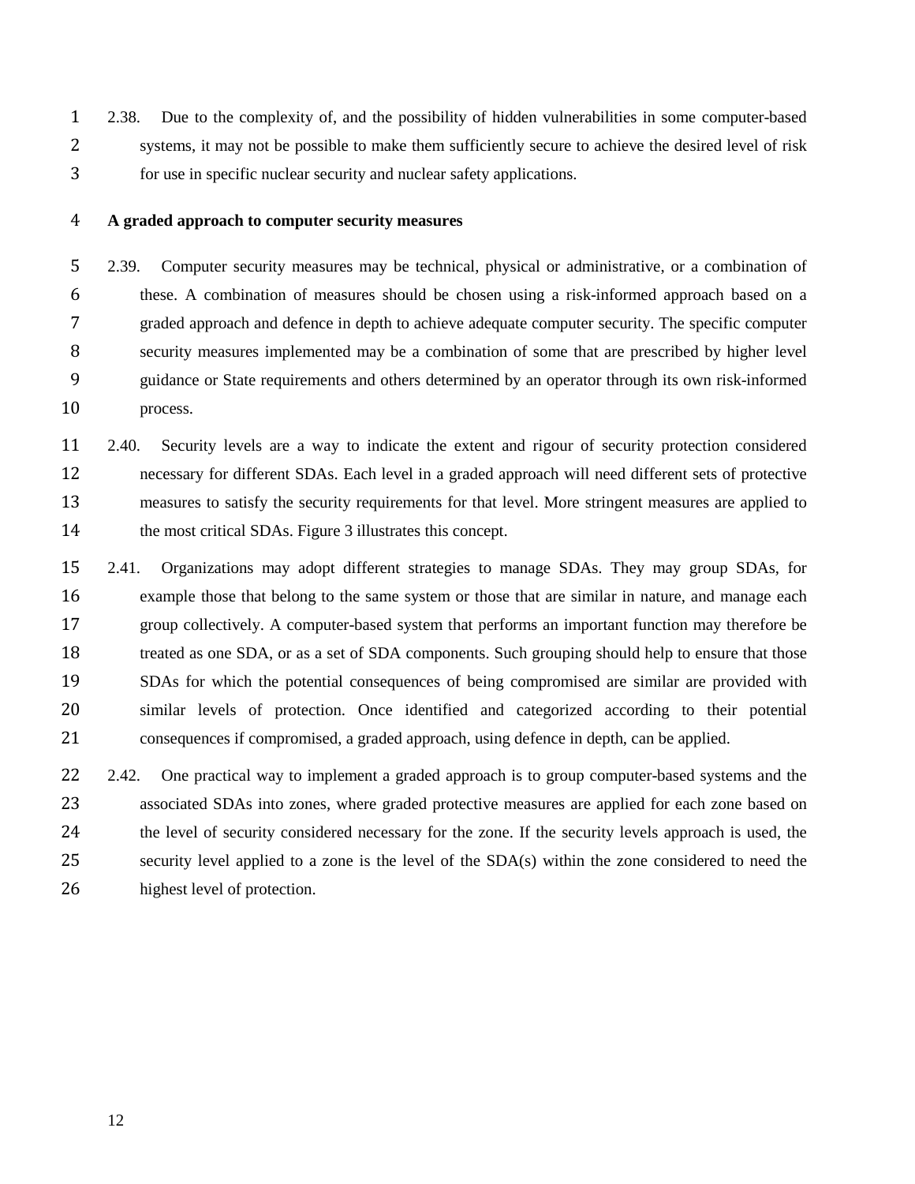2.38. Due to the complexity of, and the possibility of hidden vulnerabilities in some computer-based systems, it may not be possible to make them sufficiently secure to achieve the desired level of risk for use in specific nuclear security and nuclear safety applications.

**A graded approach to computer security measures**

2.39. Computer security measures may be technical, physical or administrative, or a combination of these. A combination of measures should be chosen using a risk-informed approach based on a graded approach and defence in depth to achieve adequate computer security. The specific computer security measures implemented may be a combination of some that are prescribed by higher level guidance or State requirements and others determined by an operator through its own risk-informed process.

2.40. Security levels are a way to indicate the extent and rigour of security protection considered necessary for different SDAs. Each level in a graded approach will need different sets of protective measures to satisfy the security requirements for that level. More stringent measures are applied to the most critical SDAs. Figure 3 illustrates this concept.

2.41. Organizations may adopt different strategies to manage SDAs. They may group SDAs, for example those that belong to the same system or those that are similar in nature, and manage each group collectively. A computer-based system that performs an important function may therefore be treated as one SDA, or as a set of SDA components. Such grouping should help to ensure that those SDAs for which the potential consequences of being compromised are similar are provided with similar levels of protection. Once identified and categorized according to their potential consequences if compromised, a graded approach, using defence in depth, can be applied.

2.42. One practical way to implement a graded approach is to group computer-based systems and the associated SDAs into zones, where graded protective measures are applied for each zone based on the level of security considered necessary for the zone. If the security levels approach is used, the security level applied to a zone is the level of the SDA(s) within the zone considered to need the highest level of protection.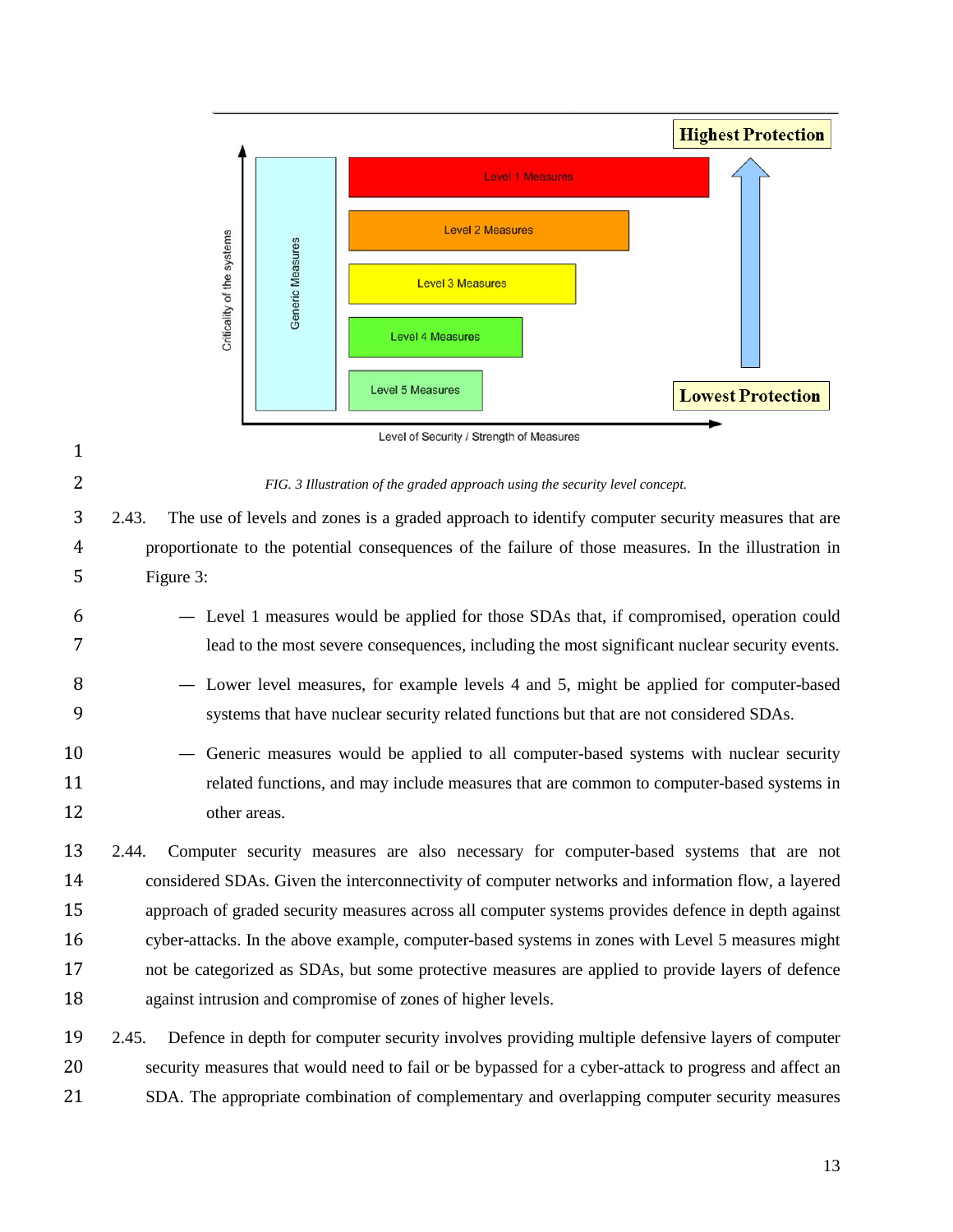FIG. 3 Illustration of the graded approach using the security level concept.

2.43. The use of levels and zones is a graded approach to identify computer security measures that are proportionate to the potential consequences of the failure of those measures. In the illustration in Figure 3:

— Level 1 measures would be applied for those SDAs that, if compromised, operation could lead to the most severe consequences, including the most significant nuclear security events.

— Lower level measures, for example levels 4 and 5, might be applied for computer-based systems that have nuclear security related functions but that are not considered SDAs.

— Generic measures would be applied to all computer-based systems with nuclear security related functions, and may include measures that are common to computer-based systems in other areas.

2.44. Computer security measures are also necessary for computer-based systems that are not considered SDAs. Given the interconnectivity of computer networks and information flow, a layered approach of graded security measures across all computer systems provides defence in depth against cyber-attacks. In the above example, computer-based systems in zones with Level 5 measures might not be categorized as SDAs, but some protective measures are applied to provide layers of defence against intrusion and compromise of zones of higher levels.

2.45. Defence in depth for computer security involves providing multiple defensive layers of computer security measures that would need to fail or be bypassed for a cyber-attack to progress and affect an SDA. The appropriate combination of complementary and overlapping computer security measures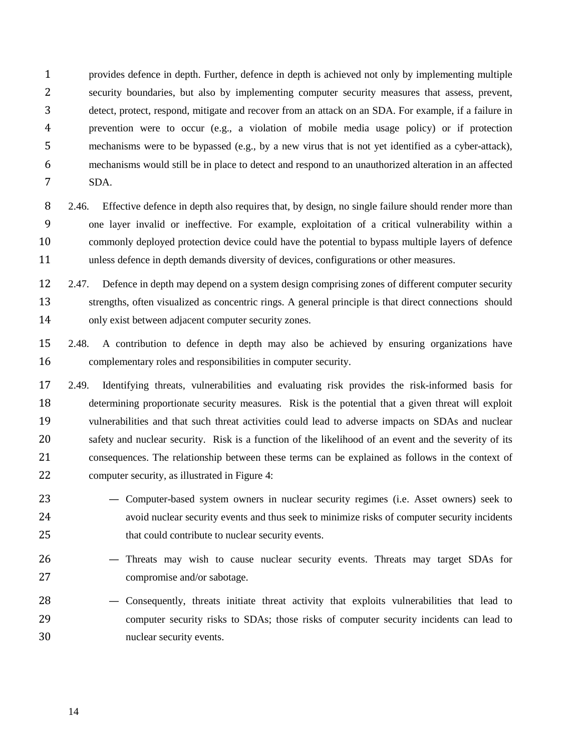provides defence in depth. Further, defence in depth is achieved not only by implementing multiple security boundaries, but also by implementing computer security measures that assess, prevent, detect, protect, respond, mitigate and recover from an attack on an SDA. For example, if a failure in prevention were to occur (e.g., a violation of mobile media usage policy) or if protection mechanisms were to be bypassed (e.g., by a new virus that is not yet identified as a cyber-attack), mechanisms would still be in place to detect and respond to an unauthorized alteration in an affected SDA.

2.46. Effective defence in depth also requires that, by design, no single failure should render more than one layer invalid or ineffective. For example, exploitation of a critical vulnerability within a commonly deployed protection device could have the potential to bypass multiple layers of defence unless defence in depth demands diversity of devices, configurations or other measures.

2.47. Defence in depth may depend on a system design comprising zones of different computer security strengths, often visualized as concentric rings. A general principle is that direct connections should only exist between adjacent computer security zones.

2.48. A contribution to defence in depth may also be achieved by ensuring organizations have complementary roles and responsibilities in computer security.

2.49. Identifying threats, vulnerabilities and evaluating risk provides the risk-informed basis for determining proportionate security measures. Risk is the potential that a given threat will exploit vulnerabilities and that such threat activities could lead to adverse impacts on SDAs and nuclear safety and nuclear security. Risk is a function of the likelihood of an event and the severity of its consequences. The relationship between these terms can be explained as follows in the context of computer security, as illustrated in Figure 4:

— Computer-based system owners in nuclear security regimes (i.e. Asset owners) seek to avoid nuclear security events and thus seek to minimize risks of computer security incidents that could contribute to nuclear security events.

— Threats may wish to cause nuclear security events. Threats may target SDAs for compromise and/or sabotage.

— Consequently, threats initiate threat activity that exploits vulnerabilities that lead to computer security risks to SDAs; those risks of computer security incidents can lead to nuclear security events.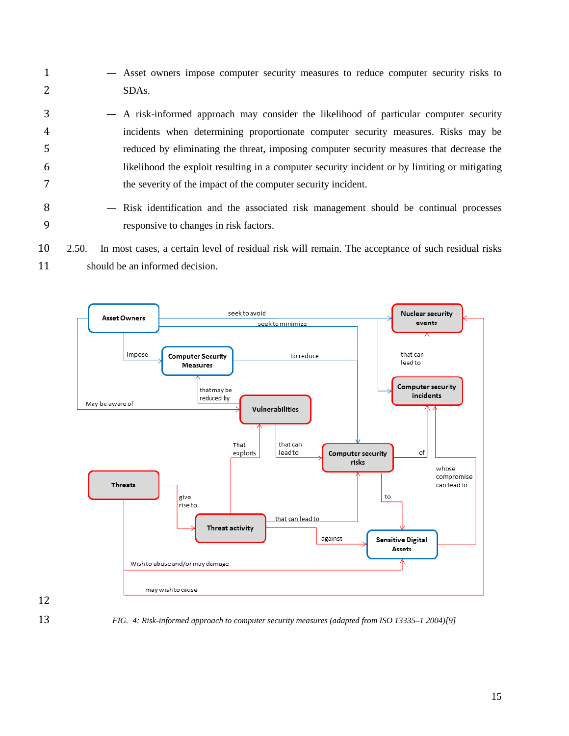— Asset owners impose computer security measures to reduce computer security risks to SDAs.

— A risk-informed approach may consider the likelihood of particular computer security incidents when determining proportionate computer security measures. Risks may be reduced by eliminating the threat, imposing computer security measures that decrease the likelihood the exploit resulting in a computer security incident or by limiting or mitigating the severity of the impact of the computer security incident.

— Risk identification and the associated risk management should be continual processes responsive to changes in risk factors.

2.50. In most cases, a certain level of residual risk will remain. The acceptance of such residual risks should be an informed decision.

*FIG. 4: Risk-informed approach to computer security measures (adapted from ISO 13335–1 2004)[9]*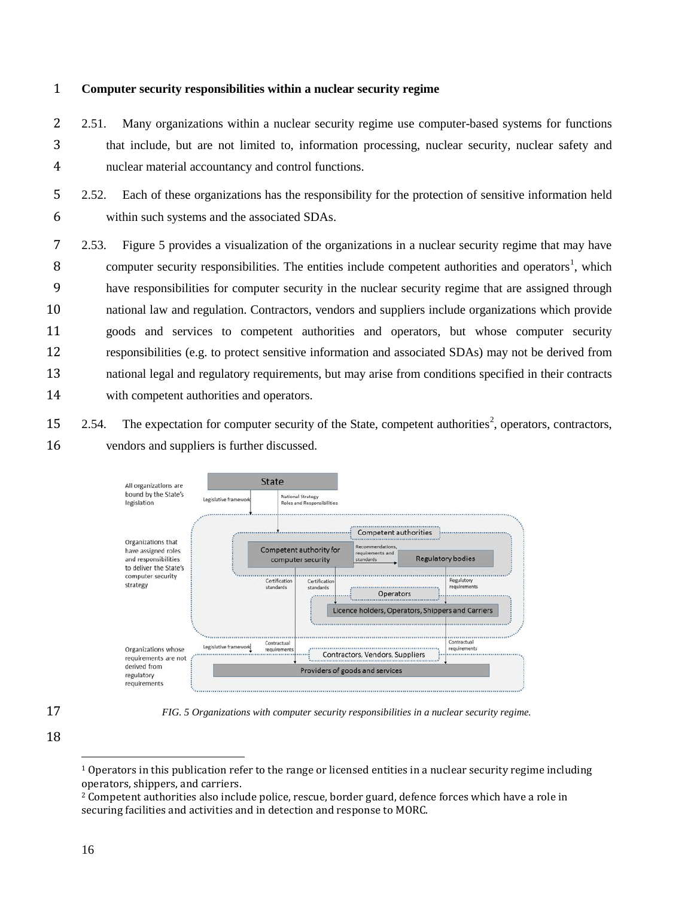### Computer security responsibilities within a nuclear security regime

2.51. Many organizations within a nuclear security regime use computer-based systems for functions that include, but are not limited to, information processing, nuclear security, nuclear safety and nuclear material accountancy and control functions.

2.52. Each of these organizations has the responsibility for the protection of sensitive information held within such systems and the associated SDAs.

2.53. Figure 5 provides a visualization of the organizations in a nuclear security regime that may have computer security responsibilities. The entities include competent authorities and operators[1], which have responsibilities for computer security in the nuclear security regime that are assigned through national law and regulation. Contractors, vendors and suppliers include organizations which provide goods and services to competent authorities and operators, but whose computer security responsibilities (e.g. to protect sensitive information and associated SDAs) may not be derived from national legal and regulatory requirements, but may arise from conditions specified in their contracts with competent authorities and operators.

2.54. The expectation for computer security of the State, competent authorities[2], operators, contractors, vendors and suppliers is further discussed.

*FIG. 5 Organizations with computer security responsibilities in a nuclear security regime.*

[1] Operators in this publication refer to the range or licensed entities in a nuclear security regime including operators, shippers, and carriers.

[2] Competent authorities also include police, rescue, border guard, defence forces which have a role in securing facilities and activities and in detection and response to MORC.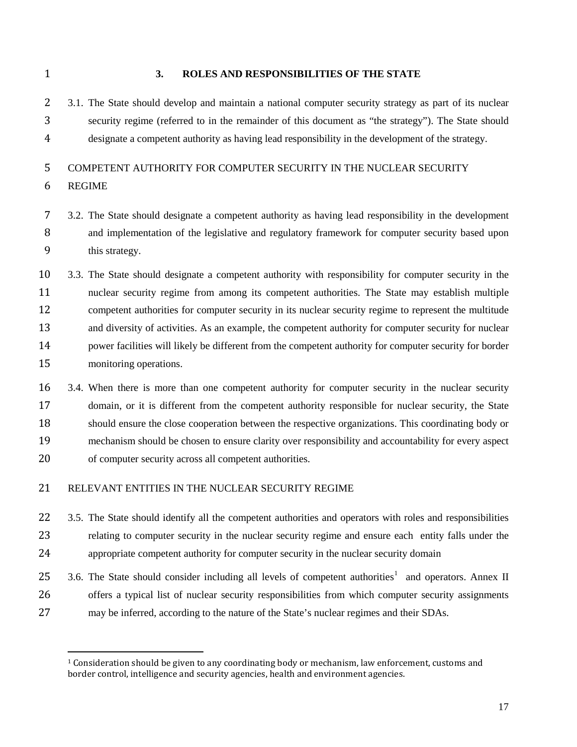## 3. ROLES AND RESPONSIBILITIES OF THE STATE

3.1. The State should develop and maintain a national computer security strategy as part of its nuclear security regime (referred to in the remainder of this document as "the strategy"). The State should designate a competent authority as having lead responsibility in the development of the strategy.

### COMPETENT AUTHORITY FOR COMPUTER SECURITY IN THE NUCLEAR SECURITY REGIME

3.2. The State should designate a competent authority as having lead responsibility in the development and implementation of the legislative and regulatory framework for computer security based upon this strategy.

3.3. The State should designate a competent authority with responsibility for computer security in the nuclear security regime from among its competent authorities. The State may establish multiple competent authorities for computer security in its nuclear security regime to represent the multitude and diversity of activities. As an example, the competent authority for computer security for nuclear power facilities will likely be different from the competent authority for computer security for border monitoring operations.

3.4. When there is more than one competent authority for computer security in the nuclear security domain, or it is different from the competent authority responsible for nuclear security, the State should ensure the close cooperation between the respective organizations. This coordinating body or mechanism should be chosen to ensure clarity over responsibility and accountability for every aspect of computer security across all competent authorities.

### RELEVANT ENTITIES IN THE NUCLEAR SECURITY REGIME

3.5. The State should identify all the competent authorities and operators with roles and responsibilities relating to computer security in the nuclear security regime and ensure each entity falls under the appropriate competent authority for computer security in the nuclear security domain

3.6. The State should consider including all levels of competent authorities[1] and operators. Annex II offers a typical list of nuclear security responsibilities from which computer security assignments may be inferred, according to the nature of the State's nuclear regimes and their SDAs.

[1] Consideration should be given to any coordinating body or mechanism, law enforcement, customs and border control, intelligence and security agencies, health and environment agencies.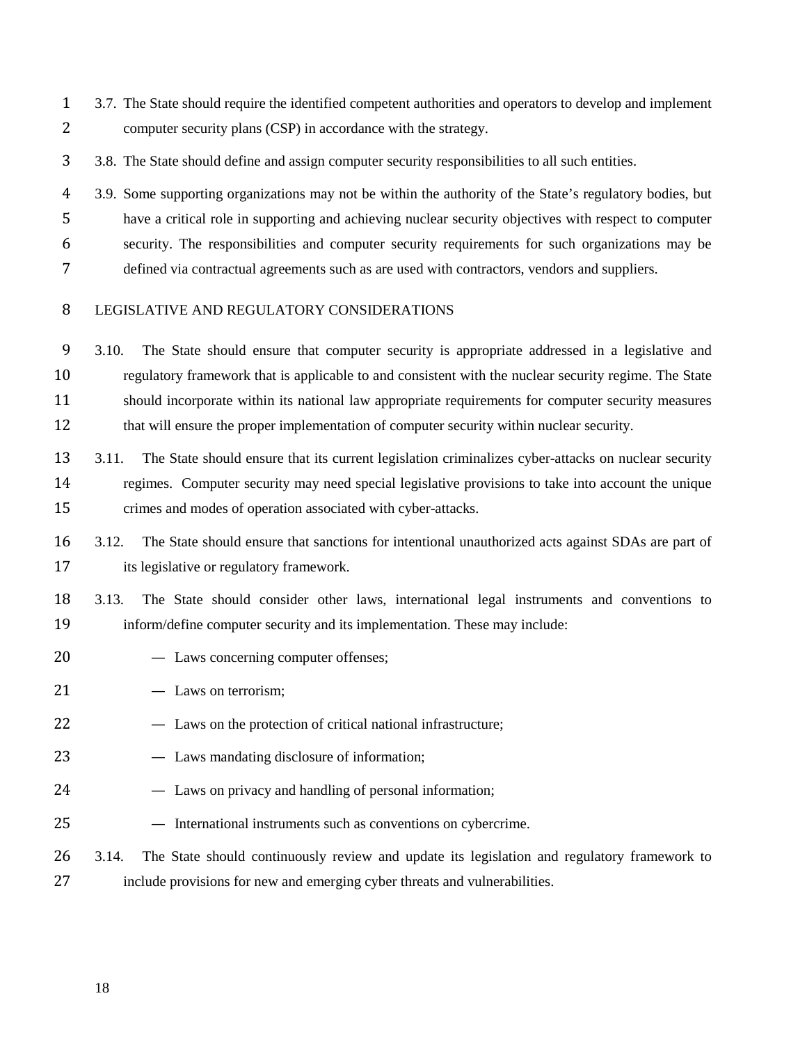3.7. The State should require the identified competent authorities and operators to develop and implement computer security plans (CSP) in accordance with the strategy.

3.8. The State should define and assign computer security responsibilities to all such entities.

3.9. Some supporting organizations may not be within the authority of the State's regulatory bodies, but have a critical role in supporting and achieving nuclear security objectives with respect to computer security. The responsibilities and computer security requirements for such organizations may be defined via contractual agreements such as are used with contractors, vendors and suppliers.

## LEGISLATIVE AND REGULATORY CONSIDERATIONS

3.10. The State should ensure that computer security is appropriate addressed in a legislative and regulatory framework that is applicable to and consistent with the nuclear security regime. The State should incorporate within its national law appropriate requirements for computer security measures that will ensure the proper implementation of computer security within nuclear security.

3.11. The State should ensure that its current legislation criminalizes cyber-attacks on nuclear security regimes. Computer security may need special legislative provisions to take into account the unique crimes and modes of operation associated with cyber-attacks.

3.12. The State should ensure that sanctions for intentional unauthorized acts against SDAs are part of its legislative or regulatory framework.

3.13. The State should consider other laws, international legal instruments and conventions to inform/define computer security and its implementation. These may include:

- Laws concerning computer offenses;
- Laws on terrorism;
- Laws on the protection of critical national infrastructure;
- Laws mandating disclosure of information;
- Laws on privacy and handling of personal information;
- International instruments such as conventions on cybercrime.

3.14. The State should continuously review and update its legislation and regulatory framework to include provisions for new and emerging cyber threats and vulnerabilities.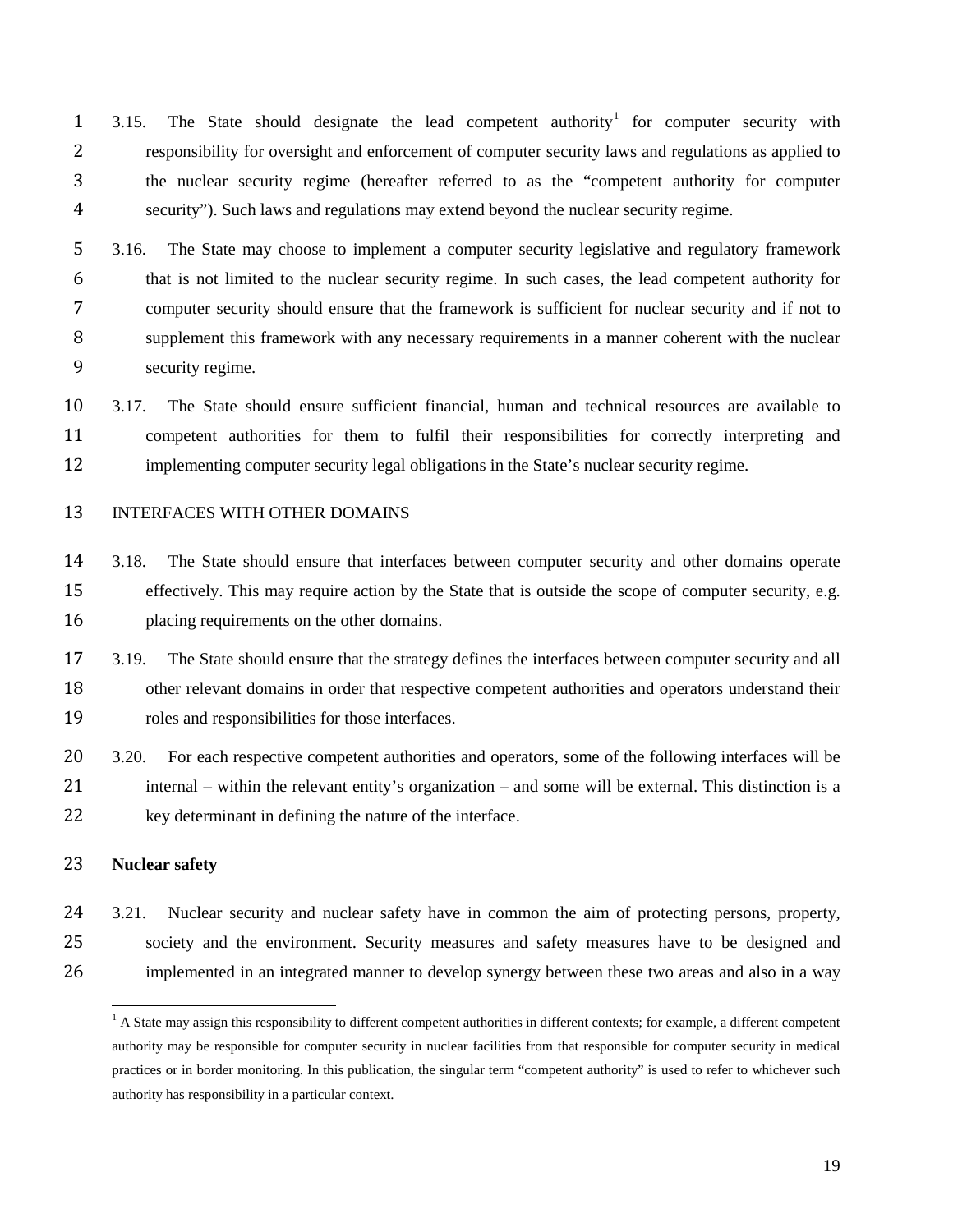3.15. The State should designate the lead competent authority[1] for computer security with responsibility for oversight and enforcement of computer security laws and regulations as applied to the nuclear security regime (hereafter referred to as the "competent authority for computer security"). Such laws and regulations may extend beyond the nuclear security regime.

3.16. The State may choose to implement a computer security legislative and regulatory framework that is not limited to the nuclear security regime. In such cases, the lead competent authority for computer security should ensure that the framework is sufficient for nuclear security and if not to supplement this framework with any necessary requirements in a manner coherent with the nuclear security regime.

3.17. The State should ensure sufficient financial, human and technical resources are available to competent authorities for them to fulfil their responsibilities for correctly interpreting and implementing computer security legal obligations in the State's nuclear security regime.

## INTERFACES WITH OTHER DOMAINS

3.18. The State should ensure that interfaces between computer security and other domains operate effectively. This may require action by the State that is outside the scope of computer security, e.g. placing requirements on the other domains.

3.19. The State should ensure that the strategy defines the interfaces between computer security and all other relevant domains in order that respective competent authorities and operators understand their roles and responsibilities for those interfaces.

3.20. For each respective competent authorities and operators, some of the following interfaces will be internal – within the relevant entity's organization – and some will be external. This distinction is a key determinant in defining the nature of the interface.

### Nuclear safety

3.21. Nuclear security and nuclear safety have in common the aim of protecting persons, property, society and the environment. Security measures and safety measures have to be designed and implemented in an integrated manner to develop synergy between these two areas and also in a way

[1] A State may assign this responsibility to different competent authorities in different contexts; for example, a different competent authority may be responsible for computer security in nuclear facilities from that responsible for computer security in medical practices or in border monitoring. In this publication, the singular term "competent authority" is used to refer to whichever such authority has responsibility in a particular context.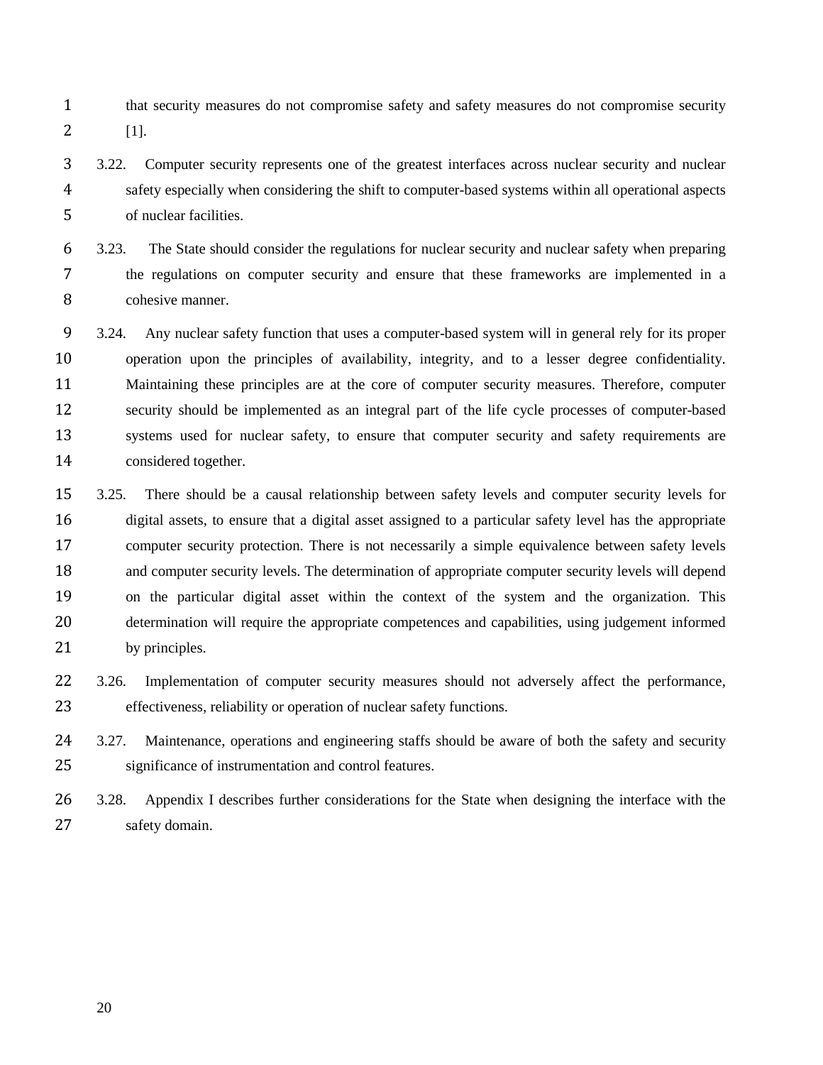that security measures do not compromise safety and safety measures do not compromise security [1].

3.22. Computer security represents one of the greatest interfaces across nuclear security and nuclear safety especially when considering the shift to computer-based systems within all operational aspects of nuclear facilities.

3.23. The State should consider the regulations for nuclear security and nuclear safety when preparing the regulations on computer security and ensure that these frameworks are implemented in a cohesive manner.

3.24. Any nuclear safety function that uses a computer-based system will in general rely for its proper operation upon the principles of availability, integrity, and to a lesser degree confidentiality. Maintaining these principles are at the core of computer security measures. Therefore, computer security should be implemented as an integral part of the life cycle processes of computer-based systems used for nuclear safety, to ensure that computer security and safety requirements are considered together.

3.25. There should be a causal relationship between safety levels and computer security levels for digital assets, to ensure that a digital asset assigned to a particular safety level has the appropriate computer security protection. There is not necessarily a simple equivalence between safety levels and computer security levels. The determination of appropriate computer security levels will depend on the particular digital asset within the context of the system and the organization. This determination will require the appropriate competences and capabilities, using judgement informed by principles.

3.26. Implementation of computer security measures should not adversely affect the performance, effectiveness, reliability or operation of nuclear safety functions.

3.27. Maintenance, operations and engineering staffs should be aware of both the safety and security significance of instrumentation and control features.

3.28. Appendix I describes further considerations for the State when designing the interface with the safety domain.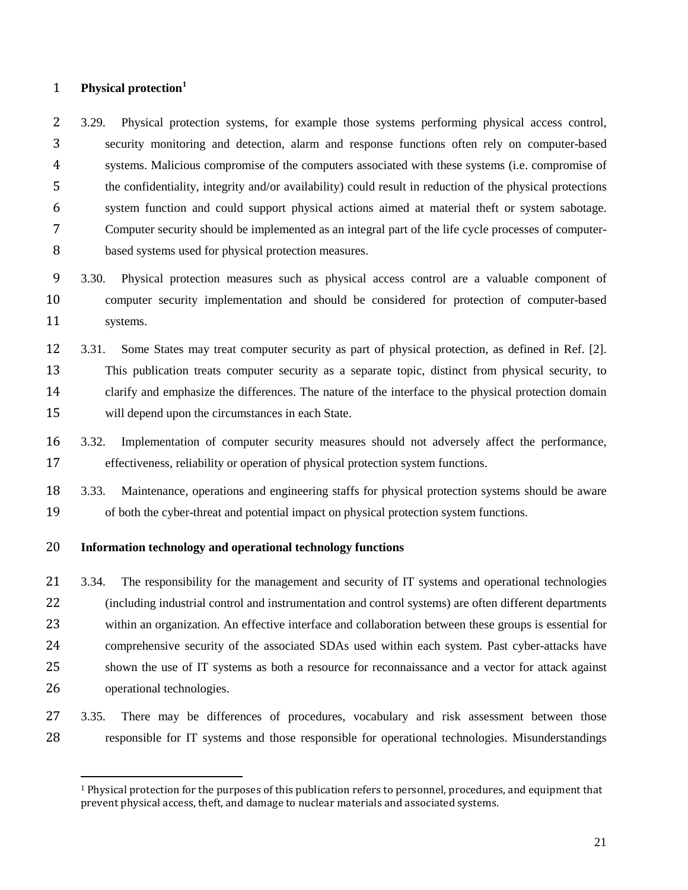### Physical protection[1]

3.29. Physical protection systems, for example those systems performing physical access control, security monitoring and detection, alarm and response functions often rely on computer-based systems. Malicious compromise of the computers associated with these systems (i.e. compromise of the confidentiality, integrity and/or availability) could result in reduction of the physical protections system function and could support physical actions aimed at material theft or system sabotage. Computer security should be implemented as an integral part of the life cycle processes of computer-based systems used for physical protection measures.

3.30. Physical protection measures such as physical access control are a valuable component of computer security implementation and should be considered for protection of computer-based systems.

3.31. Some States may treat computer security as part of physical protection, as defined in Ref. [2]. This publication treats computer security as a separate topic, distinct from physical security, to clarify and emphasize the differences. The nature of the interface to the physical protection domain will depend upon the circumstances in each State.

3.32. Implementation of computer security measures should not adversely affect the performance, effectiveness, reliability or operation of physical protection system functions.

3.33. Maintenance, operations and engineering staffs for physical protection systems should be aware of both the cyber-threat and potential impact on physical protection system functions.

### Information technology and operational technology functions

3.34. The responsibility for the management and security of IT systems and operational technologies (including industrial control and instrumentation and control systems) are often different departments within an organization. An effective interface and collaboration between these groups is essential for comprehensive security of the associated SDAs used within each system. Past cyber-attacks have shown the use of IT systems as both a resource for reconnaissance and a vector for attack against operational technologies.

3.35. There may be differences of procedures, vocabulary and risk assessment between those responsible for IT systems and those responsible for operational technologies. Misunderstandings

[1] Physical protection for the purposes of this publication refers to personnel, procedures, and equipment that prevent physical access, theft, and damage to nuclear materials and associated systems.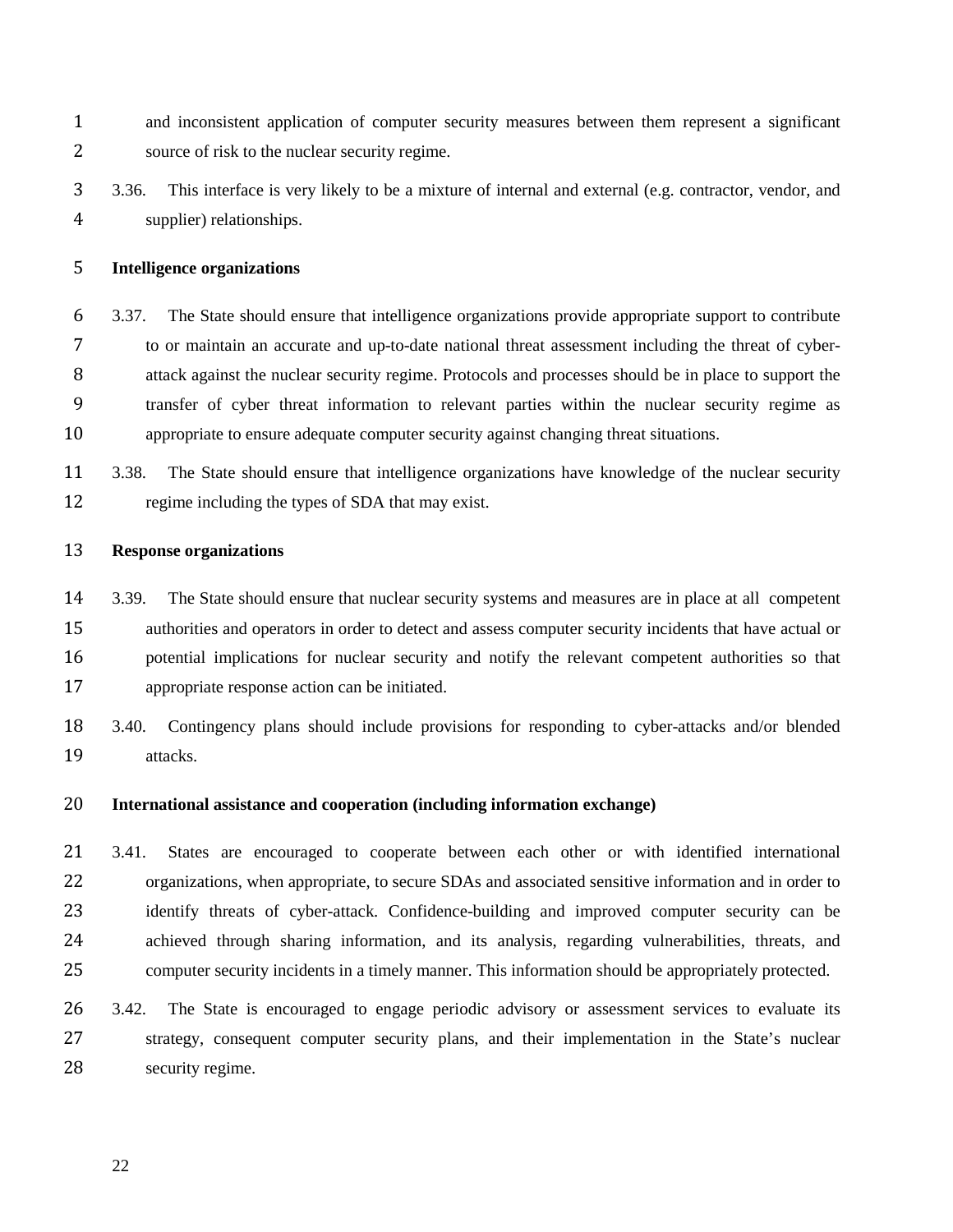and inconsistent application of computer security measures between them represent a significant source of risk to the nuclear security regime.

3.36. This interface is very likely to be a mixture of internal and external (e.g. contractor, vendor, and supplier) relationships.

**Intelligence organizations**

3.37. The State should ensure that intelligence organizations provide appropriate support to contribute to or maintain an accurate and up-to-date national threat assessment including the threat of cyber-attack against the nuclear security regime. Protocols and processes should be in place to support the transfer of cyber threat information to relevant parties within the nuclear security regime as appropriate to ensure adequate computer security against changing threat situations.

3.38. The State should ensure that intelligence organizations have knowledge of the nuclear security regime including the types of SDA that may exist.

**Response organizations**

3.39. The State should ensure that nuclear security systems and measures are in place at all competent authorities and operators in order to detect and assess computer security incidents that have actual or potential implications for nuclear security and notify the relevant competent authorities so that appropriate response action can be initiated.

3.40. Contingency plans should include provisions for responding to cyber-attacks and/or blended attacks.

**International assistance and cooperation (including information exchange)**

3.41. States are encouraged to cooperate between each other or with identified international organizations, when appropriate, to secure SDAs and associated sensitive information and in order to identify threats of cyber-attack. Confidence-building and improved computer security can be achieved through sharing information, and its analysis, regarding vulnerabilities, threats, and computer security incidents in a timely manner. This information should be appropriately protected.

3.42. The State is encouraged to engage periodic advisory or assessment services to evaluate its strategy, consequent computer security plans, and their implementation in the State's nuclear security regime.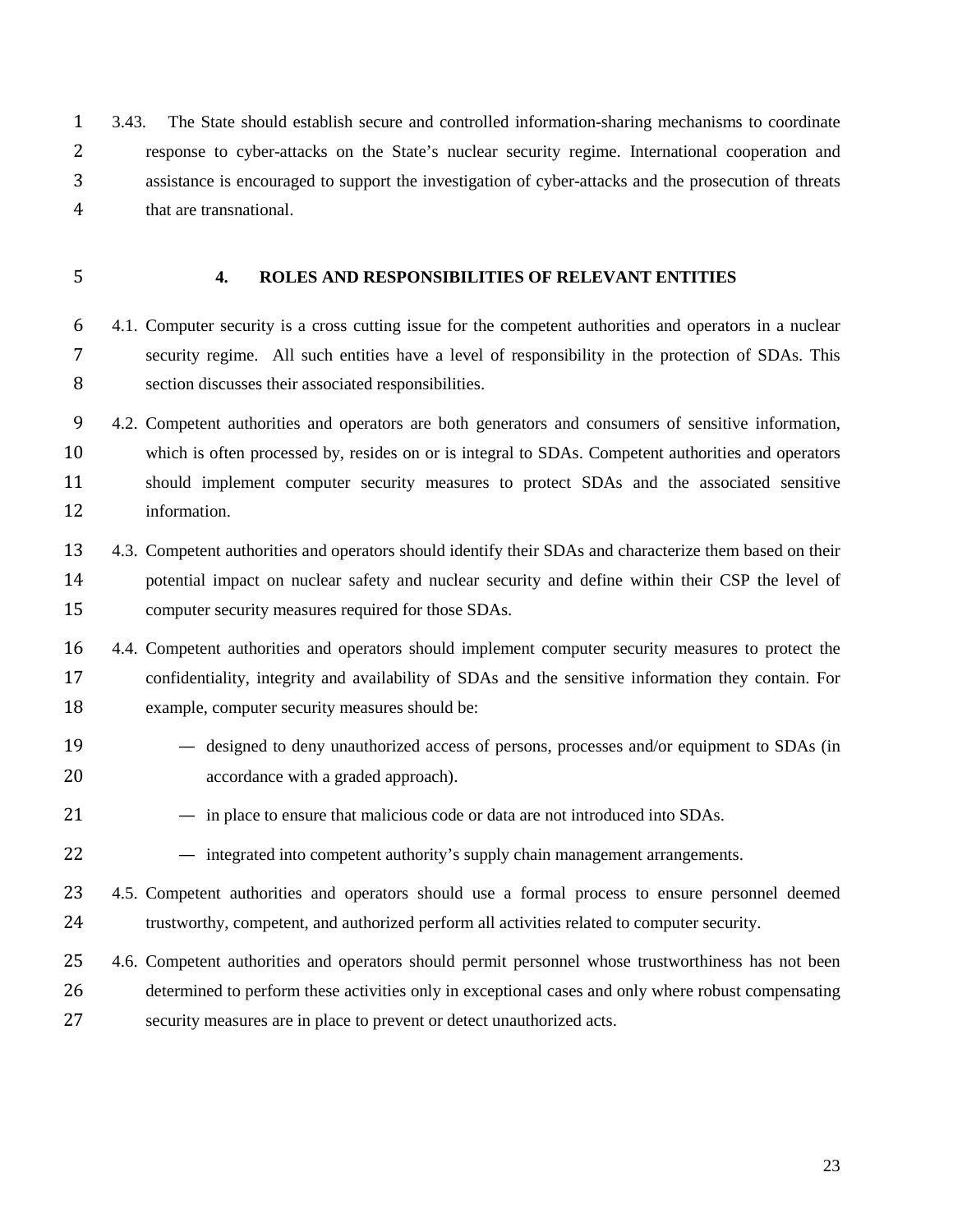3.43. The State should establish secure and controlled information-sharing mechanisms to coordinate response to cyber-attacks on the State's nuclear security regime. International cooperation and assistance is encouraged to support the investigation of cyber-attacks and the prosecution of threats that are transnational.

## 4. ROLES AND RESPONSIBILITIES OF RELEVANT ENTITIES

4.1. Computer security is a cross cutting issue for the competent authorities and operators in a nuclear security regime. All such entities have a level of responsibility in the protection of SDAs. This section discusses their associated responsibilities.

4.2. Competent authorities and operators are both generators and consumers of sensitive information, which is often processed by, resides on or is integral to SDAs. Competent authorities and operators should implement computer security measures to protect SDAs and the associated sensitive information.

4.3. Competent authorities and operators should identify their SDAs and characterize them based on their potential impact on nuclear safety and nuclear security and define within their CSP the level of computer security measures required for those SDAs.

4.4. Competent authorities and operators should implement computer security measures to protect the confidentiality, integrity and availability of SDAs and the sensitive information they contain. For example, computer security measures should be:

- designed to deny unauthorized access of persons, processes and/or equipment to SDAs (in accordance with a graded approach).
- in place to ensure that malicious code or data are not introduced into SDAs.
- integrated into competent authority's supply chain management arrangements.

4.5. Competent authorities and operators should use a formal process to ensure personnel deemed trustworthy, competent, and authorized perform all activities related to computer security.

4.6. Competent authorities and operators should permit personnel whose trustworthiness has not been determined to perform these activities only in exceptional cases and only where robust compensating security measures are in place to prevent or detect unauthorized acts.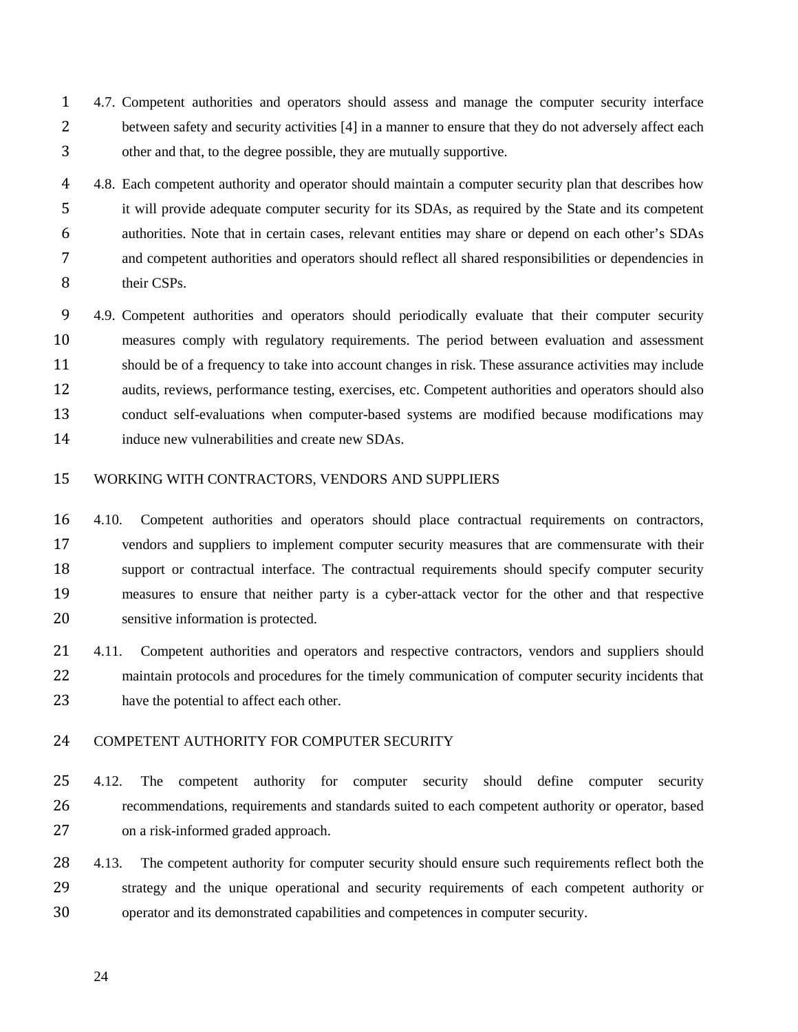4.7. Competent authorities and operators should assess and manage the computer security interface between safety and security activities [4] in a manner to ensure that they do not adversely affect each other and that, to the degree possible, they are mutually supportive.

4.8. Each competent authority and operator should maintain a computer security plan that describes how it will provide adequate computer security for its SDAs, as required by the State and its competent authorities. Note that in certain cases, relevant entities may share or depend on each other's SDAs and competent authorities and operators should reflect all shared responsibilities or dependencies in their CSPs.

4.9. Competent authorities and operators should periodically evaluate that their computer security measures comply with regulatory requirements. The period between evaluation and assessment should be of a frequency to take into account changes in risk. These assurance activities may include audits, reviews, performance testing, exercises, etc. Competent authorities and operators should also conduct self-evaluations when computer-based systems are modified because modifications may induce new vulnerabilities and create new SDAs.

## WORKING WITH CONTRACTORS, VENDORS AND SUPPLIERS

4.10. Competent authorities and operators should place contractual requirements on contractors, vendors and suppliers to implement computer security measures that are commensurate with their support or contractual interface. The contractual requirements should specify computer security measures to ensure that neither party is a cyber-attack vector for the other and that respective sensitive information is protected.

4.11. Competent authorities and operators and respective contractors, vendors and suppliers should maintain protocols and procedures for the timely communication of computer security incidents that have the potential to affect each other.

## COMPETENT AUTHORITY FOR COMPUTER SECURITY

4.12. The competent authority for computer security should define computer security recommendations, requirements and standards suited to each competent authority or operator, based on a risk-informed graded approach.

4.13. The competent authority for computer security should ensure such requirements reflect both the strategy and the unique operational and security requirements of each competent authority or operator and its demonstrated capabilities and competences in computer security.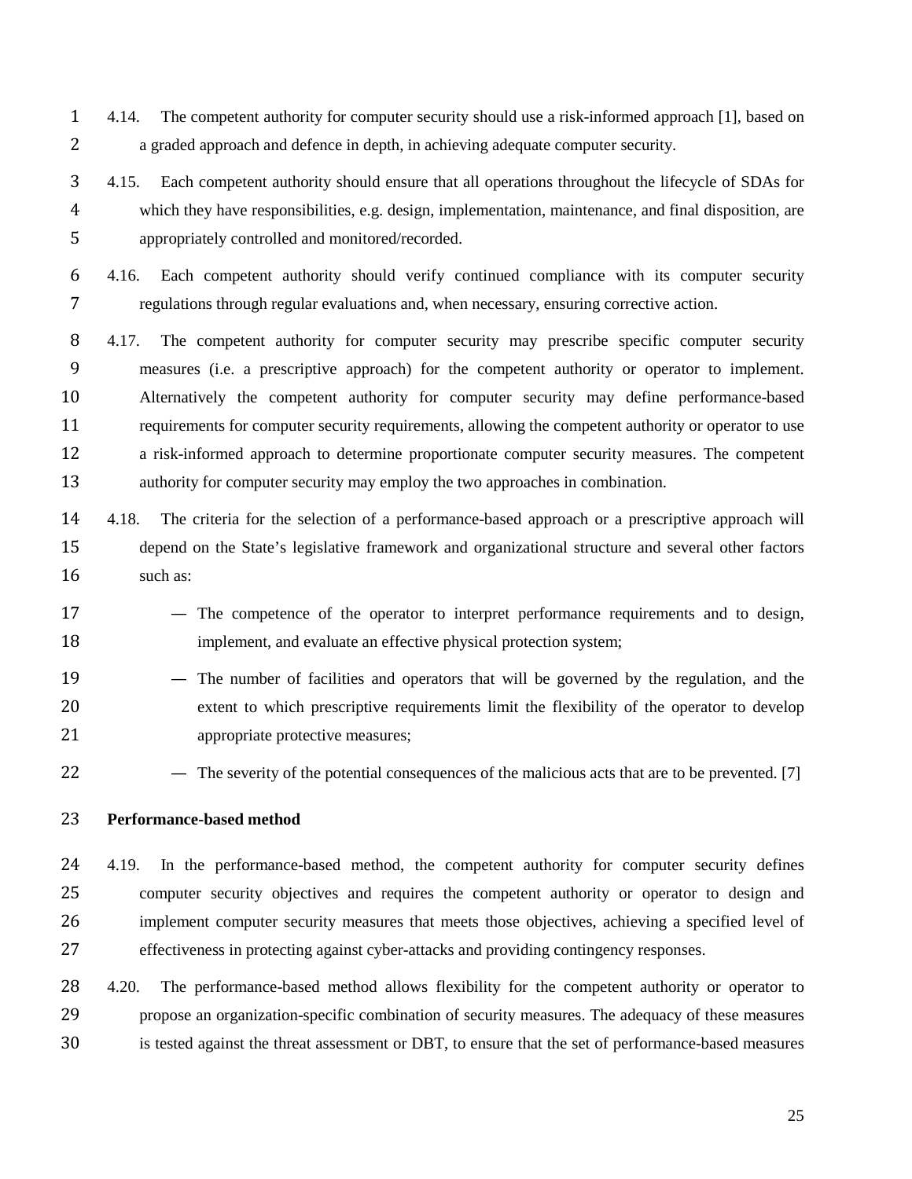4.14. The competent authority for computer security should use a risk-informed approach [1], based on a graded approach and defence in depth, in achieving adequate computer security.

4.15. Each competent authority should ensure that all operations throughout the lifecycle of SDAs for which they have responsibilities, e.g. design, implementation, maintenance, and final disposition, are appropriately controlled and monitored/recorded.

4.16. Each competent authority should verify continued compliance with its computer security regulations through regular evaluations and, when necessary, ensuring corrective action.

4.17. The competent authority for computer security may prescribe specific computer security measures (i.e. a prescriptive approach) for the competent authority or operator to implement. Alternatively the competent authority for computer security may define performance-based requirements for computer security requirements, allowing the competent authority or operator to use a risk-informed approach to determine proportionate computer security measures. The competent authority for computer security may employ the two approaches in combination.

4.18. The criteria for the selection of a performance-based approach or a prescriptive approach will depend on the State's legislative framework and organizational structure and several other factors such as:

- The competence of the operator to interpret performance requirements and to design, implement, and evaluate an effective physical protection system;
- The number of facilities and operators that will be governed by the regulation, and the extent to which prescriptive requirements limit the flexibility of the operator to develop appropriate protective measures;
- The severity of the potential consequences of the malicious acts that are to be prevented. [7]

**Performance-based method**

4.19. In the performance-based method, the competent authority for computer security defines computer security objectives and requires the competent authority or operator to design and implement computer security measures that meets those objectives, achieving a specified level of effectiveness in protecting against cyber-attacks and providing contingency responses.

4.20. The performance-based method allows flexibility for the competent authority or operator to propose an organization-specific combination of security measures. The adequacy of these measures is tested against the threat assessment or DBT, to ensure that the set of performance-based measures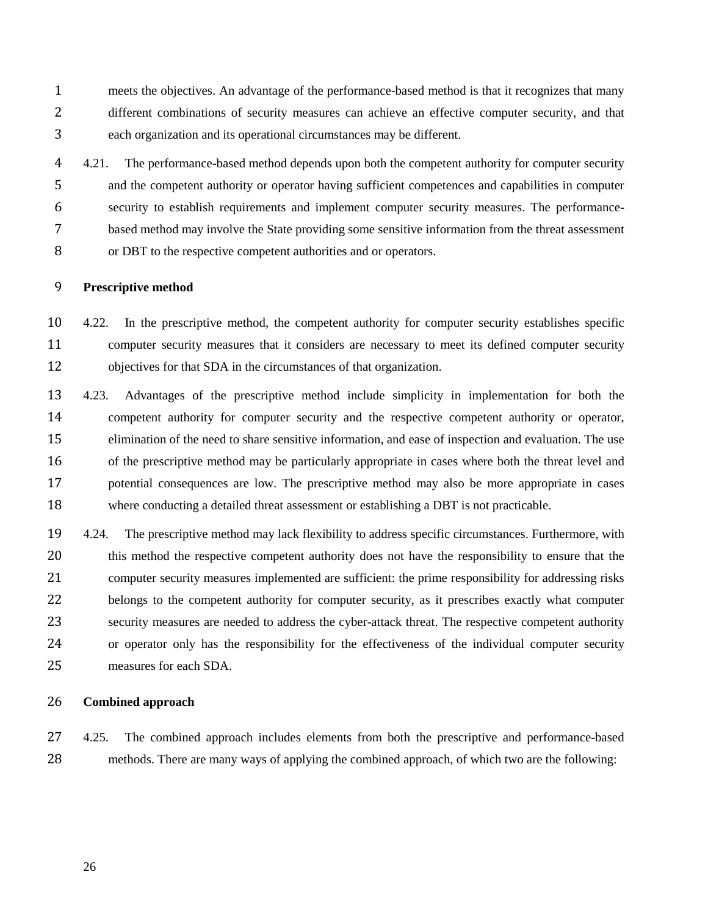meets the objectives. An advantage of the performance-based method is that it recognizes that many different combinations of security measures can achieve an effective computer security, and that each organization and its operational circumstances may be different.

4.21. The performance-based method depends upon both the competent authority for computer security and the competent authority or operator having sufficient competences and capabilities in computer security to establish requirements and implement computer security measures. The performance-based method may involve the State providing some sensitive information from the threat assessment or DBT to the respective competent authorities and or operators.

**Prescriptive method**

4.22. In the prescriptive method, the competent authority for computer security establishes specific computer security measures that it considers are necessary to meet its defined computer security objectives for that SDA in the circumstances of that organization.

4.23. Advantages of the prescriptive method include simplicity in implementation for both the competent authority for computer security and the respective competent authority or operator, elimination of the need to share sensitive information, and ease of inspection and evaluation. The use of the prescriptive method may be particularly appropriate in cases where both the threat level and potential consequences are low. The prescriptive method may also be more appropriate in cases where conducting a detailed threat assessment or establishing a DBT is not practicable.

4.24. The prescriptive method may lack flexibility to address specific circumstances. Furthermore, with this method the respective competent authority does not have the responsibility to ensure that the computer security measures implemented are sufficient: the prime responsibility for addressing risks belongs to the competent authority for computer security, as it prescribes exactly what computer security measures are needed to address the cyber-attack threat. The respective competent authority or operator only has the responsibility for the effectiveness of the individual computer security measures for each SDA.

**Combined approach**

4.25. The combined approach includes elements from both the prescriptive and performance-based methods. There are many ways of applying the combined approach, of which two are the following: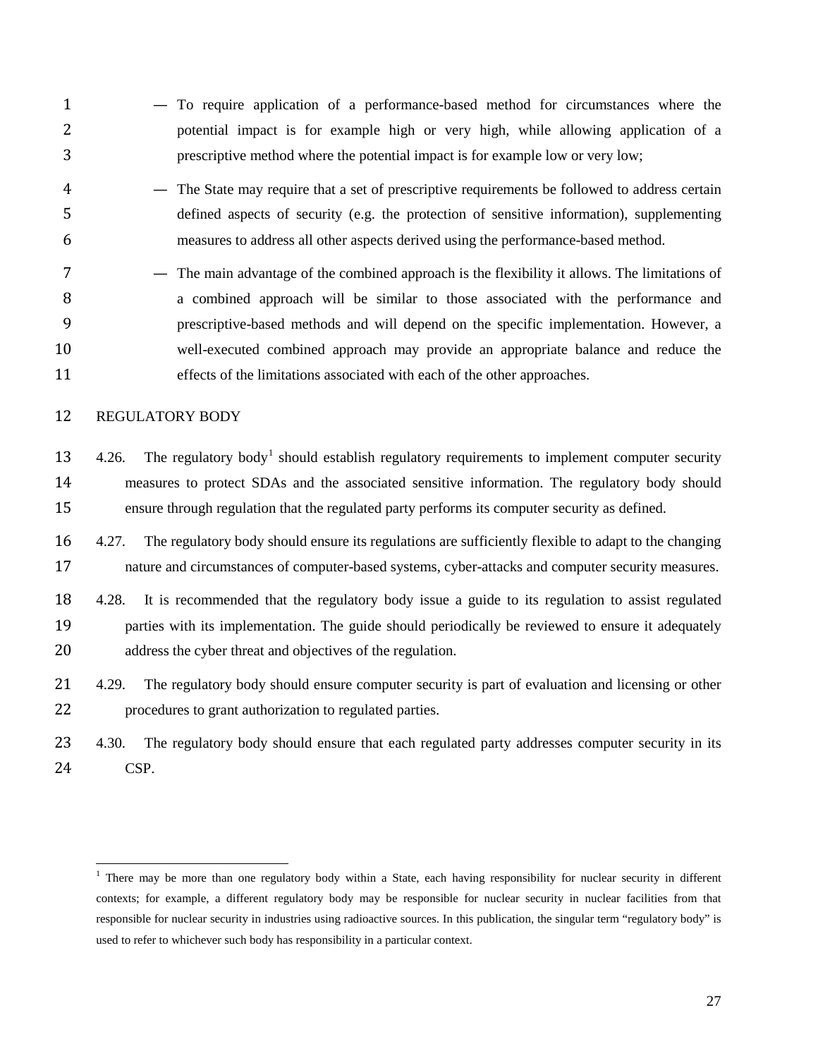- To require application of a performance-based method for circumstances where the potential impact is for example high or very high, while allowing application of a prescriptive method where the potential impact is for example low or very low;
- The State may require that a set of prescriptive requirements be followed to address certain defined aspects of security (e.g. the protection of sensitive information), supplementing measures to address all other aspects derived using the performance-based method.
- The main advantage of the combined approach is the flexibility it allows. The limitations of a combined approach will be similar to those associated with the performance and prescriptive-based methods and will depend on the specific implementation. However, a well-executed combined approach may provide an appropriate balance and reduce the effects of the limitations associated with each of the other approaches.

## REGULATORY BODY

4.26. The regulatory body[1] should establish regulatory requirements to implement computer security measures to protect SDAs and the associated sensitive information. The regulatory body should ensure through regulation that the regulated party performs its computer security as defined.

4.27. The regulatory body should ensure its regulations are sufficiently flexible to adapt to the changing nature and circumstances of computer-based systems, cyber-attacks and computer security measures.

4.28. It is recommended that the regulatory body issue a guide to its regulation to assist regulated parties with its implementation. The guide should periodically be reviewed to ensure it adequately address the cyber threat and objectives of the regulation.

4.29. The regulatory body should ensure computer security is part of evaluation and licensing or other procedures to grant authorization to regulated parties.

4.30. The regulatory body should ensure that each regulated party addresses computer security in its CSP.

---

[1] There may be more than one regulatory body within a State, each having responsibility for nuclear security in different contexts; for example, a different regulatory body may be responsible for nuclear security in nuclear facilities from that responsible for nuclear security in industries using radioactive sources. In this publication, the singular term "regulatory body" is used to refer to whichever such body has responsibility in a particular context.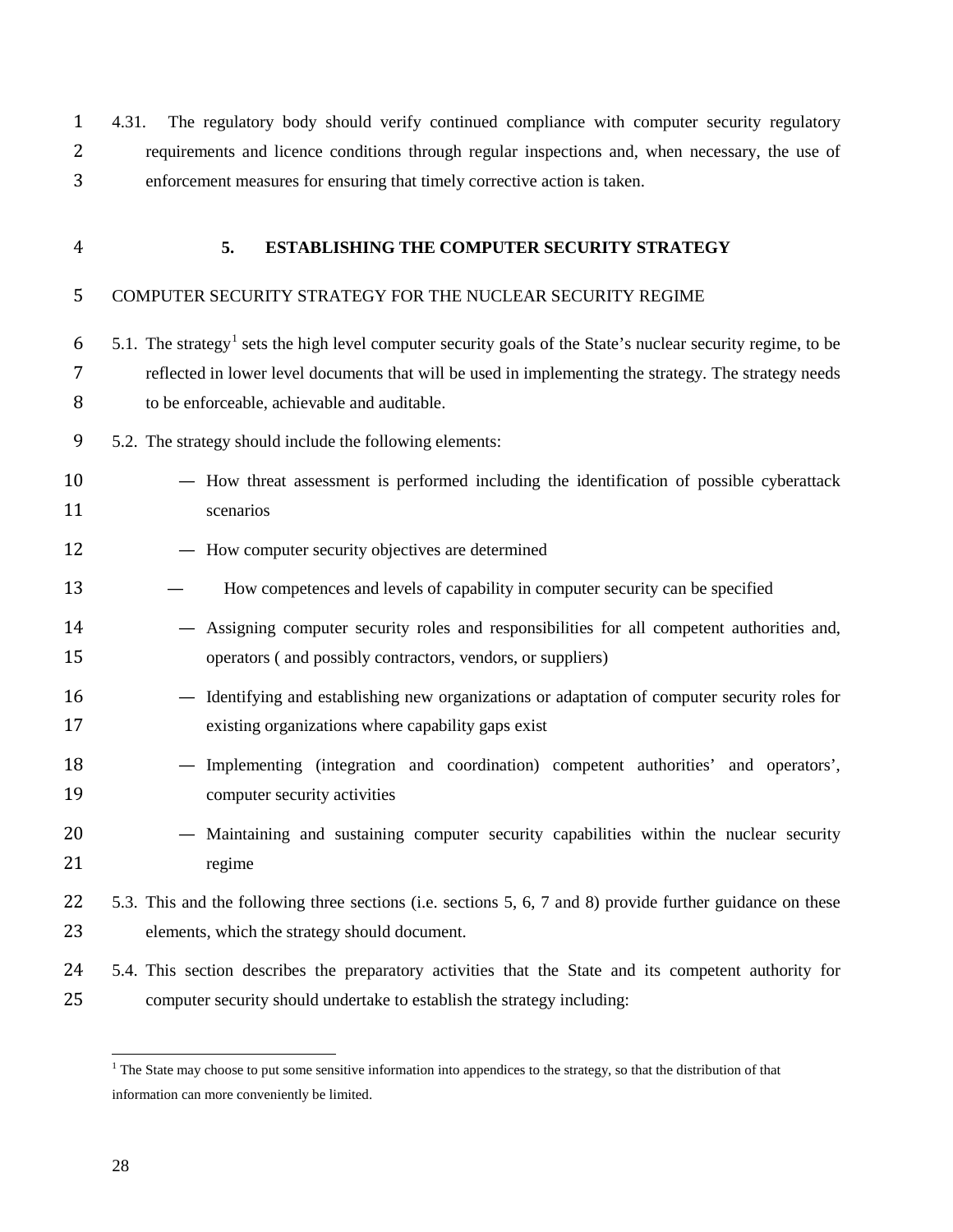4.31. The regulatory body should verify continued compliance with computer security regulatory requirements and licence conditions through regular inspections and, when necessary, the use of enforcement measures for ensuring that timely corrective action is taken.

## 5. ESTABLISHING THE COMPUTER SECURITY STRATEGY

### COMPUTER SECURITY STRATEGY FOR THE NUCLEAR SECURITY REGIME

5.1. The strategy[1] sets the high level computer security goals of the State's nuclear security regime, to be reflected in lower level documents that will be used in implementing the strategy. The strategy needs to be enforceable, achievable and auditable.

5.2. The strategy should include the following elements:

- How threat assessment is performed including the identification of possible cyberattack scenarios
- How computer security objectives are determined
- How competences and levels of capability in computer security can be specified
- Assigning computer security roles and responsibilities for all competent authorities and, operators ( and possibly contractors, vendors, or suppliers)
- Identifying and establishing new organizations or adaptation of computer security roles for existing organizations where capability gaps exist
- Implementing (integration and coordination) competent authorities' and operators', computer security activities
- Maintaining and sustaining computer security capabilities within the nuclear security regime

5.3. This and the following three sections (i.e. sections 5, 6, 7 and 8) provide further guidance on these elements, which the strategy should document.

5.4. This section describes the preparatory activities that the State and its competent authority for computer security should undertake to establish the strategy including:

[1] The State may choose to put some sensitive information into appendices to the strategy, so that the distribution of that information can more conveniently be limited.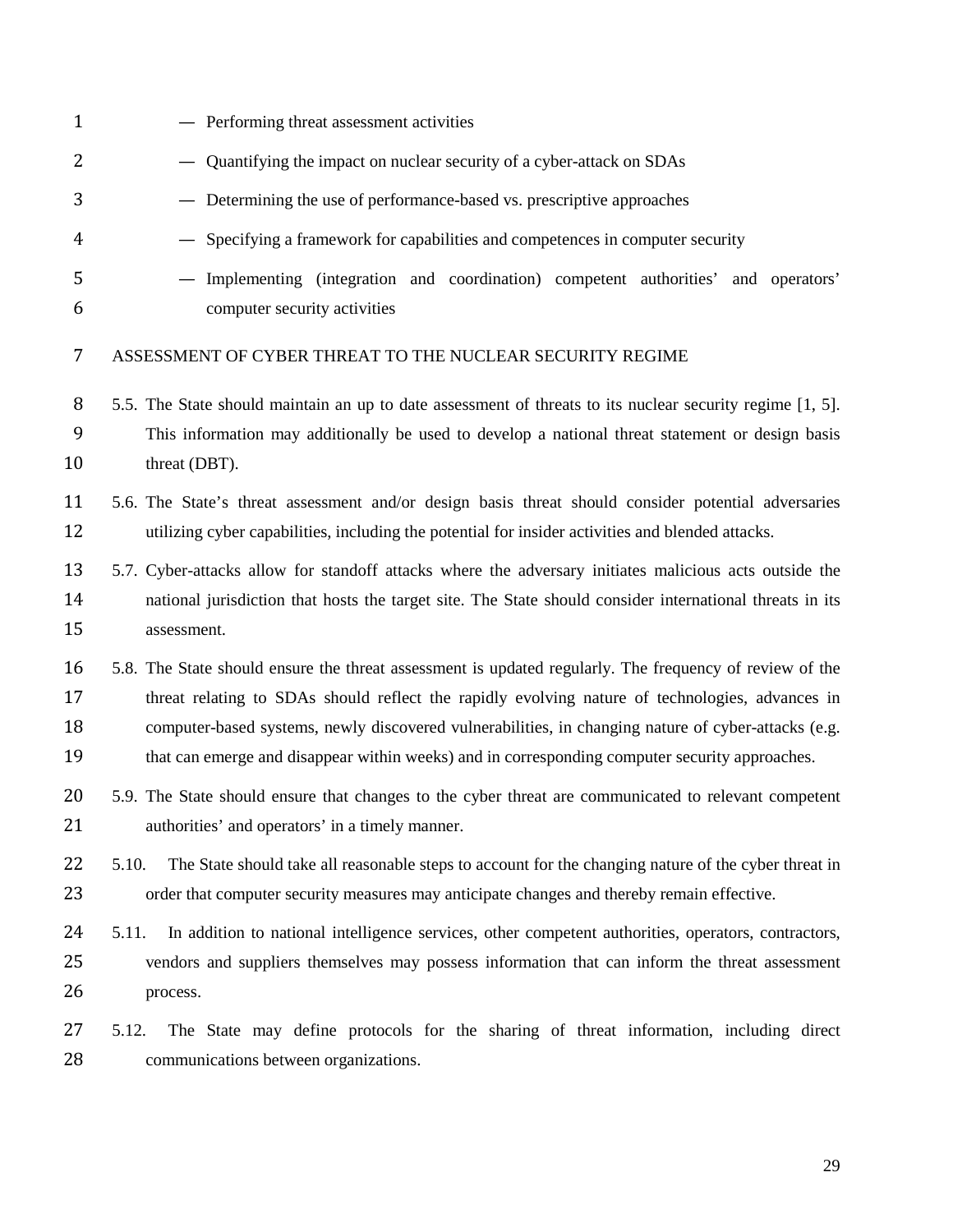— Performing threat assessment activities

— Quantifying the impact on nuclear security of a cyber-attack on SDAs

— Determining the use of performance-based vs. prescriptive approaches

— Specifying a framework for capabilities and competences in computer security

— Implementing (integration and coordination) competent authorities' and operators' computer security activities

## ASSESSMENT OF CYBER THREAT TO THE NUCLEAR SECURITY REGIME

5.5. The State should maintain an up to date assessment of threats to its nuclear security regime [1, 5]. This information may additionally be used to develop a national threat statement or design basis threat (DBT).

5.6. The State's threat assessment and/or design basis threat should consider potential adversaries utilizing cyber capabilities, including the potential for insider activities and blended attacks.

5.7. Cyber-attacks allow for standoff attacks where the adversary initiates malicious acts outside the national jurisdiction that hosts the target site. The State should consider international threats in its assessment.

5.8. The State should ensure the threat assessment is updated regularly. The frequency of review of the threat relating to SDAs should reflect the rapidly evolving nature of technologies, advances in computer-based systems, newly discovered vulnerabilities, in changing nature of cyber-attacks (e.g. that can emerge and disappear within weeks) and in corresponding computer security approaches.

5.9. The State should ensure that changes to the cyber threat are communicated to relevant competent authorities' and operators' in a timely manner.

5.10. The State should take all reasonable steps to account for the changing nature of the cyber threat in order that computer security measures may anticipate changes and thereby remain effective.

5.11. In addition to national intelligence services, other competent authorities, operators, contractors, vendors and suppliers themselves may possess information that can inform the threat assessment process.

5.12. The State may define protocols for the sharing of threat information, including direct communications between organizations.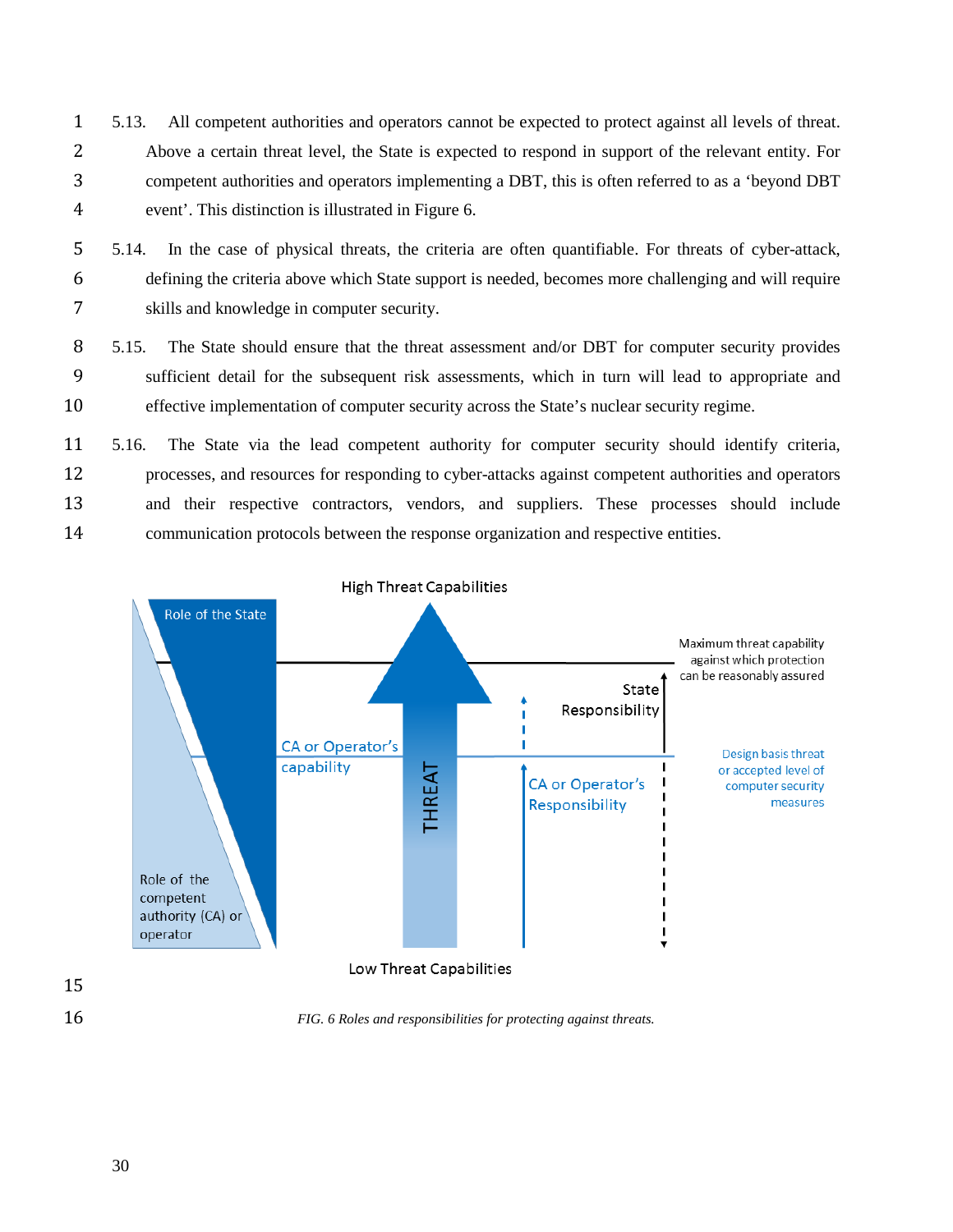5.13. All competent authorities and operators cannot be expected to protect against all levels of threat. Above a certain threat level, the State is expected to respond in support of the relevant entity. For competent authorities and operators implementing a DBT, this is often referred to as a 'beyond DBT event'. This distinction is illustrated in Figure 6.

5.14. In the case of physical threats, the criteria are often quantifiable. For threats of cyber-attack, defining the criteria above which State support is needed, becomes more challenging and will require skills and knowledge in computer security.

5.15. The State should ensure that the threat assessment and/or DBT for computer security provides sufficient detail for the subsequent risk assessments, which in turn will lead to appropriate and effective implementation of computer security across the State's nuclear security regime.

5.16. The State via the lead competent authority for computer security should identify criteria, processes, and resources for responding to cyber-attacks against competent authorities and operators and their respective contractors, vendors, and suppliers. These processes should include communication protocols between the response organization and respective entities.

High Threat Capabilities

Role of the State

Maximum threat capability against which protection can be reasonably assured

State Responsibility

CA or Operator's capability

THREAT

Design basis threat or accepted level of computer security measures

CA or Operator's Responsibility

Role of the competent authority (CA) or operator

Low Threat Capabilities

*FIG. 6 Roles and responsibilities for protecting against threats.*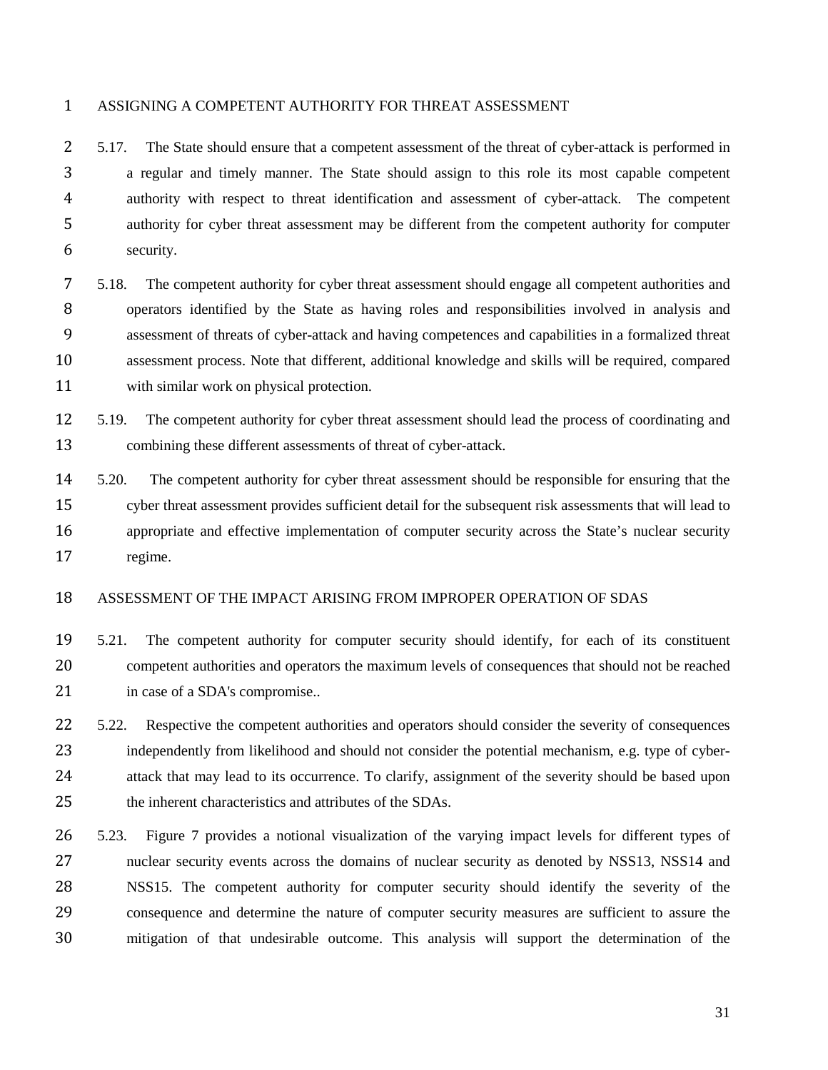### ASSIGNING A COMPETENT AUTHORITY FOR THREAT ASSESSMENT

5.17. The State should ensure that a competent assessment of the threat of cyber-attack is performed in a regular and timely manner. The State should assign to this role its most capable competent authority with respect to threat identification and assessment of cyber-attack. The competent authority for cyber threat assessment may be different from the competent authority for computer security.

5.18. The competent authority for cyber threat assessment should engage all competent authorities and operators identified by the State as having roles and responsibilities involved in analysis and assessment of threats of cyber-attack and having competences and capabilities in a formalized threat assessment process. Note that different, additional knowledge and skills will be required, compared with similar work on physical protection.

5.19. The competent authority for cyber threat assessment should lead the process of coordinating and combining these different assessments of threat of cyber-attack.

5.20. The competent authority for cyber threat assessment should be responsible for ensuring that the cyber threat assessment provides sufficient detail for the subsequent risk assessments that will lead to appropriate and effective implementation of computer security across the State's nuclear security regime.

### ASSESSMENT OF THE IMPACT ARISING FROM IMPROPER OPERATION OF SDAS

5.21. The competent authority for computer security should identify, for each of its constituent competent authorities and operators the maximum levels of consequences that should not be reached in case of a SDA's compromise..

5.22. Respective the competent authorities and operators should consider the severity of consequences independently from likelihood and should not consider the potential mechanism, e.g. type of cyber-attack that may lead to its occurrence. To clarify, assignment of the severity should be based upon the inherent characteristics and attributes of the SDAs.

5.23. Figure 7 provides a notional visualization of the varying impact levels for different types of nuclear security events across the domains of nuclear security as denoted by NSS13, NSS14 and NSS15. The competent authority for computer security should identify the severity of the consequence and determine the nature of computer security measures are sufficient to assure the mitigation of that undesirable outcome. This analysis will support the determination of the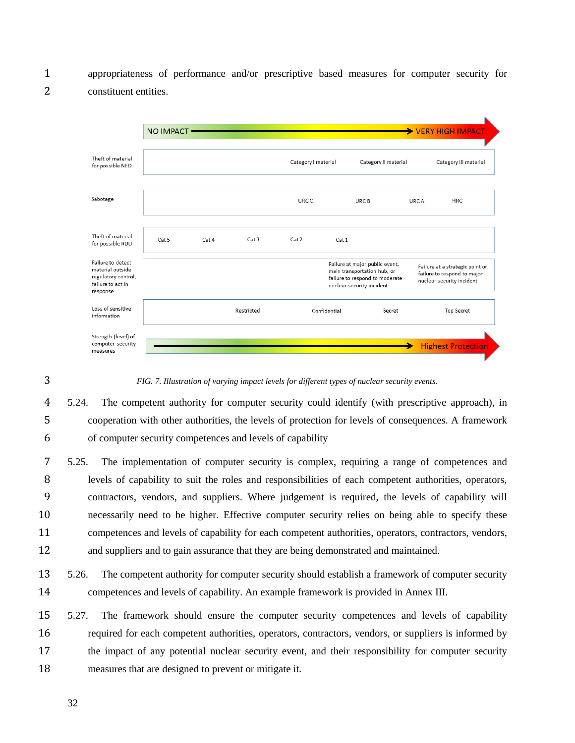appropriateness of performance and/or prescriptive based measures for computer security for constituent entities.

| | NO IMPACT → VERY HIGH IMPACT |
|---|---|
| Theft of material for possible NED | Category I material — Category II material — Category III material |
| Sabotage | URC C — URC B — URC A — HRC |
| Theft of material for possible RDD | Cat 5 — Cat 4 — Cat 3 — Cat 2 — Cat 1 |
| Failure to detect material outside regulatory control, failure to act in response | Failure at major public event, main transportation hub, or failure to respond to moderate nuclear security incident — Failure at a strategic point or failure to respond to major nuclear security incident |
| Loss of sensitive information | Restricted — Confidential — Secret — Top Secret |
| Strength (level) of computer security measures | → Highest Protection |

*FIG. 7. Illustration of varying impact levels for different types of nuclear security events.*

5.24. The competent authority for computer security could identify (with prescriptive approach), in cooperation with other authorities, the levels of protection for levels of consequences. A framework of computer security competences and levels of capability

5.25. The implementation of computer security is complex, requiring a range of competences and levels of capability to suit the roles and responsibilities of each competent authorities, operators, contractors, vendors, and suppliers. Where judgement is required, the levels of capability will necessarily need to be higher. Effective computer security relies on being able to specify these competences and levels of capability for each competent authorities, operators, contractors, vendors, and suppliers and to gain assurance that they are being demonstrated and maintained.

5.26. The competent authority for computer security should establish a framework of computer security competences and levels of capability. An example framework is provided in Annex III.

5.27. The framework should ensure the computer security competences and levels of capability required for each competent authorities, operators, contractors, vendors, or suppliers is informed by the impact of any potential nuclear security event, and their responsibility for computer security measures that are designed to prevent or mitigate it.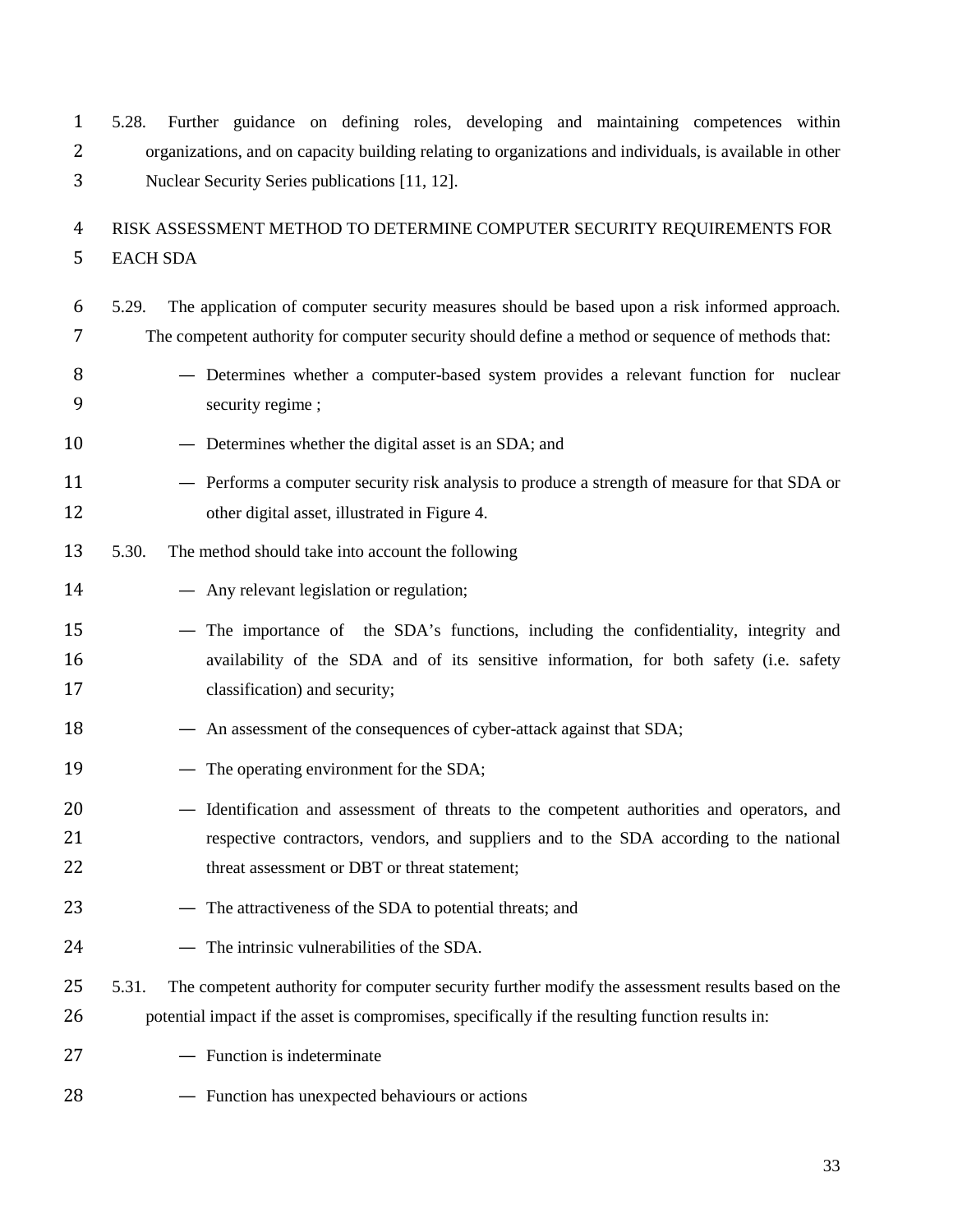5.28. Further guidance on defining roles, developing and maintaining competences within organizations, and on capacity building relating to organizations and individuals, is available in other Nuclear Security Series publications [11, 12].

## RISK ASSESSMENT METHOD TO DETERMINE COMPUTER SECURITY REQUIREMENTS FOR EACH SDA

5.29. The application of computer security measures should be based upon a risk informed approach. The competent authority for computer security should define a method or sequence of methods that:

- Determines whether a computer-based system provides a relevant function for nuclear security regime ;
- Determines whether the digital asset is an SDA; and
- Performs a computer security risk analysis to produce a strength of measure for that SDA or other digital asset, illustrated in Figure 4.

5.30. The method should take into account the following

- Any relevant legislation or regulation;
- The importance of the SDA's functions, including the confidentiality, integrity and availability of the SDA and of its sensitive information, for both safety (i.e. safety classification) and security;
- An assessment of the consequences of cyber-attack against that SDA;
- The operating environment for the SDA;
- Identification and assessment of threats to the competent authorities and operators, and respective contractors, vendors, and suppliers and to the SDA according to the national threat assessment or DBT or threat statement;
- The attractiveness of the SDA to potential threats; and
- The intrinsic vulnerabilities of the SDA.

5.31. The competent authority for computer security further modify the assessment results based on the potential impact if the asset is compromises, specifically if the resulting function results in:

- Function is indeterminate
- Function has unexpected behaviours or actions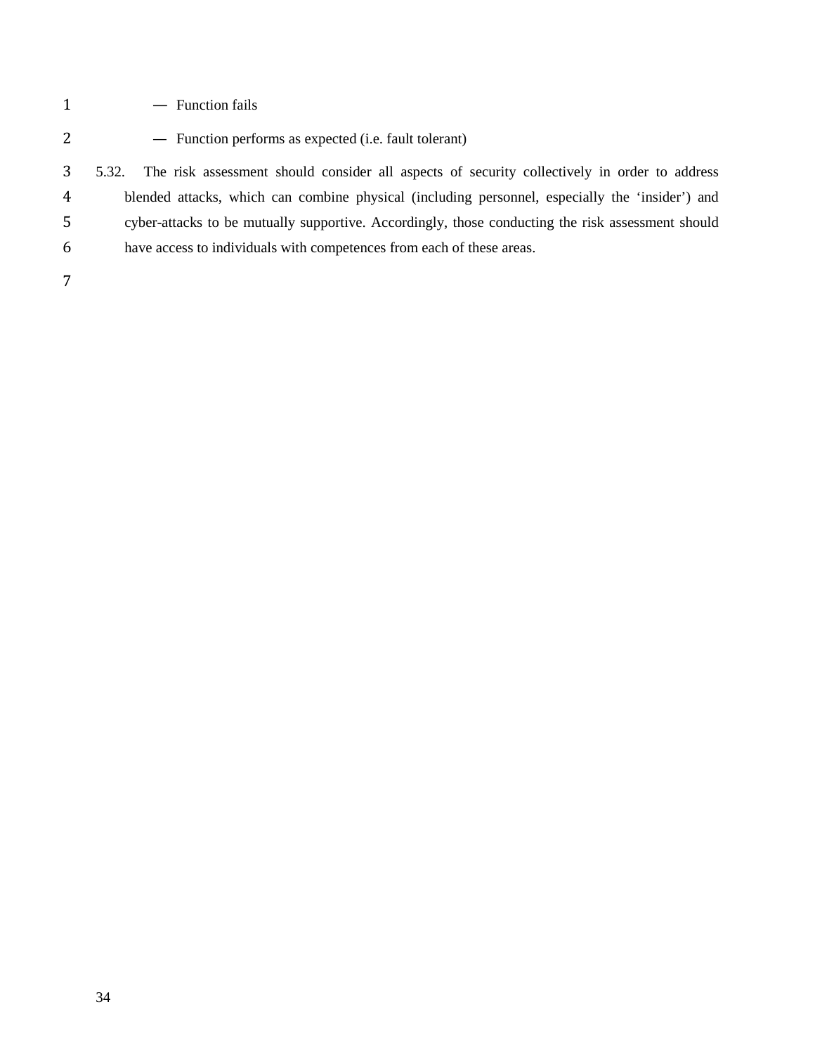— Function fails

— Function performs as expected (i.e. fault tolerant)

5.32. The risk assessment should consider all aspects of security collectively in order to address blended attacks, which can combine physical (including personnel, especially the 'insider') and cyber-attacks to be mutually supportive. Accordingly, those conducting the risk assessment should have access to individuals with competences from each of these areas.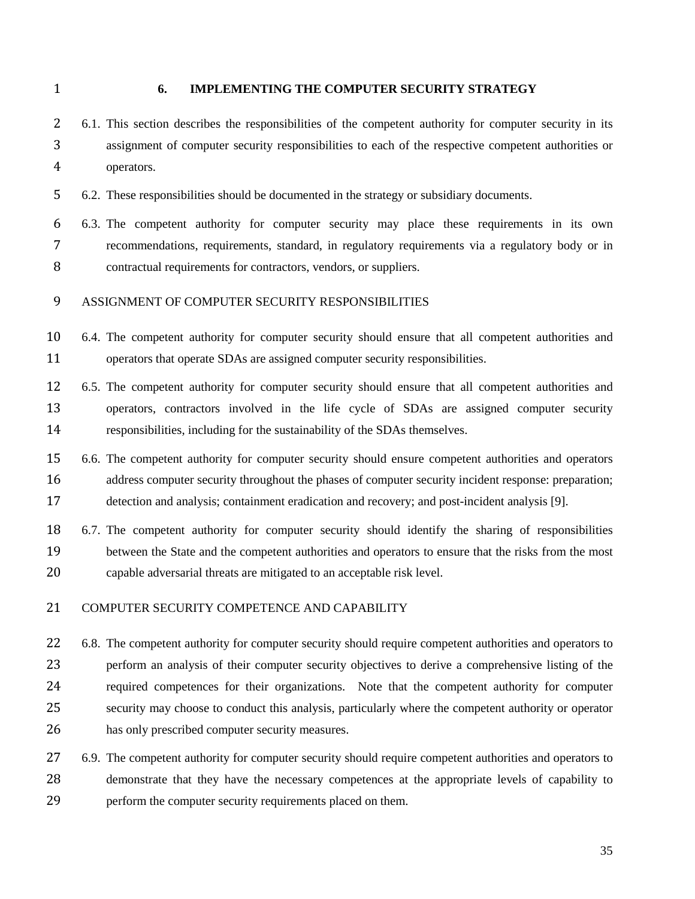# 6. IMPLEMENTING THE COMPUTER SECURITY STRATEGY

6.1. This section describes the responsibilities of the competent authority for computer security in its assignment of computer security responsibilities to each of the respective competent authorities or operators.

6.2. These responsibilities should be documented in the strategy or subsidiary documents.

6.3. The competent authority for computer security may place these requirements in its own recommendations, requirements, standard, in regulatory requirements via a regulatory body or in contractual requirements for contractors, vendors, or suppliers.

## ASSIGNMENT OF COMPUTER SECURITY RESPONSIBILITIES

6.4. The competent authority for computer security should ensure that all competent authorities and operators that operate SDAs are assigned computer security responsibilities.

6.5. The competent authority for computer security should ensure that all competent authorities and operators, contractors involved in the life cycle of SDAs are assigned computer security responsibilities, including for the sustainability of the SDAs themselves.

6.6. The competent authority for computer security should ensure competent authorities and operators address computer security throughout the phases of computer security incident response: preparation; detection and analysis; containment eradication and recovery; and post-incident analysis [9].

6.7. The competent authority for computer security should identify the sharing of responsibilities between the State and the competent authorities and operators to ensure that the risks from the most capable adversarial threats are mitigated to an acceptable risk level.

## COMPUTER SECURITY COMPETENCE AND CAPABILITY

6.8. The competent authority for computer security should require competent authorities and operators to perform an analysis of their computer security objectives to derive a comprehensive listing of the required competences for their organizations. Note that the competent authority for computer security may choose to conduct this analysis, particularly where the competent authority or operator has only prescribed computer security measures.

6.9. The competent authority for computer security should require competent authorities and operators to demonstrate that they have the necessary competences at the appropriate levels of capability to perform the computer security requirements placed on them.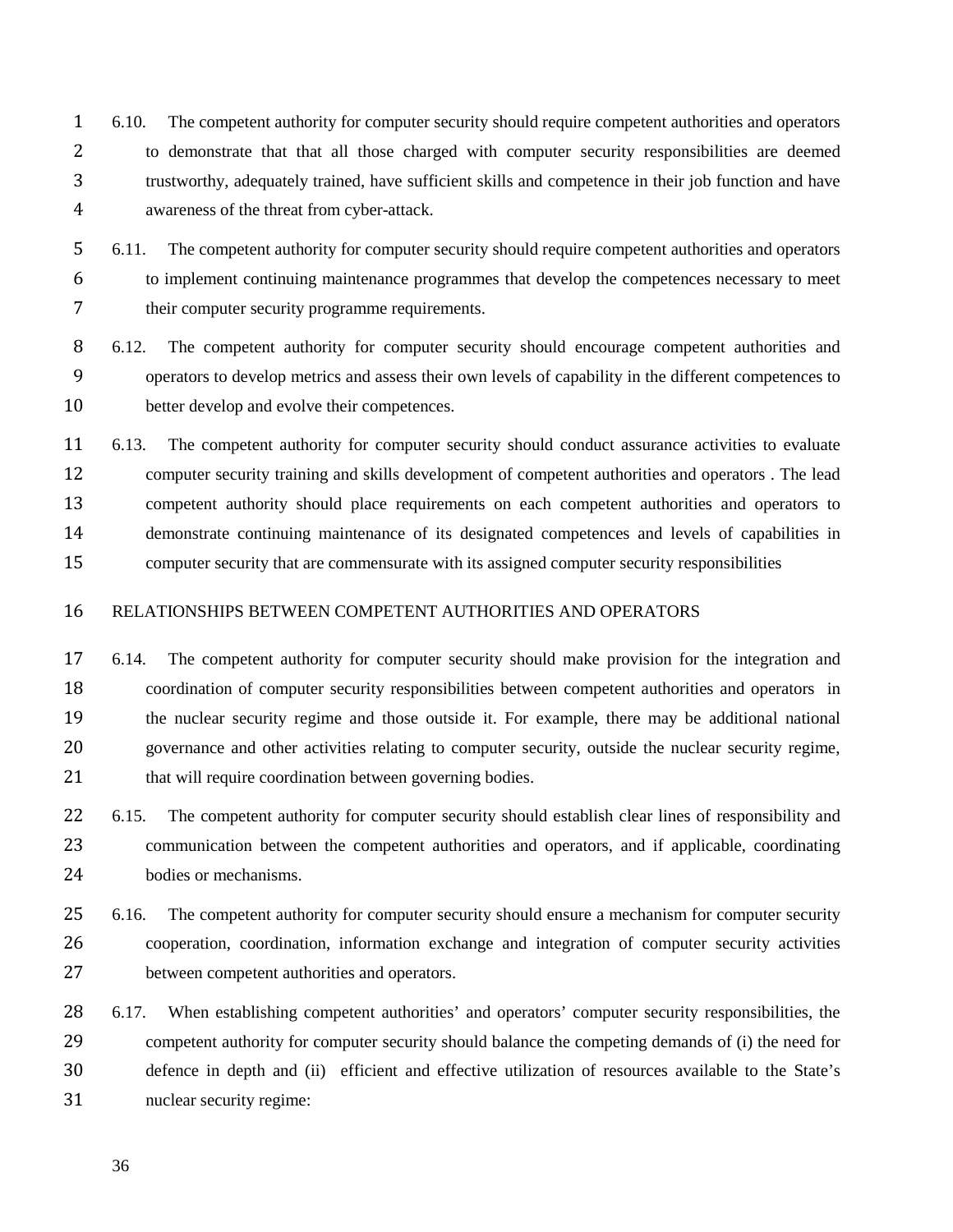6.10. The competent authority for computer security should require competent authorities and operators to demonstrate that that all those charged with computer security responsibilities are deemed trustworthy, adequately trained, have sufficient skills and competence in their job function and have awareness of the threat from cyber-attack.

6.11. The competent authority for computer security should require competent authorities and operators to implement continuing maintenance programmes that develop the competences necessary to meet their computer security programme requirements.

6.12. The competent authority for computer security should encourage competent authorities and operators to develop metrics and assess their own levels of capability in the different competences to better develop and evolve their competences.

6.13. The competent authority for computer security should conduct assurance activities to evaluate computer security training and skills development of competent authorities and operators . The lead competent authority should place requirements on each competent authorities and operators to demonstrate continuing maintenance of its designated competences and levels of capabilities in computer security that are commensurate with its assigned computer security responsibilities

## RELATIONSHIPS BETWEEN COMPETENT AUTHORITIES AND OPERATORS

6.14. The competent authority for computer security should make provision for the integration and coordination of computer security responsibilities between competent authorities and operators in the nuclear security regime and those outside it. For example, there may be additional national governance and other activities relating to computer security, outside the nuclear security regime, that will require coordination between governing bodies.

6.15. The competent authority for computer security should establish clear lines of responsibility and communication between the competent authorities and operators, and if applicable, coordinating bodies or mechanisms.

6.16. The competent authority for computer security should ensure a mechanism for computer security cooperation, coordination, information exchange and integration of computer security activities between competent authorities and operators.

6.17. When establishing competent authorities' and operators' computer security responsibilities, the competent authority for computer security should balance the competing demands of (i) the need for defence in depth and (ii) efficient and effective utilization of resources available to the State's nuclear security regime: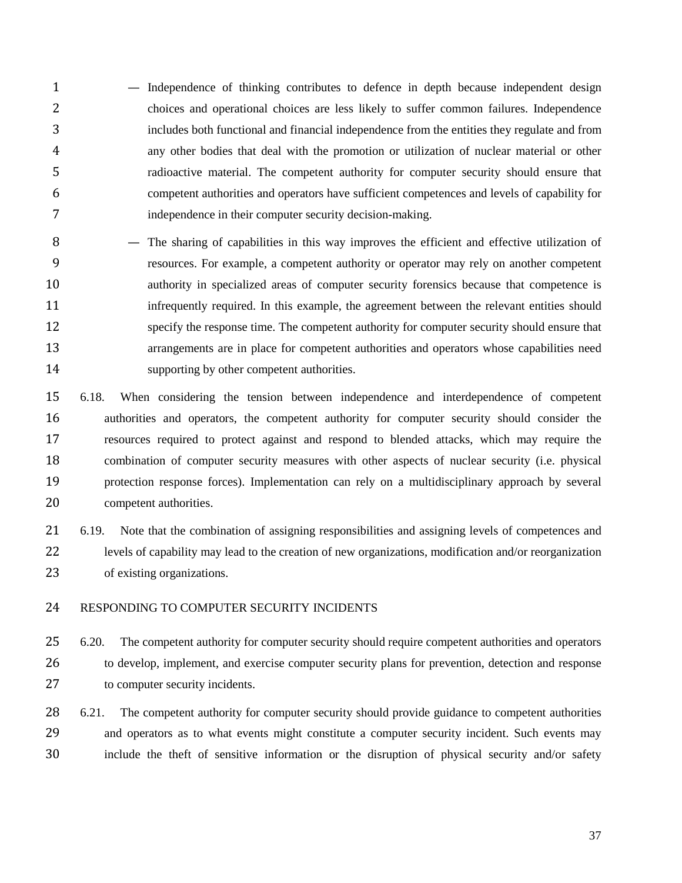- Independence of thinking contributes to defence in depth because independent design choices and operational choices are less likely to suffer common failures. Independence includes both functional and financial independence from the entities they regulate and from any other bodies that deal with the promotion or utilization of nuclear material or other radioactive material. The competent authority for computer security should ensure that competent authorities and operators have sufficient competences and levels of capability for independence in their computer security decision-making.
- The sharing of capabilities in this way improves the efficient and effective utilization of resources. For example, a competent authority or operator may rely on another competent authority in specialized areas of computer security forensics because that competence is infrequently required. In this example, the agreement between the relevant entities should specify the response time. The competent authority for computer security should ensure that arrangements are in place for competent authorities and operators whose capabilities need supporting by other competent authorities.

6.18. When considering the tension between independence and interdependence of competent authorities and operators, the competent authority for computer security should consider the resources required to protect against and respond to blended attacks, which may require the combination of computer security measures with other aspects of nuclear security (i.e. physical protection response forces). Implementation can rely on a multidisciplinary approach by several competent authorities.

6.19. Note that the combination of assigning responsibilities and assigning levels of competences and levels of capability may lead to the creation of new organizations, modification and/or reorganization of existing organizations.

## RESPONDING TO COMPUTER SECURITY INCIDENTS

6.20. The competent authority for computer security should require competent authorities and operators to develop, implement, and exercise computer security plans for prevention, detection and response to computer security incidents.

6.21. The competent authority for computer security should provide guidance to competent authorities and operators as to what events might constitute a computer security incident. Such events may include the theft of sensitive information or the disruption of physical security and/or safety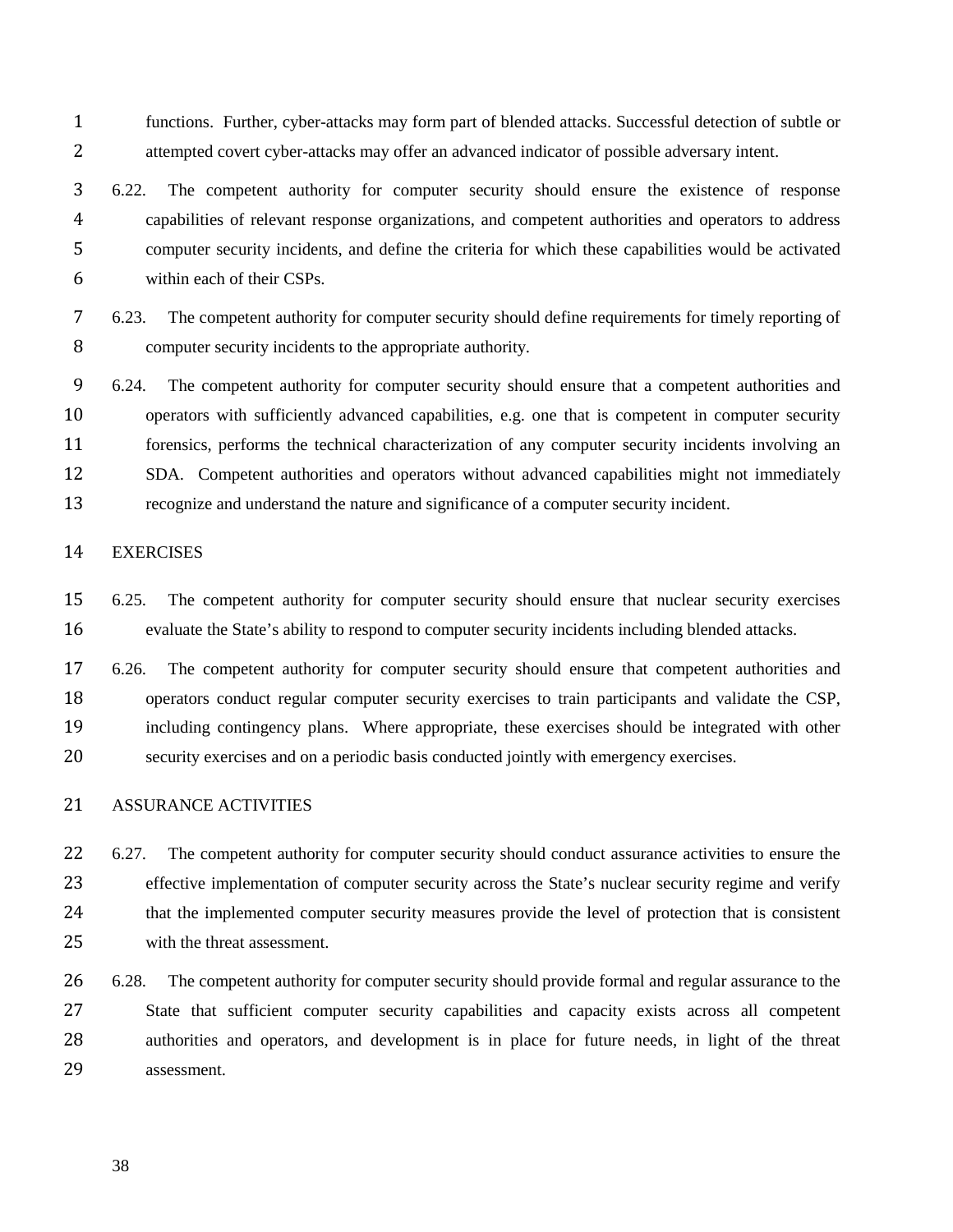functions. Further, cyber-attacks may form part of blended attacks. Successful detection of subtle or attempted covert cyber-attacks may offer an advanced indicator of possible adversary intent.

6.22. The competent authority for computer security should ensure the existence of response capabilities of relevant response organizations, and competent authorities and operators to address computer security incidents, and define the criteria for which these capabilities would be activated within each of their CSPs.

6.23. The competent authority for computer security should define requirements for timely reporting of computer security incidents to the appropriate authority.

6.24. The competent authority for computer security should ensure that a competent authorities and operators with sufficiently advanced capabilities, e.g. one that is competent in computer security forensics, performs the technical characterization of any computer security incidents involving an SDA. Competent authorities and operators without advanced capabilities might not immediately recognize and understand the nature and significance of a computer security incident.

## EXERCISES

6.25. The competent authority for computer security should ensure that nuclear security exercises evaluate the State's ability to respond to computer security incidents including blended attacks.

6.26. The competent authority for computer security should ensure that competent authorities and operators conduct regular computer security exercises to train participants and validate the CSP, including contingency plans. Where appropriate, these exercises should be integrated with other security exercises and on a periodic basis conducted jointly with emergency exercises.

## ASSURANCE ACTIVITIES

6.27. The competent authority for computer security should conduct assurance activities to ensure the effective implementation of computer security across the State's nuclear security regime and verify that the implemented computer security measures provide the level of protection that is consistent with the threat assessment.

6.28. The competent authority for computer security should provide formal and regular assurance to the State that sufficient computer security capabilities and capacity exists across all competent authorities and operators, and development is in place for future needs, in light of the threat assessment.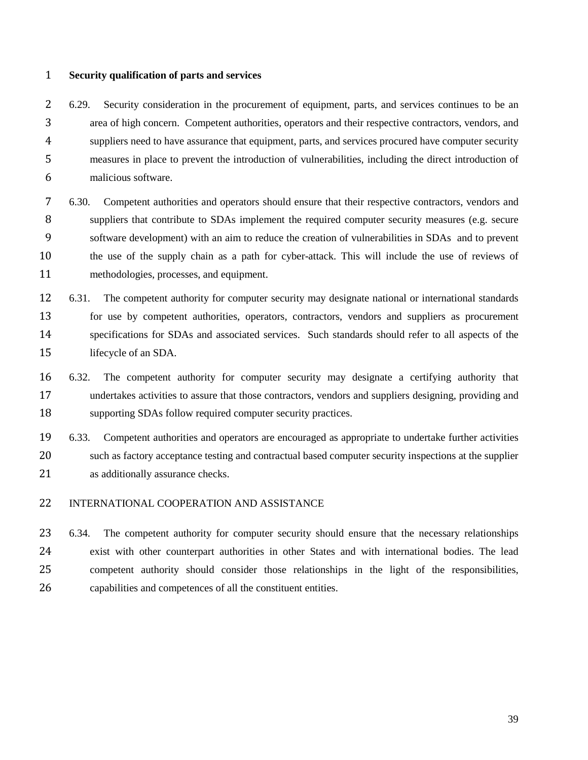**Security qualification of parts and services**

6.29. Security consideration in the procurement of equipment, parts, and services continues to be an area of high concern. Competent authorities, operators and their respective contractors, vendors, and suppliers need to have assurance that equipment, parts, and services procured have computer security measures in place to prevent the introduction of vulnerabilities, including the direct introduction of malicious software.

6.30. Competent authorities and operators should ensure that their respective contractors, vendors and suppliers that contribute to SDAs implement the required computer security measures (e.g. secure software development) with an aim to reduce the creation of vulnerabilities in SDAs and to prevent the use of the supply chain as a path for cyber-attack. This will include the use of reviews of methodologies, processes, and equipment.

6.31. The competent authority for computer security may designate national or international standards for use by competent authorities, operators, contractors, vendors and suppliers as procurement specifications for SDAs and associated services. Such standards should refer to all aspects of the lifecycle of an SDA.

6.32. The competent authority for computer security may designate a certifying authority that undertakes activities to assure that those contractors, vendors and suppliers designing, providing and supporting SDAs follow required computer security practices.

6.33. Competent authorities and operators are encouraged as appropriate to undertake further activities such as factory acceptance testing and contractual based computer security inspections at the supplier as additionally assurance checks.

INTERNATIONAL COOPERATION AND ASSISTANCE

6.34. The competent authority for computer security should ensure that the necessary relationships exist with other counterpart authorities in other States and with international bodies. The lead competent authority should consider those relationships in the light of the responsibilities, capabilities and competences of all the constituent entities.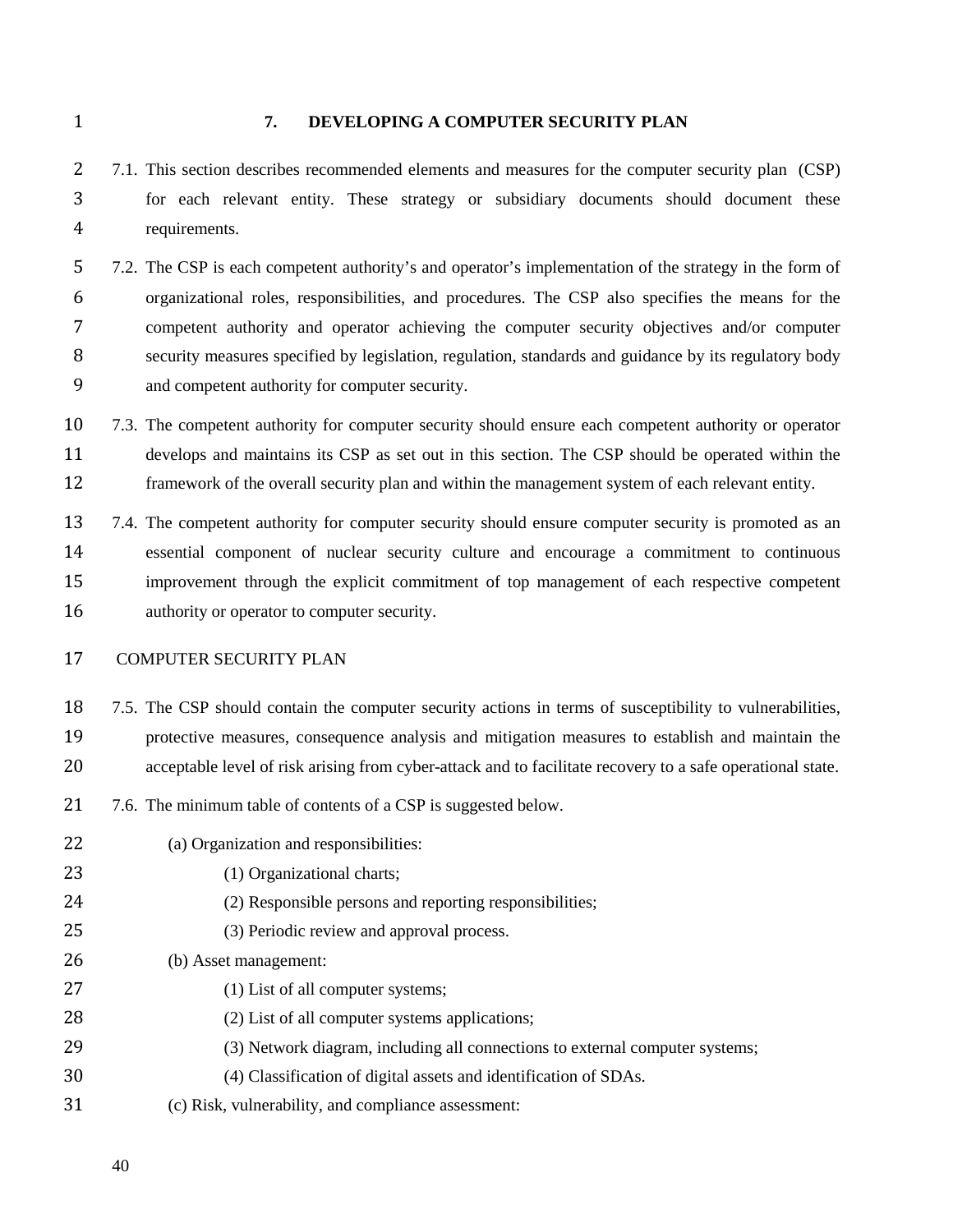## 7. DEVELOPING A COMPUTER SECURITY PLAN

7.1. This section describes recommended elements and measures for the computer security plan (CSP) for each relevant entity. These strategy or subsidiary documents should document these requirements.

7.2. The CSP is each competent authority's and operator's implementation of the strategy in the form of organizational roles, responsibilities, and procedures. The CSP also specifies the means for the competent authority and operator achieving the computer security objectives and/or computer security measures specified by legislation, regulation, standards and guidance by its regulatory body and competent authority for computer security.

7.3. The competent authority for computer security should ensure each competent authority or operator develops and maintains its CSP as set out in this section. The CSP should be operated within the framework of the overall security plan and within the management system of each relevant entity.

7.4. The competent authority for computer security should ensure computer security is promoted as an essential component of nuclear security culture and encourage a commitment to continuous improvement through the explicit commitment of top management of each respective competent authority or operator to computer security.

### COMPUTER SECURITY PLAN

7.5. The CSP should contain the computer security actions in terms of susceptibility to vulnerabilities, protective measures, consequence analysis and mitigation measures to establish and maintain the acceptable level of risk arising from cyber-attack and to facilitate recovery to a safe operational state.

7.6. The minimum table of contents of a CSP is suggested below.

(a) Organization and responsibilities:

- (1) Organizational charts;
- (2) Responsible persons and reporting responsibilities;
- (3) Periodic review and approval process.

(b) Asset management:

- (1) List of all computer systems;
- (2) List of all computer systems applications;
- (3) Network diagram, including all connections to external computer systems;
- (4) Classification of digital assets and identification of SDAs.

(c) Risk, vulnerability, and compliance assessment: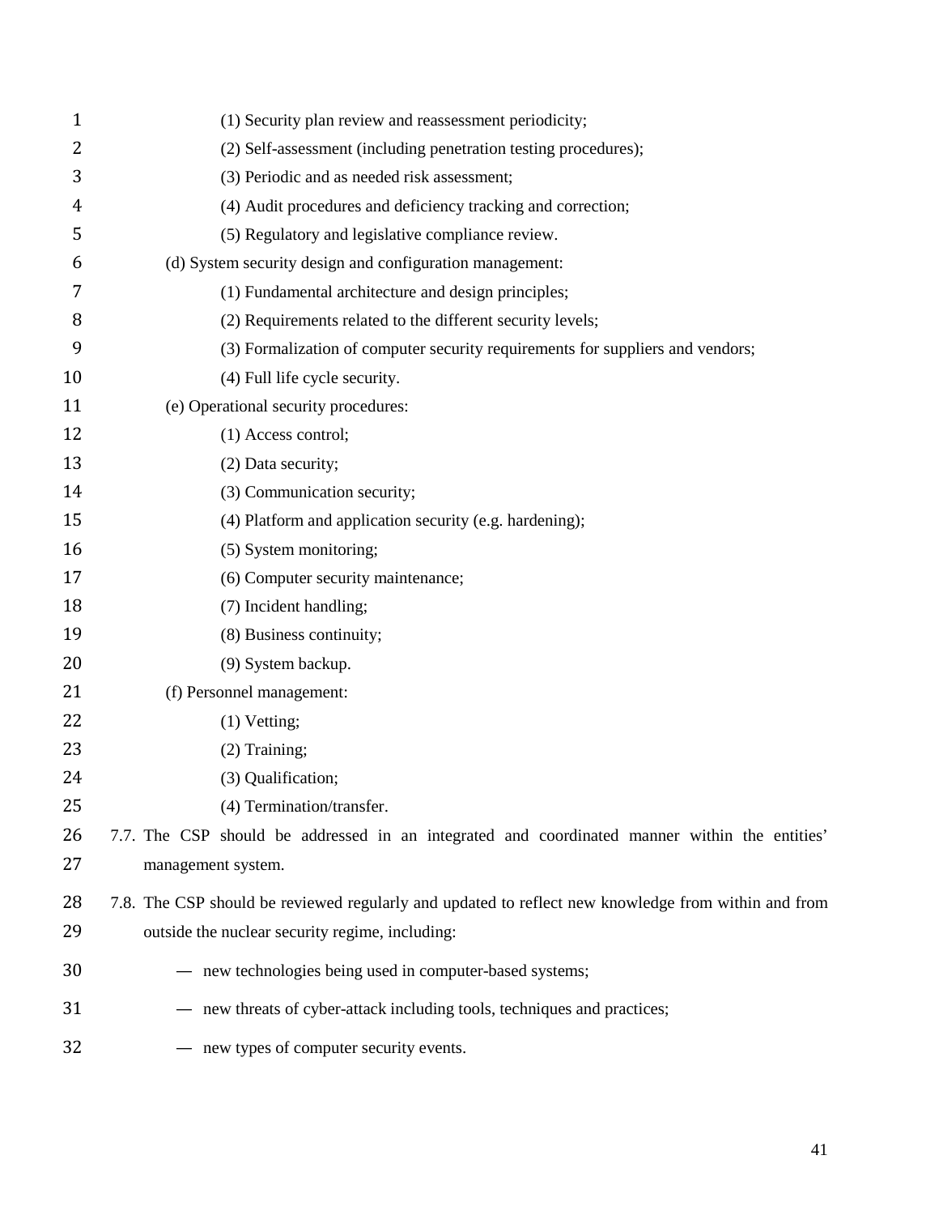(1) Security plan review and reassessment periodicity;

(2) Self-assessment (including penetration testing procedures);

(3) Periodic and as needed risk assessment;

(4) Audit procedures and deficiency tracking and correction;

(5) Regulatory and legislative compliance review.

(d) System security design and configuration management:

(1) Fundamental architecture and design principles;

(2) Requirements related to the different security levels;

(3) Formalization of computer security requirements for suppliers and vendors;

(4) Full life cycle security.

(e) Operational security procedures:

(1) Access control;

(2) Data security;

(3) Communication security;

(4) Platform and application security (e.g. hardening);

(5) System monitoring;

(6) Computer security maintenance;

(7) Incident handling;

(8) Business continuity;

(9) System backup.

(f) Personnel management:

(1) Vetting;

(2) Training;

(3) Qualification;

(4) Termination/transfer.

7.7. The CSP should be addressed in an integrated and coordinated manner within the entities' management system.

7.8. The CSP should be reviewed regularly and updated to reflect new knowledge from within and from outside the nuclear security regime, including:

- new technologies being used in computer-based systems;
- new threats of cyber-attack including tools, techniques and practices;
- new types of computer security events.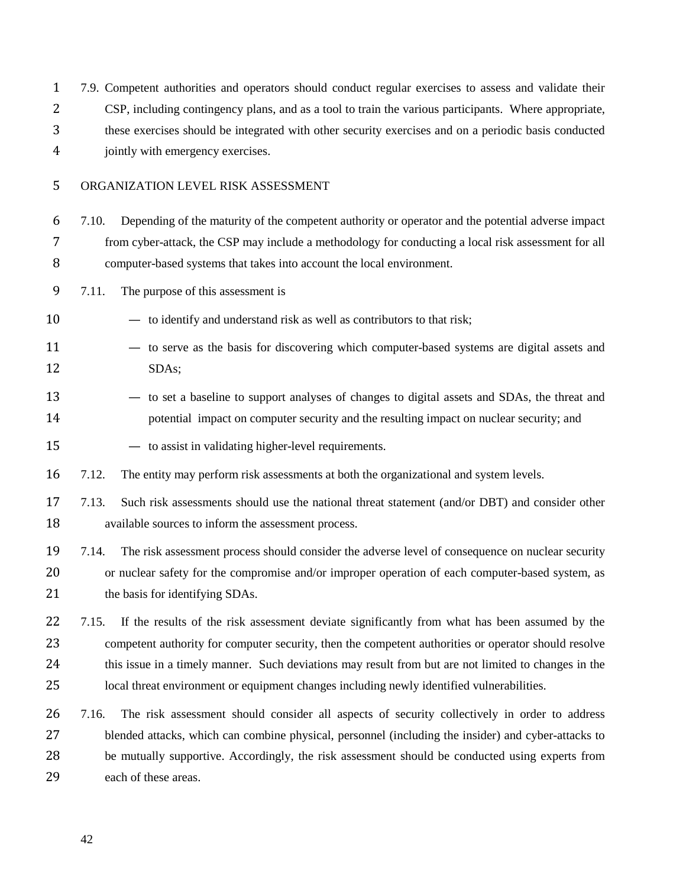7.9. Competent authorities and operators should conduct regular exercises to assess and validate their CSP, including contingency plans, and as a tool to train the various participants. Where appropriate, these exercises should be integrated with other security exercises and on a periodic basis conducted jointly with emergency exercises.

## ORGANIZATION LEVEL RISK ASSESSMENT

7.10. Depending of the maturity of the competent authority or operator and the potential adverse impact from cyber-attack, the CSP may include a methodology for conducting a local risk assessment for all computer-based systems that takes into account the local environment.

7.11. The purpose of this assessment is

- to identify and understand risk as well as contributors to that risk;
- to serve as the basis for discovering which computer-based systems are digital assets and SDAs;
- to set a baseline to support analyses of changes to digital assets and SDAs, the threat and potential impact on computer security and the resulting impact on nuclear security; and
- to assist in validating higher-level requirements.

7.12. The entity may perform risk assessments at both the organizational and system levels.

7.13. Such risk assessments should use the national threat statement (and/or DBT) and consider other available sources to inform the assessment process.

7.14. The risk assessment process should consider the adverse level of consequence on nuclear security or nuclear safety for the compromise and/or improper operation of each computer-based system, as the basis for identifying SDAs.

7.15. If the results of the risk assessment deviate significantly from what has been assumed by the competent authority for computer security, then the competent authorities or operator should resolve this issue in a timely manner. Such deviations may result from but are not limited to changes in the local threat environment or equipment changes including newly identified vulnerabilities.

7.16. The risk assessment should consider all aspects of security collectively in order to address blended attacks, which can combine physical, personnel (including the insider) and cyber-attacks to be mutually supportive. Accordingly, the risk assessment should be conducted using experts from each of these areas.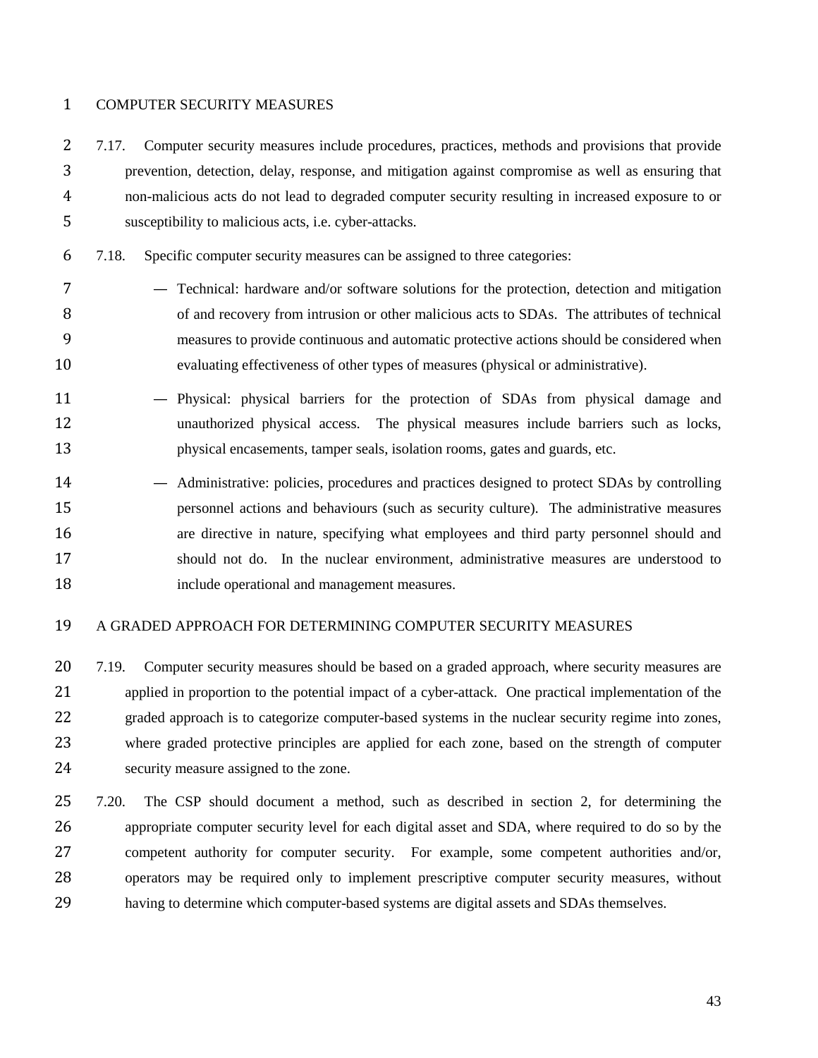## COMPUTER SECURITY MEASURES

7.17. Computer security measures include procedures, practices, methods and provisions that provide prevention, detection, delay, response, and mitigation against compromise as well as ensuring that non-malicious acts do not lead to degraded computer security resulting in increased exposure to or susceptibility to malicious acts, i.e. cyber-attacks.

7.18. Specific computer security measures can be assigned to three categories:

- Technical: hardware and/or software solutions for the protection, detection and mitigation of and recovery from intrusion or other malicious acts to SDAs. The attributes of technical measures to provide continuous and automatic protective actions should be considered when evaluating effectiveness of other types of measures (physical or administrative).
- Physical: physical barriers for the protection of SDAs from physical damage and unauthorized physical access. The physical measures include barriers such as locks, physical encasements, tamper seals, isolation rooms, gates and guards, etc.
- Administrative: policies, procedures and practices designed to protect SDAs by controlling personnel actions and behaviours (such as security culture). The administrative measures are directive in nature, specifying what employees and third party personnel should and should not do. In the nuclear environment, administrative measures are understood to include operational and management measures.

## A GRADED APPROACH FOR DETERMINING COMPUTER SECURITY MEASURES

7.19. Computer security measures should be based on a graded approach, where security measures are applied in proportion to the potential impact of a cyber-attack. One practical implementation of the graded approach is to categorize computer-based systems in the nuclear security regime into zones, where graded protective principles are applied for each zone, based on the strength of computer security measure assigned to the zone.

7.20. The CSP should document a method, such as described in section 2, for determining the appropriate computer security level for each digital asset and SDA, where required to do so by the competent authority for computer security. For example, some competent authorities and/or, operators may be required only to implement prescriptive computer security measures, without having to determine which computer-based systems are digital assets and SDAs themselves.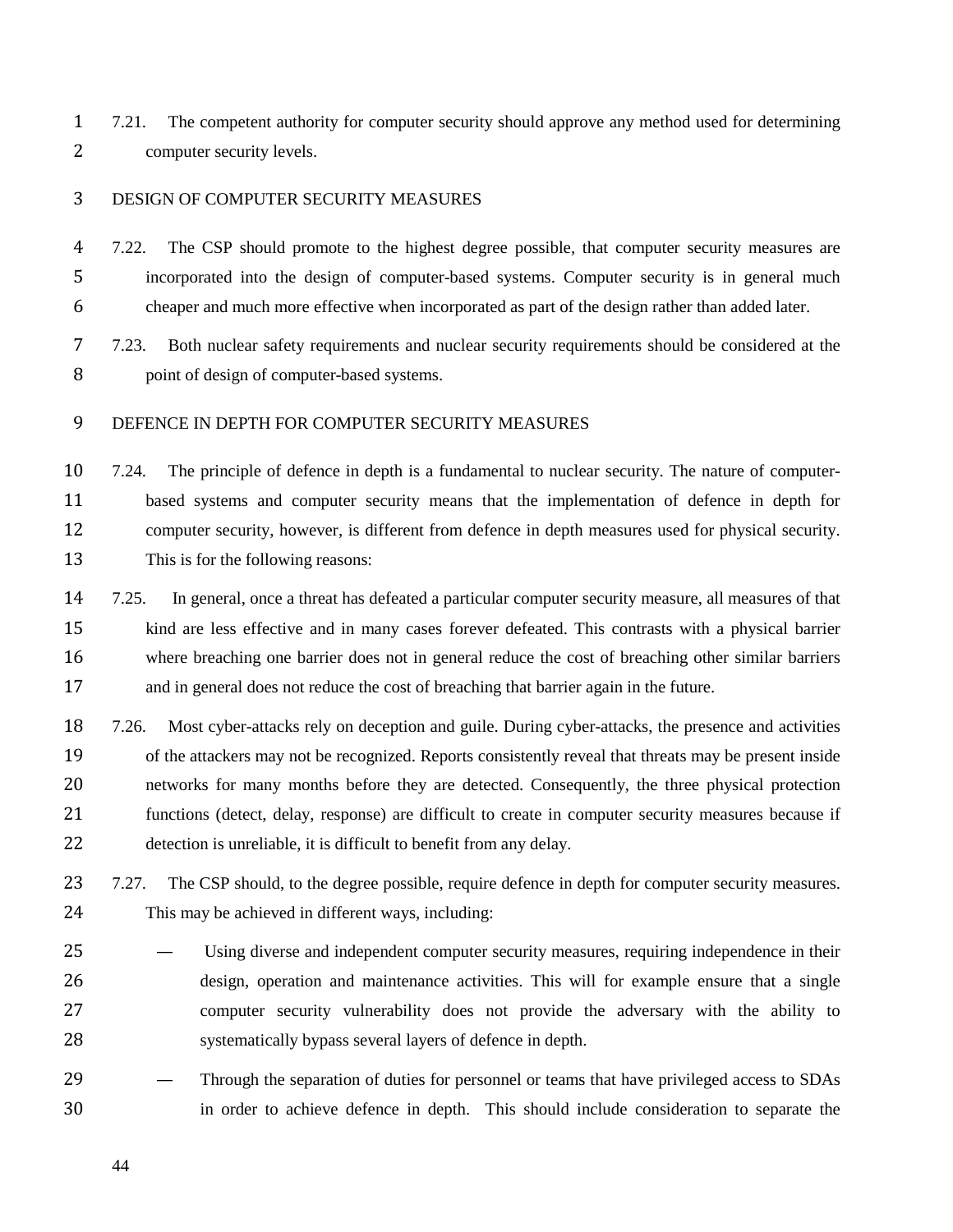7.21. The competent authority for computer security should approve any method used for determining computer security levels.

## DESIGN OF COMPUTER SECURITY MEASURES

7.22. The CSP should promote to the highest degree possible, that computer security measures are incorporated into the design of computer-based systems. Computer security is in general much cheaper and much more effective when incorporated as part of the design rather than added later.

7.23. Both nuclear safety requirements and nuclear security requirements should be considered at the point of design of computer-based systems.

## DEFENCE IN DEPTH FOR COMPUTER SECURITY MEASURES

7.24. The principle of defence in depth is a fundamental to nuclear security. The nature of computer-based systems and computer security means that the implementation of defence in depth for computer security, however, is different from defence in depth measures used for physical security. This is for the following reasons:

7.25. In general, once a threat has defeated a particular computer security measure, all measures of that kind are less effective and in many cases forever defeated. This contrasts with a physical barrier where breaching one barrier does not in general reduce the cost of breaching other similar barriers and in general does not reduce the cost of breaching that barrier again in the future.

7.26. Most cyber-attacks rely on deception and guile. During cyber-attacks, the presence and activities of the attackers may not be recognized. Reports consistently reveal that threats may be present inside networks for many months before they are detected. Consequently, the three physical protection functions (detect, delay, response) are difficult to create in computer security measures because if detection is unreliable, it is difficult to benefit from any delay.

7.27. The CSP should, to the degree possible, require defence in depth for computer security measures. This may be achieved in different ways, including:

— Using diverse and independent computer security measures, requiring independence in their design, operation and maintenance activities. This will for example ensure that a single computer security vulnerability does not provide the adversary with the ability to systematically bypass several layers of defence in depth.

— Through the separation of duties for personnel or teams that have privileged access to SDAs in order to achieve defence in depth. This should include consideration to separate the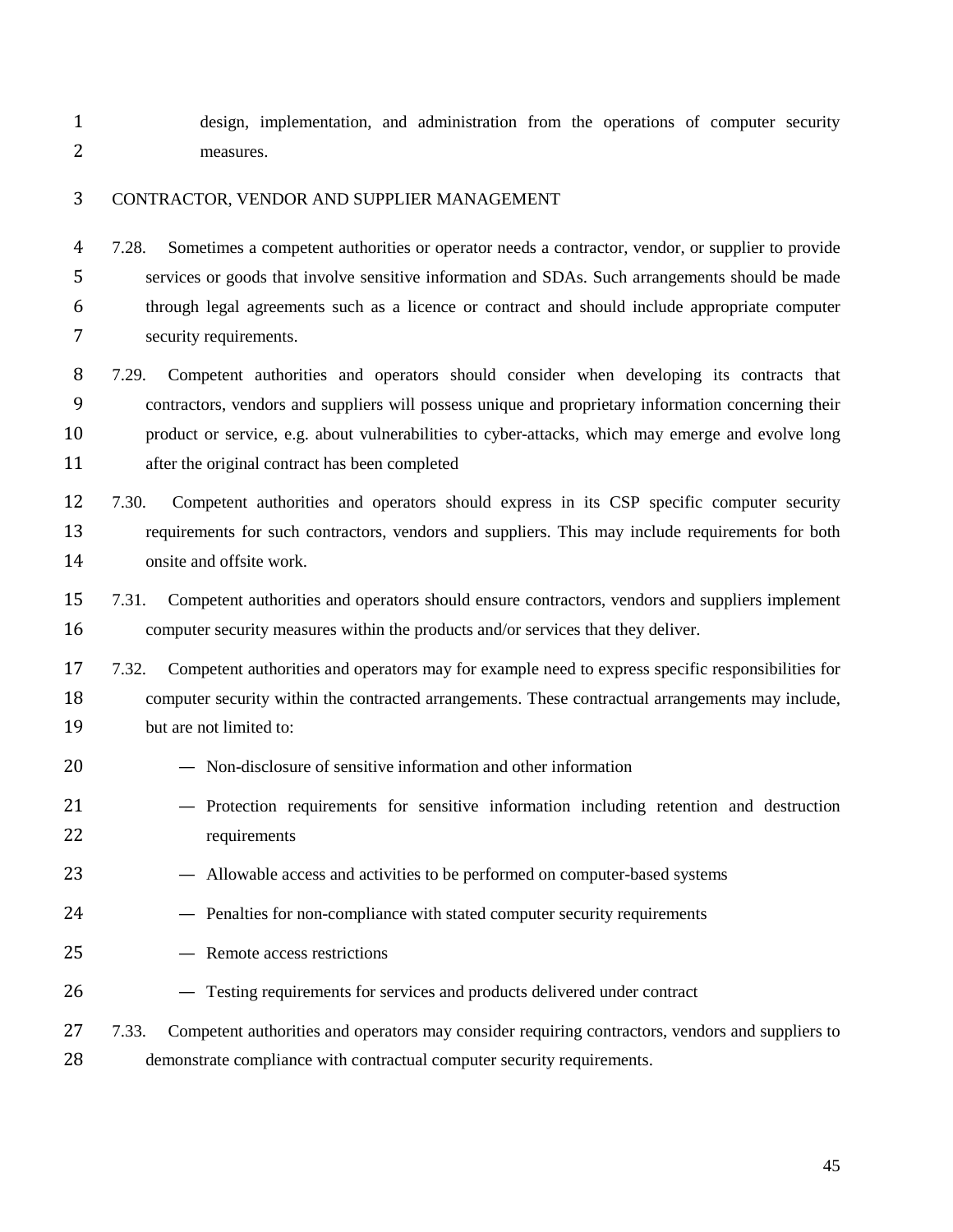design, implementation, and administration from the operations of computer security measures.

## CONTRACTOR, VENDOR AND SUPPLIER MANAGEMENT

7.28. Sometimes a competent authorities or operator needs a contractor, vendor, or supplier to provide services or goods that involve sensitive information and SDAs. Such arrangements should be made through legal agreements such as a licence or contract and should include appropriate computer security requirements.

7.29. Competent authorities and operators should consider when developing its contracts that contractors, vendors and suppliers will possess unique and proprietary information concerning their product or service, e.g. about vulnerabilities to cyber-attacks, which may emerge and evolve long after the original contract has been completed

7.30. Competent authorities and operators should express in its CSP specific computer security requirements for such contractors, vendors and suppliers. This may include requirements for both onsite and offsite work.

7.31. Competent authorities and operators should ensure contractors, vendors and suppliers implement computer security measures within the products and/or services that they deliver.

7.32. Competent authorities and operators may for example need to express specific responsibilities for computer security within the contracted arrangements. These contractual arrangements may include, but are not limited to:

- Non-disclosure of sensitive information and other information
- Protection requirements for sensitive information including retention and destruction requirements
- Allowable access and activities to be performed on computer-based systems
- Penalties for non-compliance with stated computer security requirements
- Remote access restrictions
- Testing requirements for services and products delivered under contract

7.33. Competent authorities and operators may consider requiring contractors, vendors and suppliers to demonstrate compliance with contractual computer security requirements.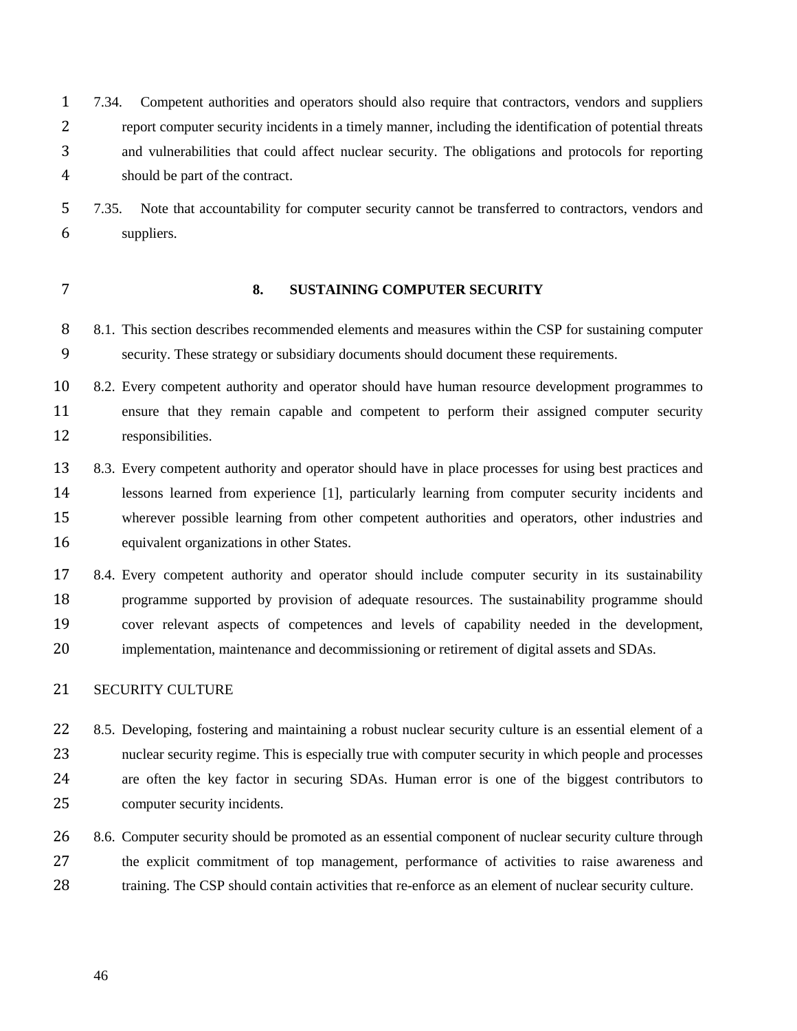7.34. Competent authorities and operators should also require that contractors, vendors and suppliers report computer security incidents in a timely manner, including the identification of potential threats and vulnerabilities that could affect nuclear security. The obligations and protocols for reporting should be part of the contract.

7.35. Note that accountability for computer security cannot be transferred to contractors, vendors and suppliers.

## 8. SUSTAINING COMPUTER SECURITY

8.1. This section describes recommended elements and measures within the CSP for sustaining computer security. These strategy or subsidiary documents should document these requirements.

8.2. Every competent authority and operator should have human resource development programmes to ensure that they remain capable and competent to perform their assigned computer security responsibilities.

8.3. Every competent authority and operator should have in place processes for using best practices and lessons learned from experience [1], particularly learning from computer security incidents and wherever possible learning from other competent authorities and operators, other industries and equivalent organizations in other States.

8.4. Every competent authority and operator should include computer security in its sustainability programme supported by provision of adequate resources. The sustainability programme should cover relevant aspects of competences and levels of capability needed in the development, implementation, maintenance and decommissioning or retirement of digital assets and SDAs.

### SECURITY CULTURE

8.5. Developing, fostering and maintaining a robust nuclear security culture is an essential element of a nuclear security regime. This is especially true with computer security in which people and processes are often the key factor in securing SDAs. Human error is one of the biggest contributors to computer security incidents.

8.6. Computer security should be promoted as an essential component of nuclear security culture through the explicit commitment of top management, performance of activities to raise awareness and training. The CSP should contain activities that re-enforce as an element of nuclear security culture.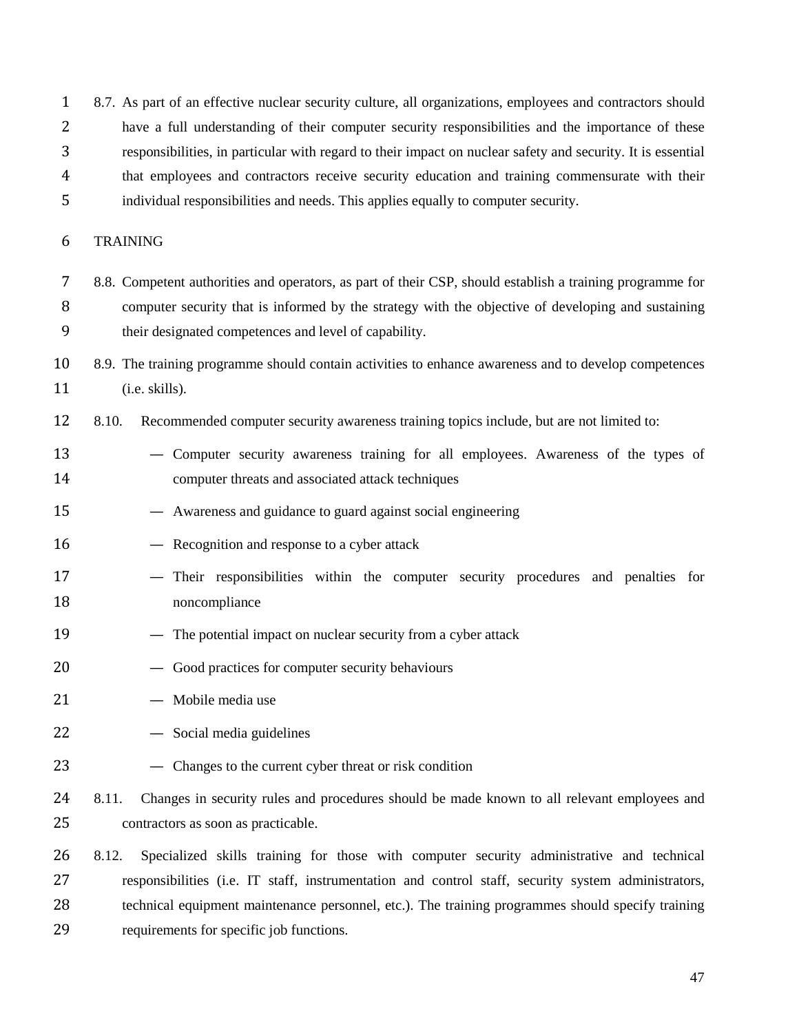8.7. As part of an effective nuclear security culture, all organizations, employees and contractors should have a full understanding of their computer security responsibilities and the importance of these responsibilities, in particular with regard to their impact on nuclear safety and security. It is essential that employees and contractors receive security education and training commensurate with their individual responsibilities and needs. This applies equally to computer security.

## TRAINING

8.8. Competent authorities and operators, as part of their CSP, should establish a training programme for computer security that is informed by the strategy with the objective of developing and sustaining their designated competences and level of capability.

8.9. The training programme should contain activities to enhance awareness and to develop competences (i.e. skills).

8.10. Recommended computer security awareness training topics include, but are not limited to:

- Computer security awareness training for all employees. Awareness of the types of computer threats and associated attack techniques
- Awareness and guidance to guard against social engineering
- Recognition and response to a cyber attack
- Their responsibilities within the computer security procedures and penalties for noncompliance
- The potential impact on nuclear security from a cyber attack
- Good practices for computer security behaviours
- Mobile media use
- Social media guidelines
- Changes to the current cyber threat or risk condition

8.11. Changes in security rules and procedures should be made known to all relevant employees and contractors as soon as practicable.

8.12. Specialized skills training for those with computer security administrative and technical responsibilities (i.e. IT staff, instrumentation and control staff, security system administrators, technical equipment maintenance personnel, etc.). The training programmes should specify training requirements for specific job functions.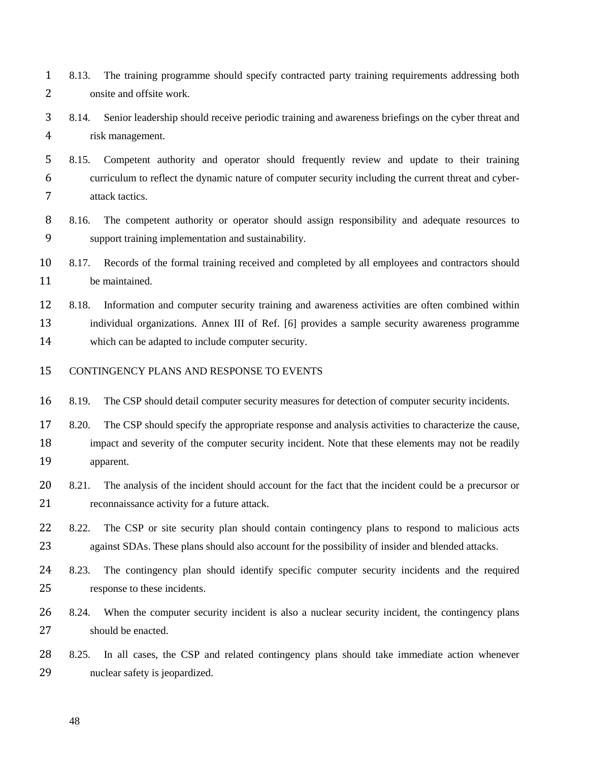8.13. The training programme should specify contracted party training requirements addressing both onsite and offsite work.

8.14. Senior leadership should receive periodic training and awareness briefings on the cyber threat and risk management.

8.15. Competent authority and operator should frequently review and update to their training curriculum to reflect the dynamic nature of computer security including the current threat and cyber-attack tactics.

8.16. The competent authority or operator should assign responsibility and adequate resources to support training implementation and sustainability.

8.17. Records of the formal training received and completed by all employees and contractors should be maintained.

8.18. Information and computer security training and awareness activities are often combined within individual organizations. Annex III of Ref. [6] provides a sample security awareness programme which can be adapted to include computer security.

## CONTINGENCY PLANS AND RESPONSE TO EVENTS

8.19. The CSP should detail computer security measures for detection of computer security incidents.

8.20. The CSP should specify the appropriate response and analysis activities to characterize the cause, impact and severity of the computer security incident. Note that these elements may not be readily apparent.

8.21. The analysis of the incident should account for the fact that the incident could be a precursor or reconnaissance activity for a future attack.

8.22. The CSP or site security plan should contain contingency plans to respond to malicious acts against SDAs. These plans should also account for the possibility of insider and blended attacks.

8.23. The contingency plan should identify specific computer security incidents and the required response to these incidents.

8.24. When the computer security incident is also a nuclear security incident, the contingency plans should be enacted.

8.25. In all cases, the CSP and related contingency plans should take immediate action whenever nuclear safety is jeopardized.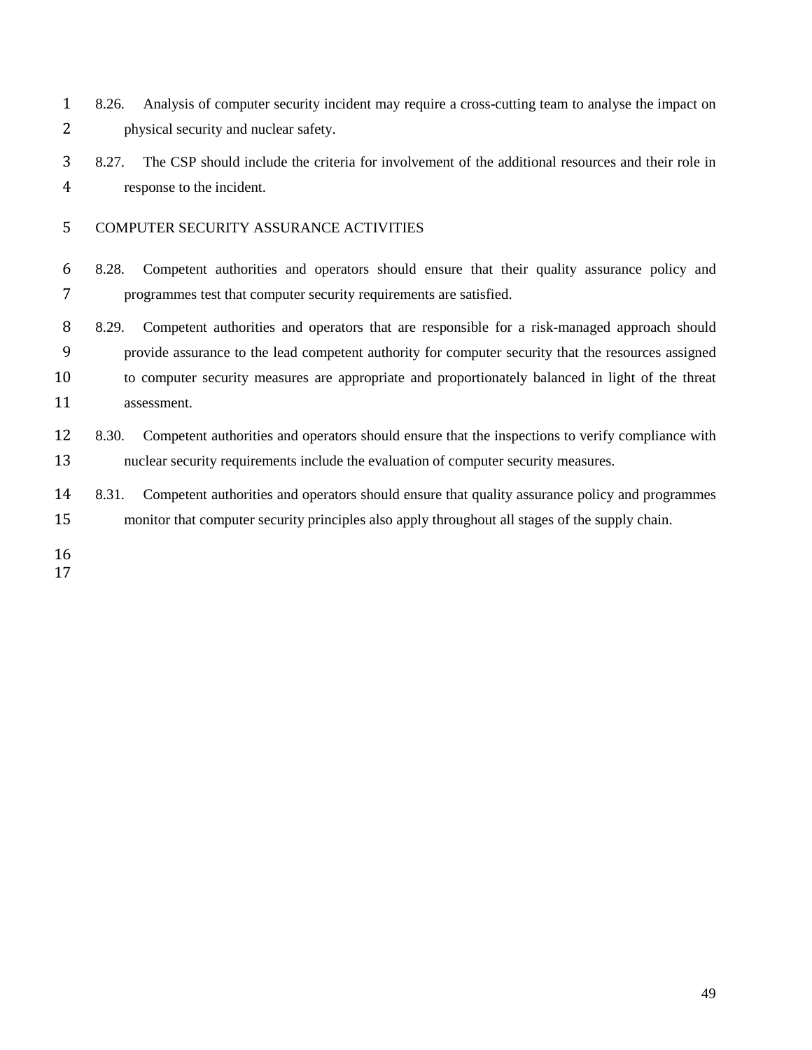8.26. Analysis of computer security incident may require a cross-cutting team to analyse the impact on physical security and nuclear safety.

8.27. The CSP should include the criteria for involvement of the additional resources and their role in response to the incident.

## COMPUTER SECURITY ASSURANCE ACTIVITIES

8.28. Competent authorities and operators should ensure that their quality assurance policy and programmes test that computer security requirements are satisfied.

8.29. Competent authorities and operators that are responsible for a risk-managed approach should provide assurance to the lead competent authority for computer security that the resources assigned to computer security measures are appropriate and proportionately balanced in light of the threat assessment.

8.30. Competent authorities and operators should ensure that the inspections to verify compliance with nuclear security requirements include the evaluation of computer security measures.

8.31. Competent authorities and operators should ensure that quality assurance policy and programmes monitor that computer security principles also apply throughout all stages of the supply chain.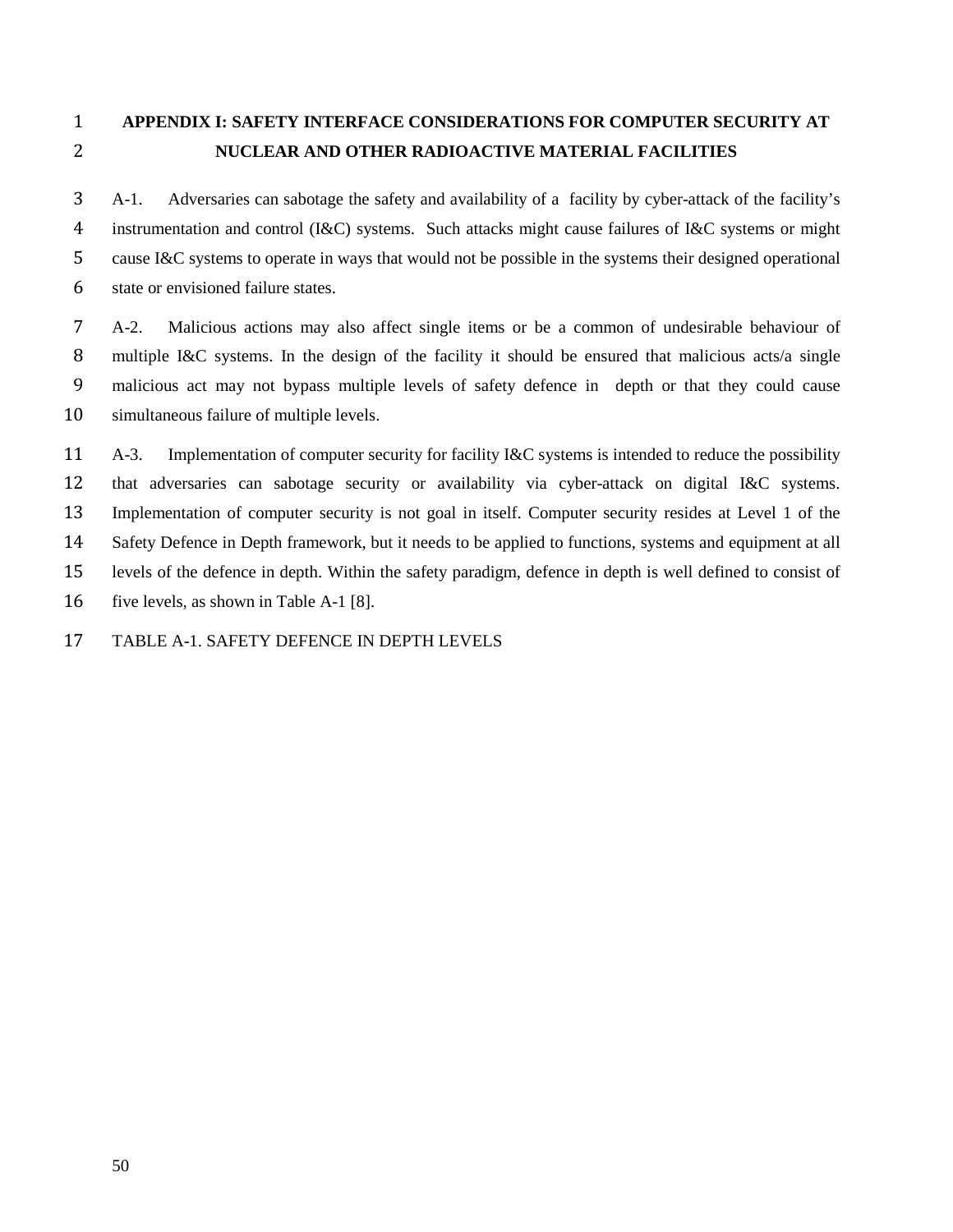# APPENDIX I: SAFETY INTERFACE CONSIDERATIONS FOR COMPUTER SECURITY AT NUCLEAR AND OTHER RADIOACTIVE MATERIAL FACILITIES

A-1. Adversaries can sabotage the safety and availability of a facility by cyber-attack of the facility's instrumentation and control (I&C) systems. Such attacks might cause failures of I&C systems or might cause I&C systems to operate in ways that would not be possible in the systems their designed operational state or envisioned failure states.

A-2. Malicious actions may also affect single items or be a common of undesirable behaviour of multiple I&C systems. In the design of the facility it should be ensured that malicious acts/a single malicious act may not bypass multiple levels of safety defence in depth or that they could cause simultaneous failure of multiple levels.

A-3. Implementation of computer security for facility I&C systems is intended to reduce the possibility that adversaries can sabotage security or availability via cyber-attack on digital I&C systems. Implementation of computer security is not goal in itself. Computer security resides at Level 1 of the Safety Defence in Depth framework, but it needs to be applied to functions, systems and equipment at all levels of the defence in depth. Within the safety paradigm, defence in depth is well defined to consist of five levels, as shown in Table A-1 [8].

TABLE A-1. SAFETY DEFENCE IN DEPTH LEVELS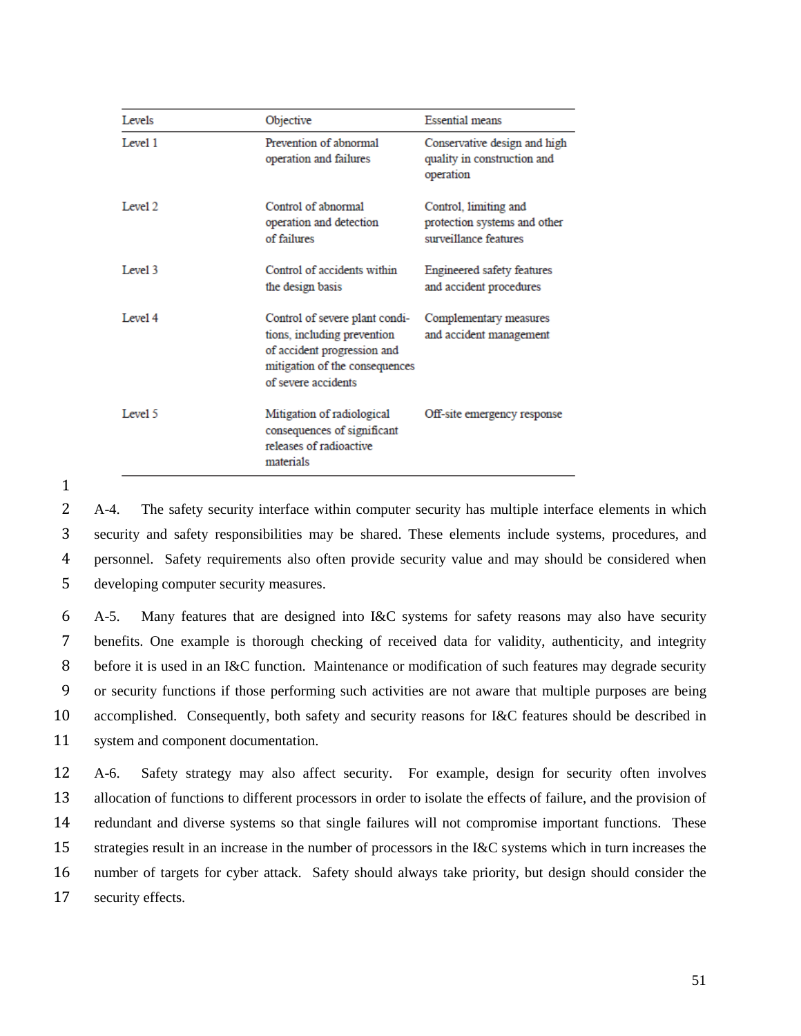| Levels | Objective | Essential means |
| --- | --- | --- |
| Level 1 | Prevention of abnormal operation and failures | Conservative design and high quality in construction and operation |
| Level 2 | Control of abnormal operation and detection of failures | Control, limiting and protection systems and other surveillance features |
| Level 3 | Control of accidents within the design basis | Engineered safety features and accident procedures |
| Level 4 | Control of severe plant conditions, including prevention of accident progression and mitigation of the consequences of severe accidents | Complementary measures and accident management |
| Level 5 | Mitigation of radiological consequences of significant releases of radioactive materials | Off-site emergency response |

A-4. The safety security interface within computer security has multiple interface elements in which security and safety responsibilities may be shared. These elements include systems, procedures, and personnel. Safety requirements also often provide security value and may should be considered when developing computer security measures.

A-5. Many features that are designed into I&C systems for safety reasons may also have security benefits. One example is thorough checking of received data for validity, authenticity, and integrity before it is used in an I&C function. Maintenance or modification of such features may degrade security or security functions if those performing such activities are not aware that multiple purposes are being accomplished. Consequently, both safety and security reasons for I&C features should be described in system and component documentation.

A-6. Safety strategy may also affect security. For example, design for security often involves allocation of functions to different processors in order to isolate the effects of failure, and the provision of redundant and diverse systems so that single failures will not compromise important functions. These strategies result in an increase in the number of processors in the I&C systems which in turn increases the number of targets for cyber attack. Safety should always take priority, but design should consider the security effects.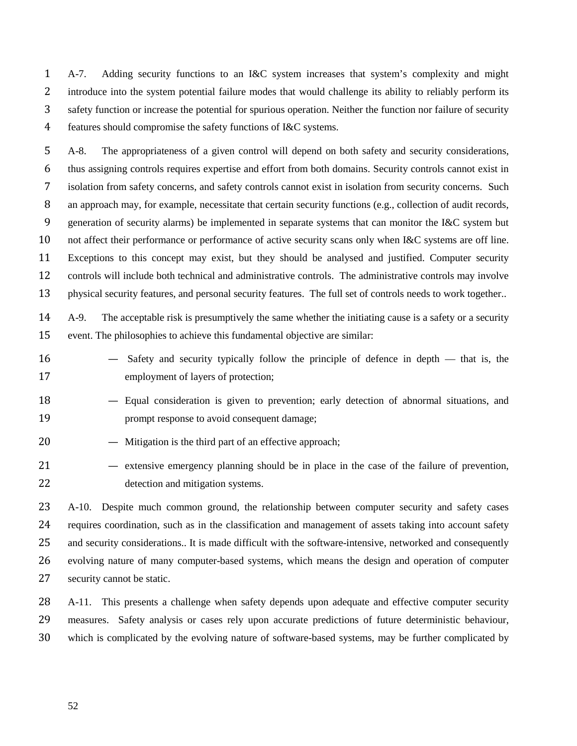A-7. Adding security functions to an I&C system increases that system's complexity and might introduce into the system potential failure modes that would challenge its ability to reliably perform its safety function or increase the potential for spurious operation. Neither the function nor failure of security features should compromise the safety functions of I&C systems.

A-8. The appropriateness of a given control will depend on both safety and security considerations, thus assigning controls requires expertise and effort from both domains. Security controls cannot exist in isolation from safety concerns, and safety controls cannot exist in isolation from security concerns. Such an approach may, for example, necessitate that certain security functions (e.g., collection of audit records, generation of security alarms) be implemented in separate systems that can monitor the I&C system but not affect their performance or performance of active security scans only when I&C systems are off line. Exceptions to this concept may exist, but they should be analysed and justified. Computer security controls will include both technical and administrative controls. The administrative controls may involve physical security features, and personal security features. The full set of controls needs to work together..

A-9. The acceptable risk is presumptively the same whether the initiating cause is a safety or a security event. The philosophies to achieve this fundamental objective are similar:

— Safety and security typically follow the principle of defence in depth — that is, the employment of layers of protection;

— Equal consideration is given to prevention; early detection of abnormal situations, and prompt response to avoid consequent damage;

— Mitigation is the third part of an effective approach;

— extensive emergency planning should be in place in the case of the failure of prevention, detection and mitigation systems.

A-10. Despite much common ground, the relationship between computer security and safety cases requires coordination, such as in the classification and management of assets taking into account safety and security considerations.. It is made difficult with the software-intensive, networked and consequently evolving nature of many computer-based systems, which means the design and operation of computer security cannot be static.

A-11. This presents a challenge when safety depends upon adequate and effective computer security measures. Safety analysis or cases rely upon accurate predictions of future deterministic behaviour, which is complicated by the evolving nature of software-based systems, may be further complicated by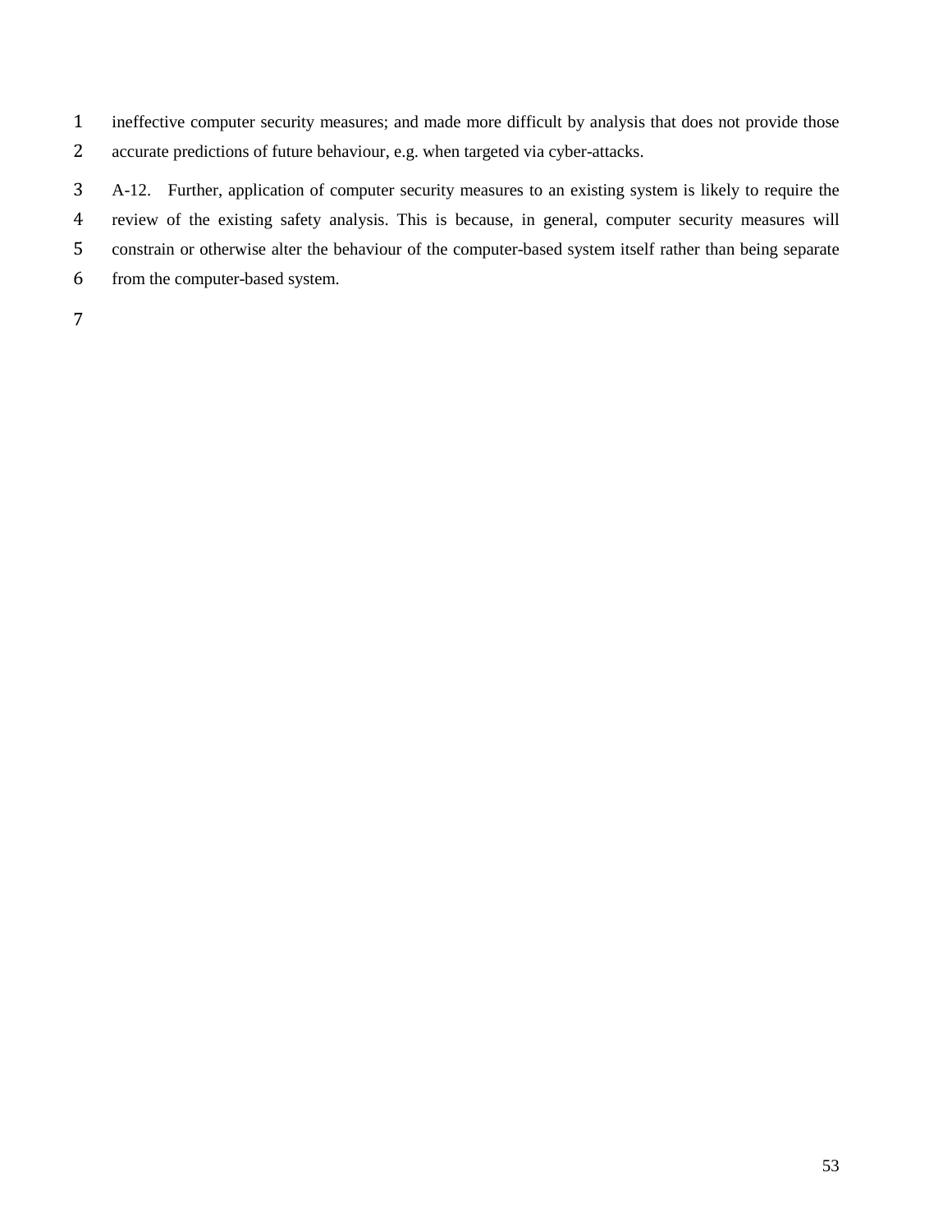ineffective computer security measures; and made more difficult by analysis that does not provide those accurate predictions of future behaviour, e.g. when targeted via cyber-attacks.

A-12. Further, application of computer security measures to an existing system is likely to require the review of the existing safety analysis. This is because, in general, computer security measures will constrain or otherwise alter the behaviour of the computer-based system itself rather than being separate from the computer-based system.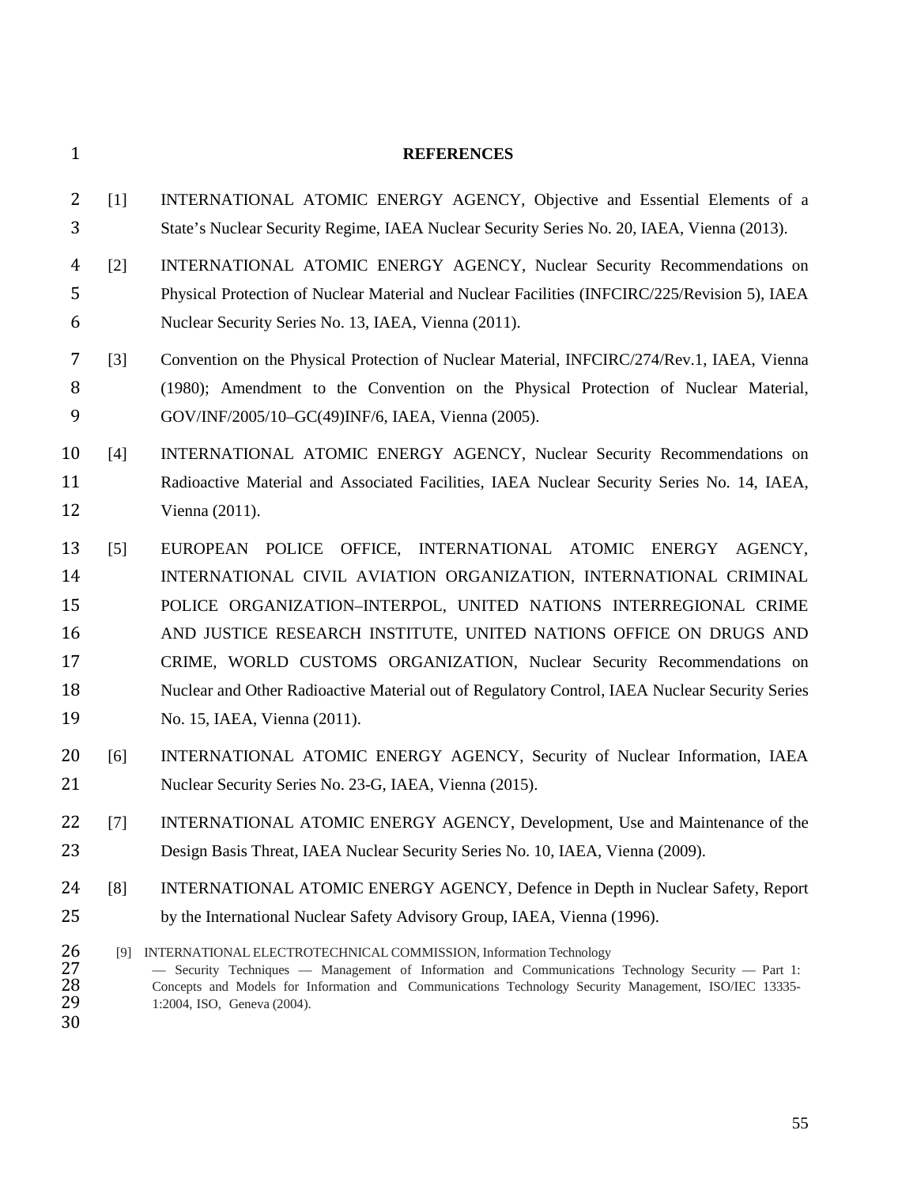## REFERENCES

[1] INTERNATIONAL ATOMIC ENERGY AGENCY, Objective and Essential Elements of a State's Nuclear Security Regime, IAEA Nuclear Security Series No. 20, IAEA, Vienna (2013).

[2] INTERNATIONAL ATOMIC ENERGY AGENCY, Nuclear Security Recommendations on Physical Protection of Nuclear Material and Nuclear Facilities (INFCIRC/225/Revision 5), IAEA Nuclear Security Series No. 13, IAEA, Vienna (2011).

[3] Convention on the Physical Protection of Nuclear Material, INFCIRC/274/Rev.1, IAEA, Vienna (1980); Amendment to the Convention on the Physical Protection of Nuclear Material, GOV/INF/2005/10–GC(49)INF/6, IAEA, Vienna (2005).

[4] INTERNATIONAL ATOMIC ENERGY AGENCY, Nuclear Security Recommendations on Radioactive Material and Associated Facilities, IAEA Nuclear Security Series No. 14, IAEA, Vienna (2011).

[5] EUROPEAN POLICE OFFICE, INTERNATIONAL ATOMIC ENERGY AGENCY, INTERNATIONAL CIVIL AVIATION ORGANIZATION, INTERNATIONAL CRIMINAL POLICE ORGANIZATION–INTERPOL, UNITED NATIONS INTERREGIONAL CRIME AND JUSTICE RESEARCH INSTITUTE, UNITED NATIONS OFFICE ON DRUGS AND CRIME, WORLD CUSTOMS ORGANIZATION, Nuclear Security Recommendations on Nuclear and Other Radioactive Material out of Regulatory Control, IAEA Nuclear Security Series No. 15, IAEA, Vienna (2011).

[6] INTERNATIONAL ATOMIC ENERGY AGENCY, Security of Nuclear Information, IAEA Nuclear Security Series No. 23-G, IAEA, Vienna (2015).

[7] INTERNATIONAL ATOMIC ENERGY AGENCY, Development, Use and Maintenance of the Design Basis Threat, IAEA Nuclear Security Series No. 10, IAEA, Vienna (2009).

[8] INTERNATIONAL ATOMIC ENERGY AGENCY, Defence in Depth in Nuclear Safety, Report by the International Nuclear Safety Advisory Group, IAEA, Vienna (1996).

[9] INTERNATIONAL ELECTROTECHNICAL COMMISSION, Information Technology — Security Techniques — Management of Information and Communications Technology Security — Part 1: Concepts and Models for Information and Communications Technology Security Management, ISO/IEC 13335-1:2004, ISO, Geneva (2004).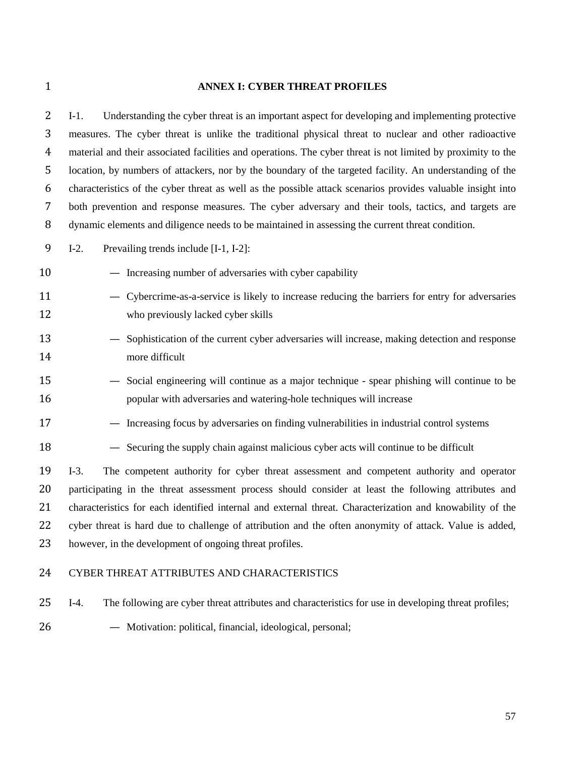# ANNEX I: CYBER THREAT PROFILES

I-1. Understanding the cyber threat is an important aspect for developing and implementing protective measures. The cyber threat is unlike the traditional physical threat to nuclear and other radioactive material and their associated facilities and operations. The cyber threat is not limited by proximity to the location, by numbers of attackers, nor by the boundary of the targeted facility. An understanding of the characteristics of the cyber threat as well as the possible attack scenarios provides valuable insight into both prevention and response measures. The cyber adversary and their tools, tactics, and targets are dynamic elements and diligence needs to be maintained in assessing the current threat condition.

I-2. Prevailing trends include [I-1, I-2]:

— Increasing number of adversaries with cyber capability

— Cybercrime-as-a-service is likely to increase reducing the barriers for entry for adversaries who previously lacked cyber skills

— Sophistication of the current cyber adversaries will increase, making detection and response more difficult

— Social engineering will continue as a major technique - spear phishing will continue to be popular with adversaries and watering-hole techniques will increase

— Increasing focus by adversaries on finding vulnerabilities in industrial control systems

— Securing the supply chain against malicious cyber acts will continue to be difficult

I-3. The competent authority for cyber threat assessment and competent authority and operator participating in the threat assessment process should consider at least the following attributes and characteristics for each identified internal and external threat. Characterization and knowability of the cyber threat is hard due to challenge of attribution and the often anonymity of attack. Value is added, however, in the development of ongoing threat profiles.

## CYBER THREAT ATTRIBUTES AND CHARACTERISTICS

I-4. The following are cyber threat attributes and characteristics for use in developing threat profiles;

— Motivation: political, financial, ideological, personal;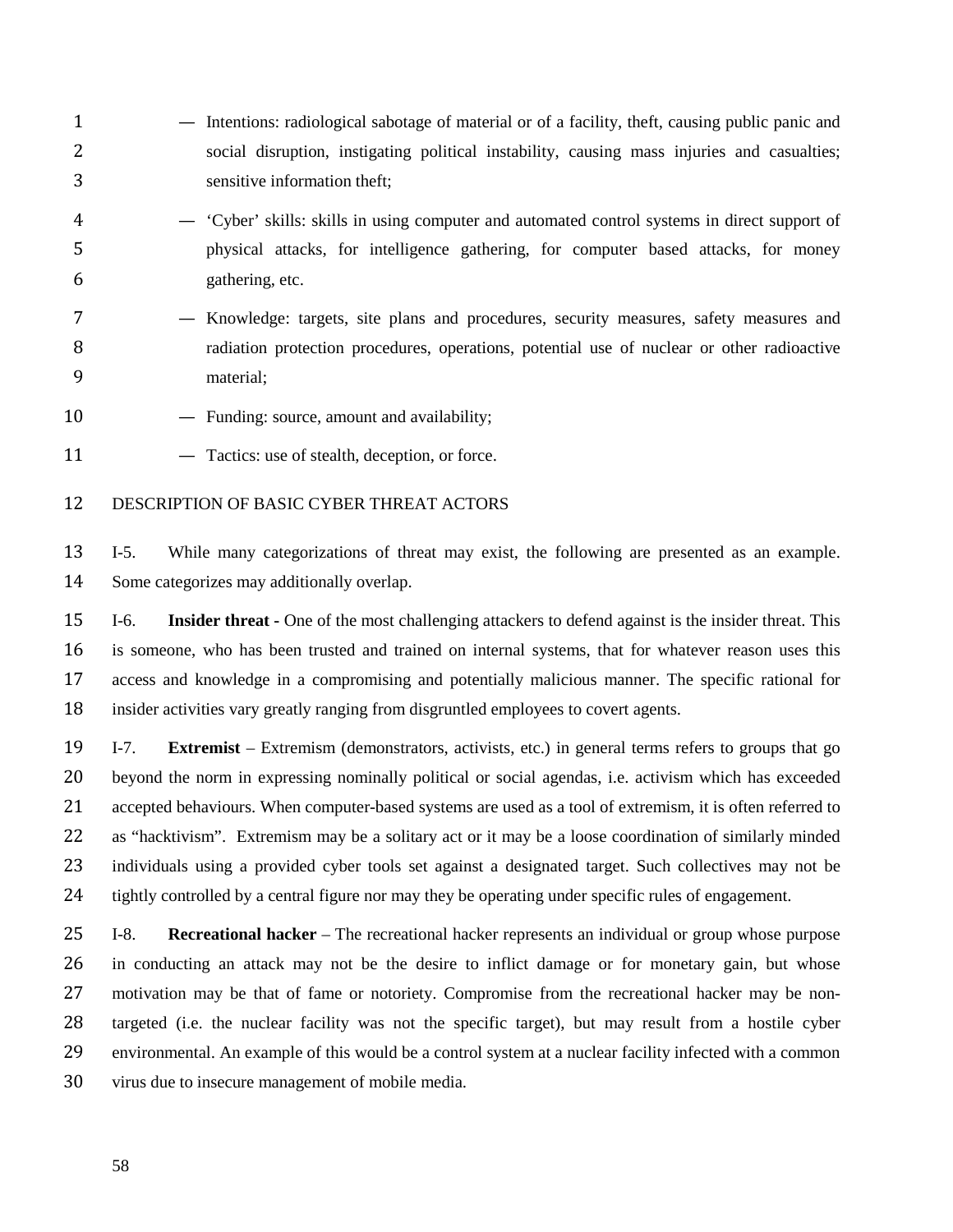- Intentions: radiological sabotage of material or of a facility, theft, causing public panic and social disruption, instigating political instability, causing mass injuries and casualties; sensitive information theft;
- 'Cyber' skills: skills in using computer and automated control systems in direct support of physical attacks, for intelligence gathering, for computer based attacks, for money gathering, etc.
- Knowledge: targets, site plans and procedures, security measures, safety measures and radiation protection procedures, operations, potential use of nuclear or other radioactive material;
- Funding: source, amount and availability;
- Tactics: use of stealth, deception, or force.

## DESCRIPTION OF BASIC CYBER THREAT ACTORS

I-5. While many categorizations of threat may exist, the following are presented as an example. Some categorizes may additionally overlap.

I-6. **Insider threat -** One of the most challenging attackers to defend against is the insider threat. This is someone, who has been trusted and trained on internal systems, that for whatever reason uses this access and knowledge in a compromising and potentially malicious manner. The specific rational for insider activities vary greatly ranging from disgruntled employees to covert agents.

I-7. **Extremist** – Extremism (demonstrators, activists, etc.) in general terms refers to groups that go beyond the norm in expressing nominally political or social agendas, i.e. activism which has exceeded accepted behaviours. When computer-based systems are used as a tool of extremism, it is often referred to as "hacktivism". Extremism may be a solitary act or it may be a loose coordination of similarly minded individuals using a provided cyber tools set against a designated target. Such collectives may not be tightly controlled by a central figure nor may they be operating under specific rules of engagement.

I-8. **Recreational hacker** – The recreational hacker represents an individual or group whose purpose in conducting an attack may not be the desire to inflict damage or for monetary gain, but whose motivation may be that of fame or notoriety. Compromise from the recreational hacker may be non-targeted (i.e. the nuclear facility was not the specific target), but may result from a hostile cyber environmental. An example of this would be a control system at a nuclear facility infected with a common virus due to insecure management of mobile media.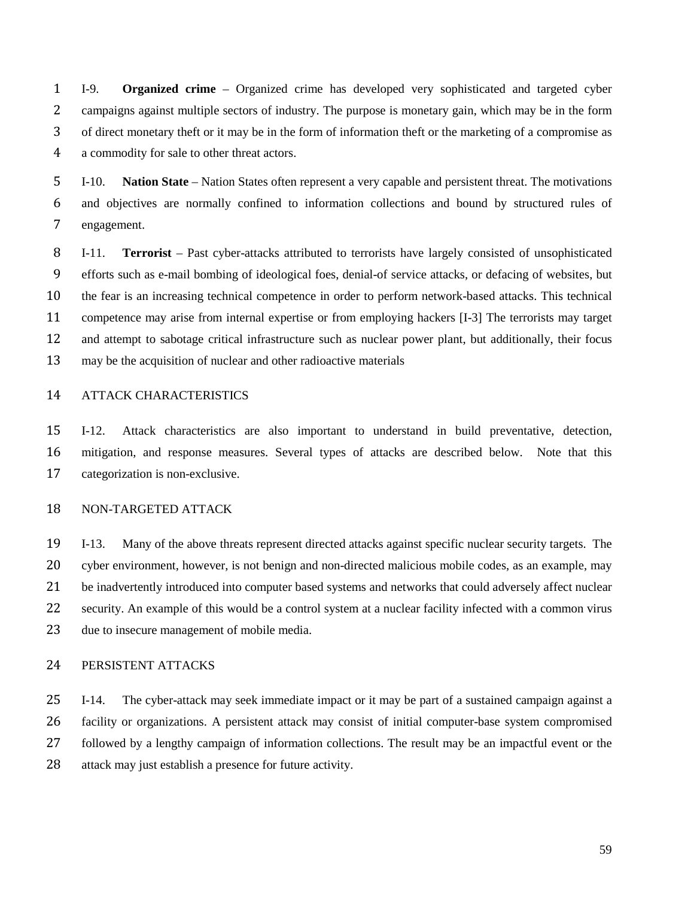I-9. **Organized crime** – Organized crime has developed very sophisticated and targeted cyber campaigns against multiple sectors of industry. The purpose is monetary gain, which may be in the form of direct monetary theft or it may be in the form of information theft or the marketing of a compromise as a commodity for sale to other threat actors.

I-10. **Nation State** – Nation States often represent a very capable and persistent threat. The motivations and objectives are normally confined to information collections and bound by structured rules of engagement.

I-11. **Terrorist** – Past cyber-attacks attributed to terrorists have largely consisted of unsophisticated efforts such as e-mail bombing of ideological foes, denial-of service attacks, or defacing of websites, but the fear is an increasing technical competence in order to perform network-based attacks. This technical competence may arise from internal expertise or from employing hackers [I-3] The terrorists may target and attempt to sabotage critical infrastructure such as nuclear power plant, but additionally, their focus may be the acquisition of nuclear and other radioactive materials

## ATTACK CHARACTERISTICS

I-12. Attack characteristics are also important to understand in build preventative, detection, mitigation, and response measures. Several types of attacks are described below. Note that this categorization is non-exclusive.

### NON-TARGETED ATTACK

I-13. Many of the above threats represent directed attacks against specific nuclear security targets. The cyber environment, however, is not benign and non-directed malicious mobile codes, as an example, may be inadvertently introduced into computer based systems and networks that could adversely affect nuclear security. An example of this would be a control system at a nuclear facility infected with a common virus due to insecure management of mobile media.

### PERSISTENT ATTACKS

I-14. The cyber-attack may seek immediate impact or it may be part of a sustained campaign against a facility or organizations. A persistent attack may consist of initial computer-base system compromised followed by a lengthy campaign of information collections. The result may be an impactful event or the attack may just establish a presence for future activity.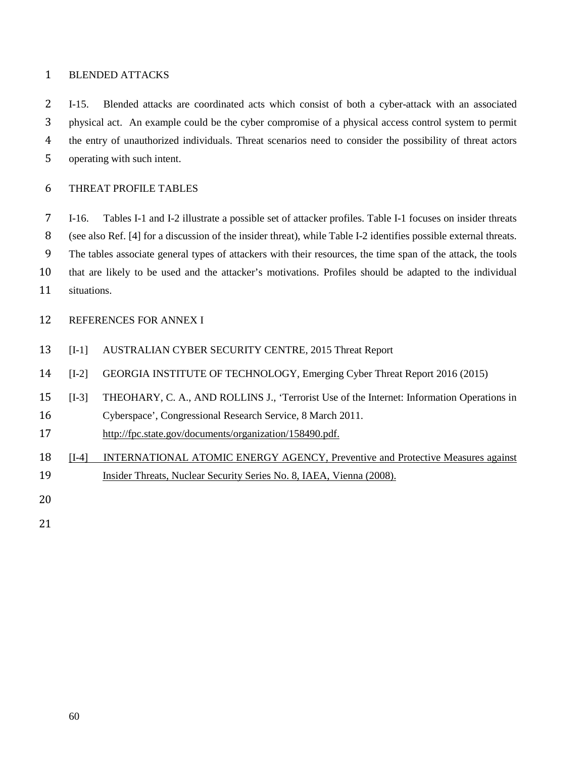## BLENDED ATTACKS

I-15. Blended attacks are coordinated acts which consist of both a cyber-attack with an associated physical act. An example could be the cyber compromise of a physical access control system to permit the entry of unauthorized individuals. Threat scenarios need to consider the possibility of threat actors operating with such intent.

## THREAT PROFILE TABLES

I-16. Tables I-1 and I-2 illustrate a possible set of attacker profiles. Table I-1 focuses on insider threats (see also Ref. [4] for a discussion of the insider threat), while Table I-2 identifies possible external threats. The tables associate general types of attackers with their resources, the time span of the attack, the tools that are likely to be used and the attacker's motivations. Profiles should be adapted to the individual situations.

## REFERENCES FOR ANNEX I

[I-1] AUSTRALIAN CYBER SECURITY CENTRE, 2015 Threat Report

[I-2] GEORGIA INSTITUTE OF TECHNOLOGY, Emerging Cyber Threat Report 2016 (2015)

[I-3] THEOHARY, C. A., AND ROLLINS J., 'Terrorist Use of the Internet: Information Operations in Cyberspace', Congressional Research Service, 8 March 2011. http://fpc.state.gov/documents/organization/158490.pdf.

[I-4] INTERNATIONAL ATOMIC ENERGY AGENCY, Preventive and Protective Measures against Insider Threats, Nuclear Security Series No. 8, IAEA, Vienna (2008).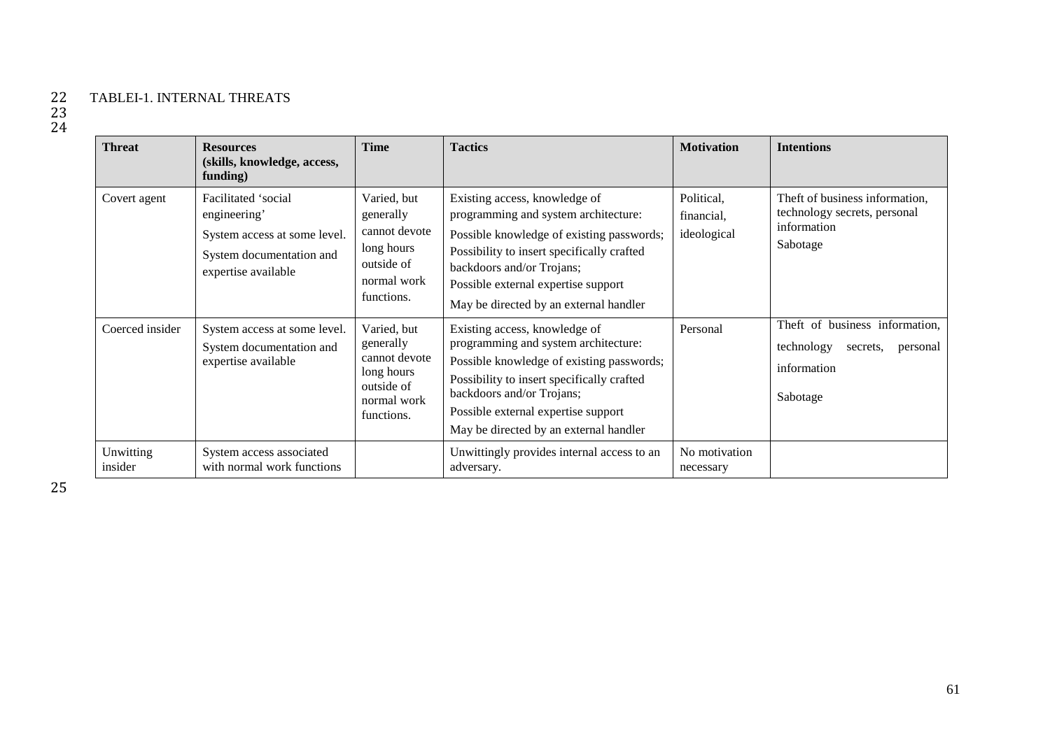TABLEI-1. INTERNAL THREATS

| Threat | Resources (skills, knowledge, access, funding) | Time | Tactics | Motivation | Intentions |
|---|---|---|---|---|---|
| Covert agent | Facilitated 'social engineering'<br>System access at some level.<br>System documentation and expertise available | Varied, but generally cannot devote long hours outside of normal work functions. | Existing access, knowledge of programming and system architecture:<br>Possible knowledge of existing passwords;<br>Possibility to insert specifically crafted backdoors and/or Trojans;<br>Possible external expertise support<br>May be directed by an external handler | Political, financial, ideological | Theft of business information, technology secrets, personal information<br>Sabotage |
| Coerced insider | System access at some level.<br>System documentation and expertise available | Varied, but generally cannot devote long hours outside of normal work functions. | Existing access, knowledge of programming and system architecture:<br>Possible knowledge of existing passwords;<br>Possibility to insert specifically crafted backdoors and/or Trojans;<br>Possible external expertise support<br>May be directed by an external handler | Personal | Theft of business information, technology secrets, personal information<br>Sabotage |
| Unwitting insider | System access associated with normal work functions | | Unwittingly provides internal access to an adversary. | No motivation necessary | |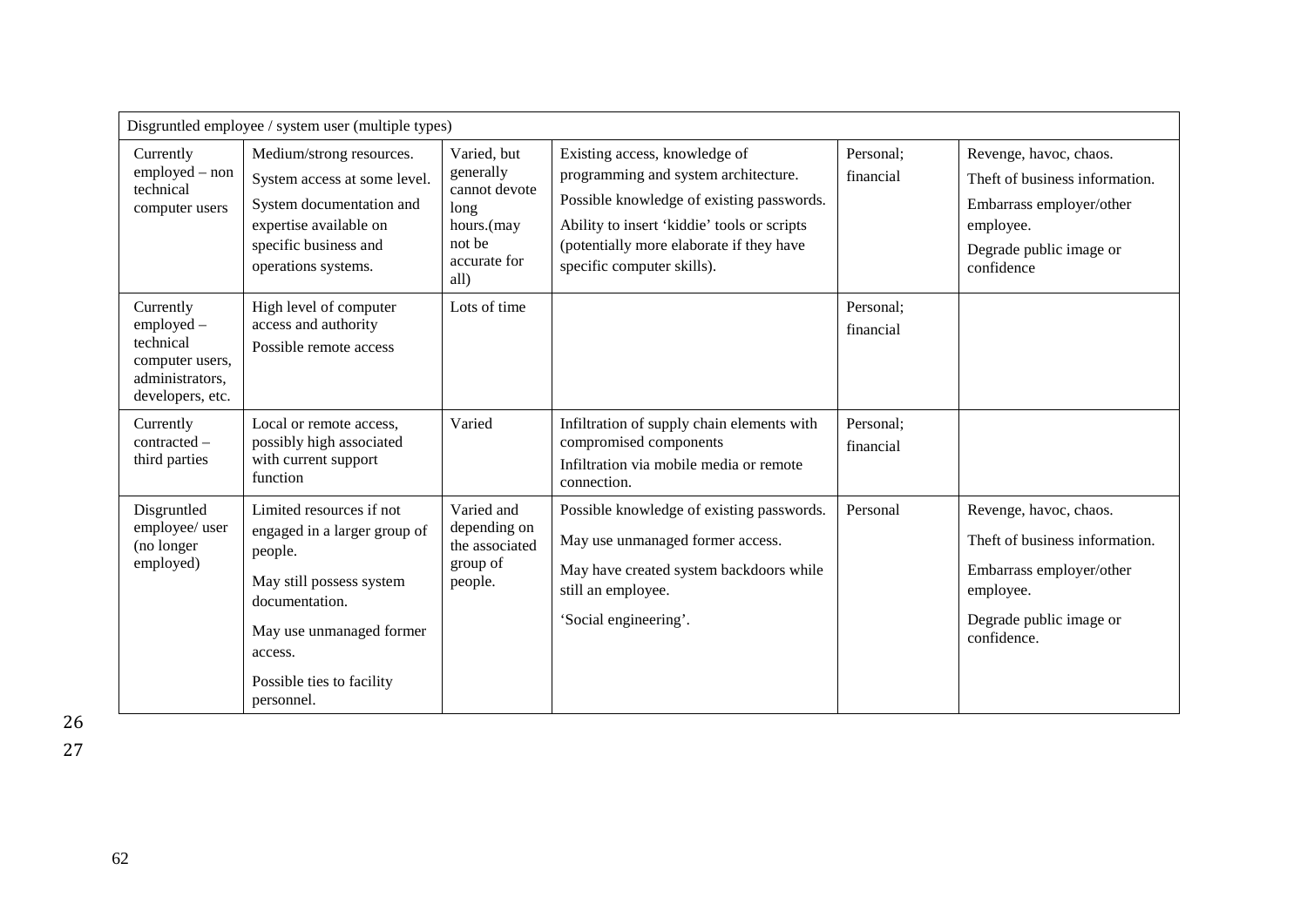| Disgruntled employee / system user (multiple types) | | | | | |
|---|---|---|---|---|---|
| Currently employed – non technical computer users | Medium/strong resources. System access at some level. System documentation and expertise available on specific business and operations systems. | Varied, but generally cannot devote long hours.(may not be accurate for all) | Existing access, knowledge of programming and system architecture. Possible knowledge of existing passwords. Ability to insert 'kiddie' tools or scripts (potentially more elaborate if they have specific computer skills). | Personal; financial | Revenge, havoc, chaos. Theft of business information. Embarrass employer/other employee. Degrade public image or confidence |
| Currently employed – technical computer users, administrators, developers, etc. | High level of computer access and authority Possible remote access | Lots of time | | Personal; financial | |
| Currently contracted – third parties | Local or remote access, possibly high associated with current support function | Varied | Infiltration of supply chain elements with compromised components Infiltration via mobile media or remote connection. | Personal; financial | |
| Disgruntled employee/ user (no longer employed) | Limited resources if not engaged in a larger group of people. May still possess system documentation. May use unmanaged former access. Possible ties to facility personnel. | Varied and depending on the associated group of people. | Possible knowledge of existing passwords. May use unmanaged former access. May have created system backdoors while still an employee. 'Social engineering'. | Personal | Revenge, havoc, chaos. Theft of business information. Embarrass employer/other employee. Degrade public image or confidence. |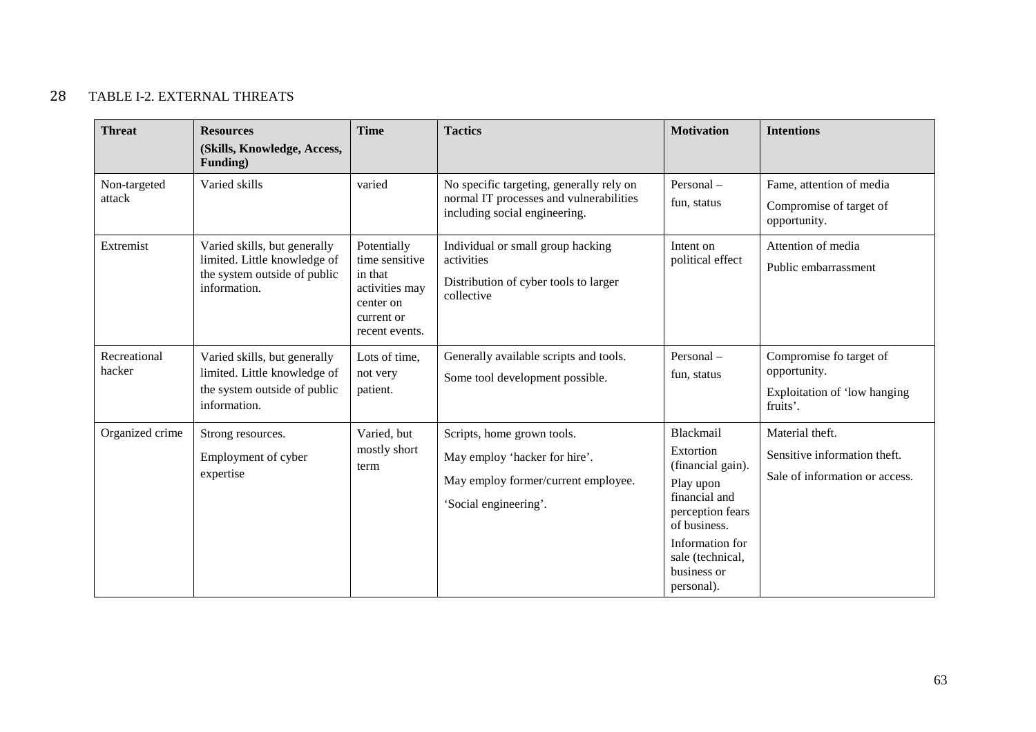# TABLE I-2. EXTERNAL THREATS

| Threat | Resources (Skills, Knowledge, Access, Funding) | Time | Tactics | Motivation | Intentions |
|---|---|---|---|---|---|
| Non-targeted attack | Varied skills | varied | No specific targeting, generally rely on normal IT processes and vulnerabilities including social engineering. | Personal – fun, status | Fame, attention of media<br>Compromise of target of opportunity. |
| Extremist | Varied skills, but generally limited. Little knowledge of the system outside of public information. | Potentially time sensitive in that activities may center on current or recent events. | Individual or small group hacking activities<br>Distribution of cyber tools to larger collective | Intent on political effect | Attention of media<br>Public embarrassment |
| Recreational hacker | Varied skills, but generally limited. Little knowledge of the system outside of public information. | Lots of time, not very patient. | Generally available scripts and tools.<br>Some tool development possible. | Personal – fun, status | Compromise fo target of opportunity.<br>Exploitation of 'low hanging fruits'. |
| Organized crime | Strong resources.<br>Employment of cyber expertise | Varied, but mostly short term | Scripts, home grown tools.<br>May employ 'hacker for hire'.<br>May employ former/current employee.<br>'Social engineering'. | Blackmail<br>Extortion (financial gain).<br>Play upon financial and perception fears of business.<br>Information for sale (technical, business or personal). | Material theft.<br>Sensitive information theft.<br>Sale of information or access. |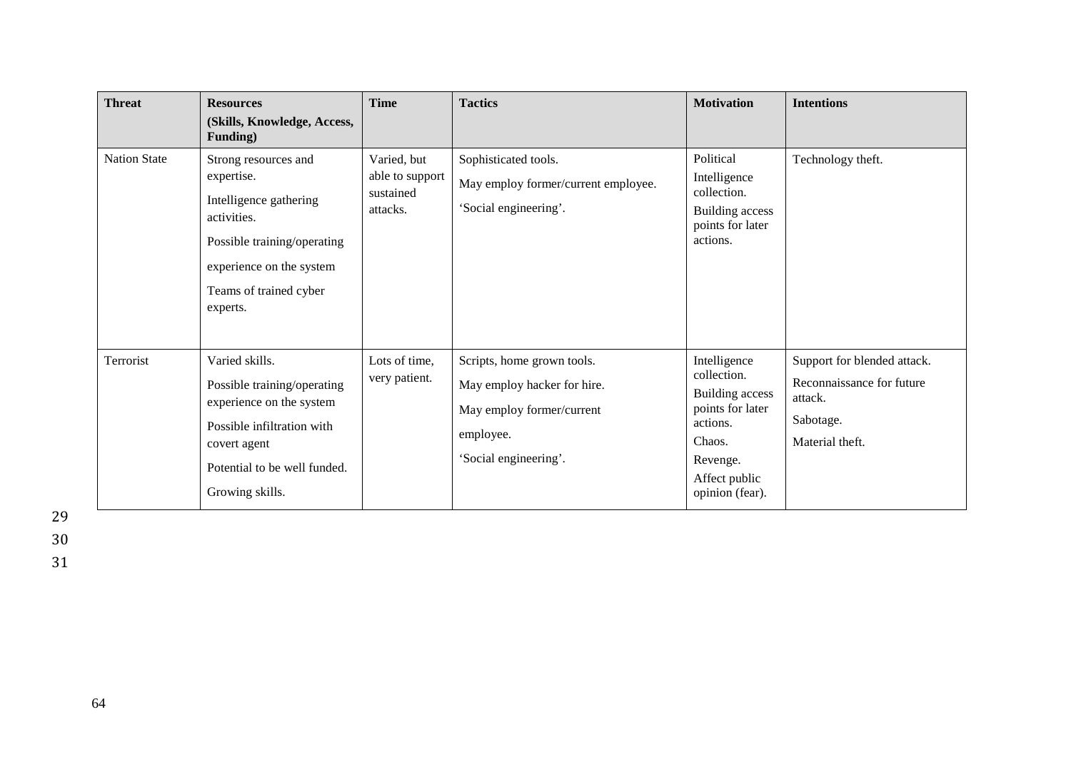| Threat | Resources (Skills, Knowledge, Access, Funding) | Time | Tactics | Motivation | Intentions |
|---|---|---|---|---|---|
| Nation State | Strong resources and expertise.<br>Intelligence gathering activities.<br>Possible training/operating experience on the system<br>Teams of trained cyber experts. | Varied, but able to support sustained attacks. | Sophisticated tools.<br>May employ former/current employee.<br>'Social engineering'. | Political<br>Intelligence collection.<br>Building access points for later actions. | Technology theft. |
| Terrorist | Varied skills.<br>Possible training/operating experience on the system<br>Possible infiltration with covert agent<br>Potential to be well funded.<br>Growing skills. | Lots of time, very patient. | Scripts, home grown tools.<br>May employ hacker for hire.<br>May employ former/current employee.<br>'Social engineering'. | Intelligence collection.<br>Building access points for later actions.<br>Chaos.<br>Revenge.<br>Affect public opinion (fear). | Support for blended attack.<br>Reconnaissance for future attack.<br>Sabotage.<br>Material theft. |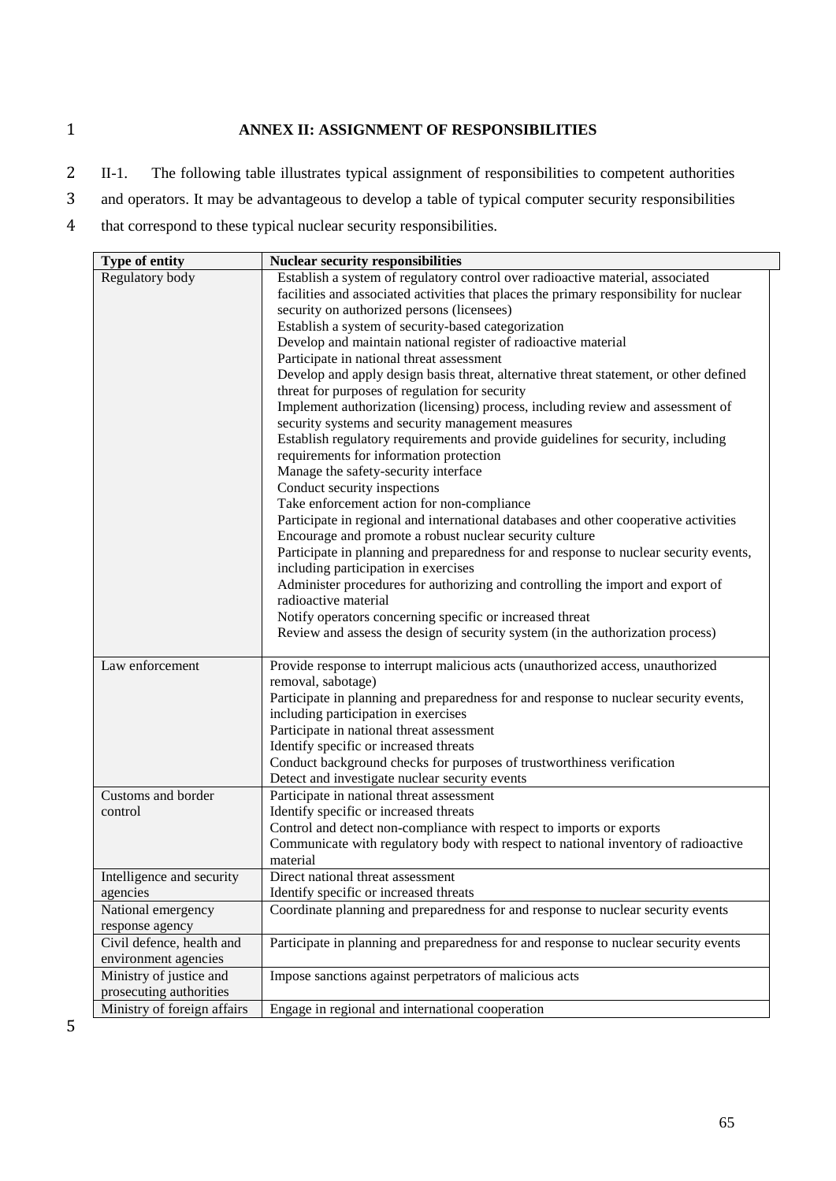# ANNEX II: ASSIGNMENT OF RESPONSIBILITIES

II-1. The following table illustrates typical assignment of responsibilities to competent authorities and operators. It may be advantageous to develop a table of typical computer security responsibilities that correspond to these typical nuclear security responsibilities.

| Type of entity | Nuclear security responsibilities |
|---|---|
| Regulatory body | Establish a system of regulatory control over radioactive material, associated facilities and associated activities that places the primary responsibility for nuclear security on authorized persons (licensees)<br>Establish a system of security-based categorization<br>Develop and maintain national register of radioactive material<br>Participate in national threat assessment<br>Develop and apply design basis threat, alternative threat statement, or other defined threat for purposes of regulation for security<br>Implement authorization (licensing) process, including review and assessment of security systems and security management measures<br>Establish regulatory requirements and provide guidelines for security, including requirements for information protection<br>Manage the safety-security interface<br>Conduct security inspections<br>Take enforcement action for non-compliance<br>Participate in regional and international databases and other cooperative activities<br>Encourage and promote a robust nuclear security culture<br>Participate in planning and preparedness for and response to nuclear security events, including participation in exercises<br>Administer procedures for authorizing and controlling the import and export of radioactive material<br>Notify operators concerning specific or increased threat<br>Review and assess the design of security system (in the authorization process) |
| Law enforcement | Provide response to interrupt malicious acts (unauthorized access, unauthorized removal, sabotage)<br>Participate in planning and preparedness for and response to nuclear security events, including participation in exercises<br>Participate in national threat assessment<br>Identify specific or increased threats<br>Conduct background checks for purposes of trustworthiness verification<br>Detect and investigate nuclear security events |
| Customs and border control | Participate in national threat assessment<br>Identify specific or increased threats<br>Control and detect non-compliance with respect to imports or exports<br>Communicate with regulatory body with respect to national inventory of radioactive material |
| Intelligence and security agencies | Direct national threat assessment<br>Identify specific or increased threats |
| National emergency response agency | Coordinate planning and preparedness for and response to nuclear security events |
| Civil defence, health and environment agencies | Participate in planning and preparedness for and response to nuclear security events |
| Ministry of justice and prosecuting authorities | Impose sanctions against perpetrators of malicious acts |
| Ministry of foreign affairs | Engage in regional and international cooperation |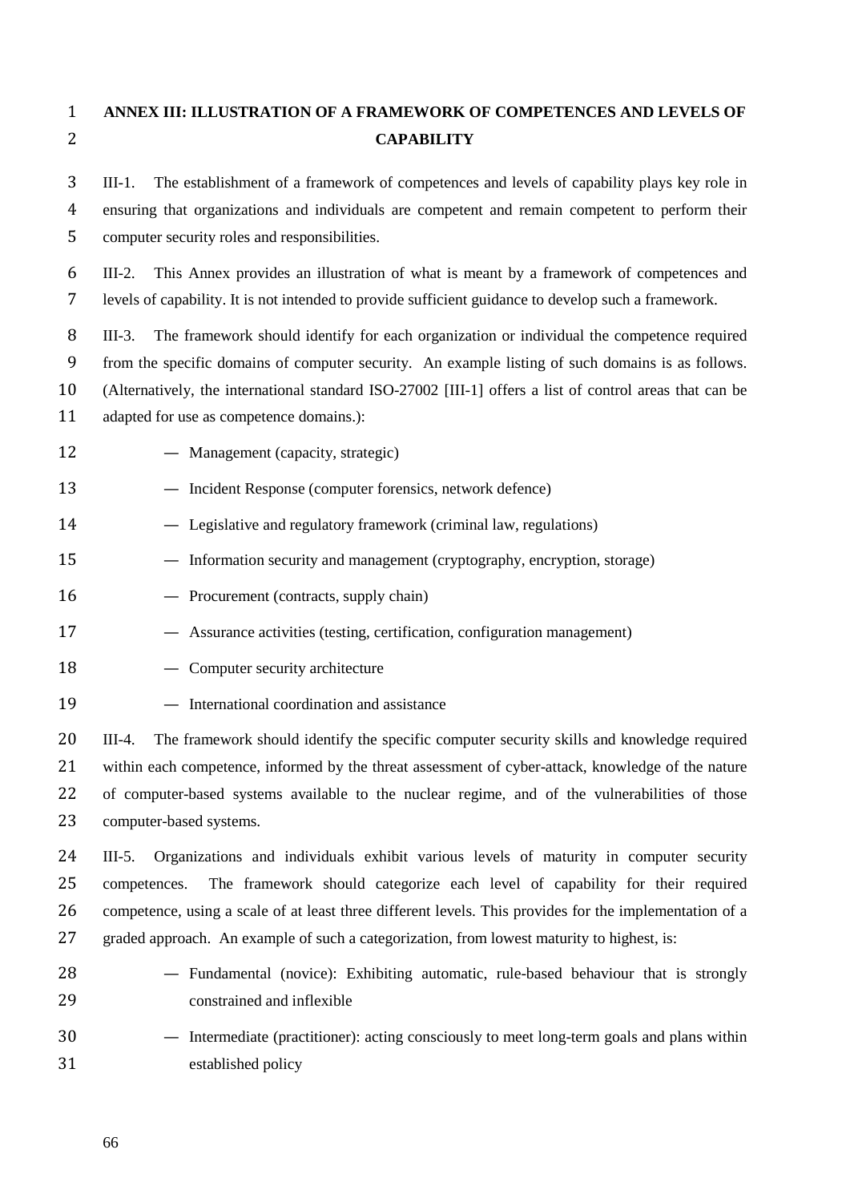# ANNEX III: ILLUSTRATION OF A FRAMEWORK OF COMPETENCES AND LEVELS OF CAPABILITY

III-1. The establishment of a framework of competences and levels of capability plays key role in ensuring that organizations and individuals are competent and remain competent to perform their computer security roles and responsibilities.

III-2. This Annex provides an illustration of what is meant by a framework of competences and levels of capability. It is not intended to provide sufficient guidance to develop such a framework.

III-3. The framework should identify for each organization or individual the competence required from the specific domains of computer security. An example listing of such domains is as follows. (Alternatively, the international standard ISO-27002 [III-1] offers a list of control areas that can be adapted for use as competence domains.):

- Management (capacity, strategic)
- Incident Response (computer forensics, network defence)
- Legislative and regulatory framework (criminal law, regulations)
- Information security and management (cryptography, encryption, storage)
- Procurement (contracts, supply chain)
- Assurance activities (testing, certification, configuration management)
- Computer security architecture
- International coordination and assistance

III-4. The framework should identify the specific computer security skills and knowledge required within each competence, informed by the threat assessment of cyber-attack, knowledge of the nature of computer-based systems available to the nuclear regime, and of the vulnerabilities of those computer-based systems.

III-5. Organizations and individuals exhibit various levels of maturity in computer security competences. The framework should categorize each level of capability for their required competence, using a scale of at least three different levels. This provides for the implementation of a graded approach. An example of such a categorization, from lowest maturity to highest, is:

- Fundamental (novice): Exhibiting automatic, rule-based behaviour that is strongly constrained and inflexible
- Intermediate (practitioner): acting consciously to meet long-term goals and plans within established policy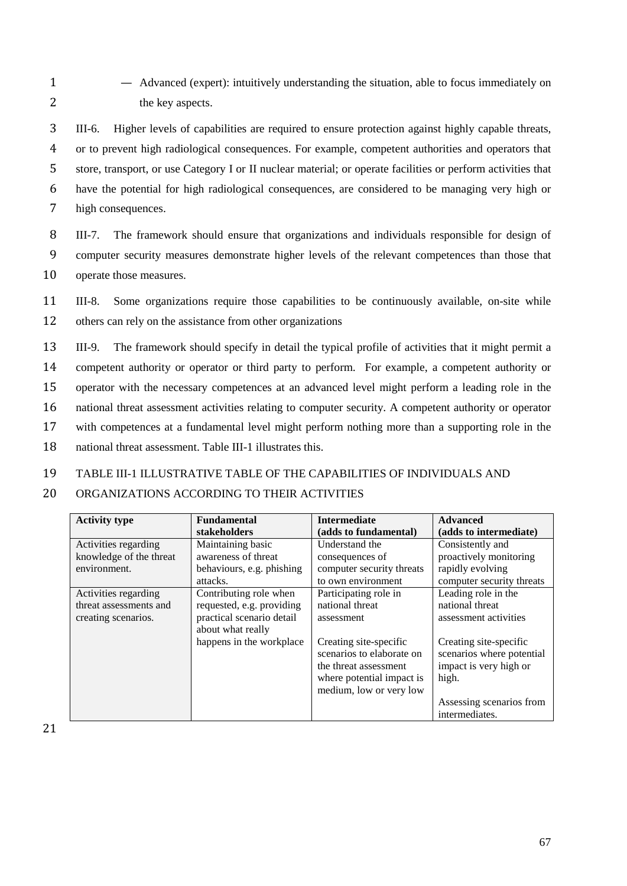— Advanced (expert): intuitively understanding the situation, able to focus immediately on the key aspects.

III-6. Higher levels of capabilities are required to ensure protection against highly capable threats, or to prevent high radiological consequences. For example, competent authorities and operators that store, transport, or use Category I or II nuclear material; or operate facilities or perform activities that have the potential for high radiological consequences, are considered to be managing very high or high consequences.

III-7. The framework should ensure that organizations and individuals responsible for design of computer security measures demonstrate higher levels of the relevant competences than those that operate those measures.

III-8. Some organizations require those capabilities to be continuously available, on-site while others can rely on the assistance from other organizations

III-9. The framework should specify in detail the typical profile of activities that it might permit a competent authority or operator or third party to perform. For example, a competent authority or operator with the necessary competences at an advanced level might perform a leading role in the national threat assessment activities relating to computer security. A competent authority or operator with competences at a fundamental level might perform nothing more than a supporting role in the national threat assessment. Table III-1 illustrates this.

TABLE III-1 ILLUSTRATIVE TABLE OF THE CAPABILITIES OF INDIVIDUALS AND ORGANIZATIONS ACCORDING TO THEIR ACTIVITIES

| **Activity type** | **Fundamental stakeholders** | **Intermediate (adds to fundamental)** | **Advanced (adds to intermediate)** |
|---|---|---|---|
| Activities regarding knowledge of the threat environment. | Maintaining basic awareness of threat behaviours, e.g. phishing attacks. | Understand the consequences of computer security threats to own environment | Consistently and proactively monitoring rapidly evolving computer security threats |
| Activities regarding threat assessments and creating scenarios. | Contributing role when requested, e.g. providing practical scenario detail about what really happens in the workplace | Participating role in national threat assessment<br><br>Creating site-specific scenarios to elaborate on the threat assessment where potential impact is medium, low or very low | Leading role in the national threat assessment activities<br><br>Creating site-specific scenarios where potential impact is very high or high.<br><br>Assessing scenarios from intermediates. |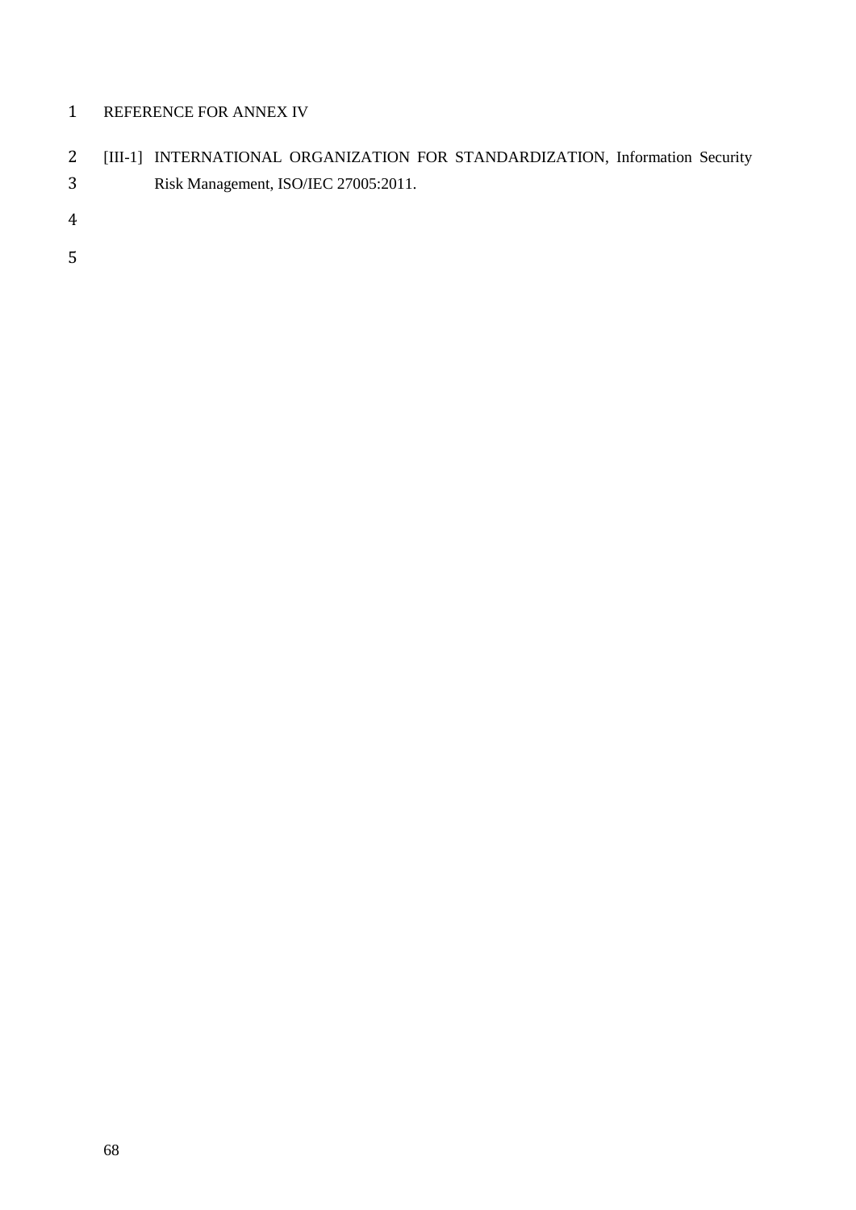REFERENCE FOR ANNEX IV

[III-1] INTERNATIONAL ORGANIZATION FOR STANDARDIZATION, Information Security Risk Management, ISO/IEC 27005:2011.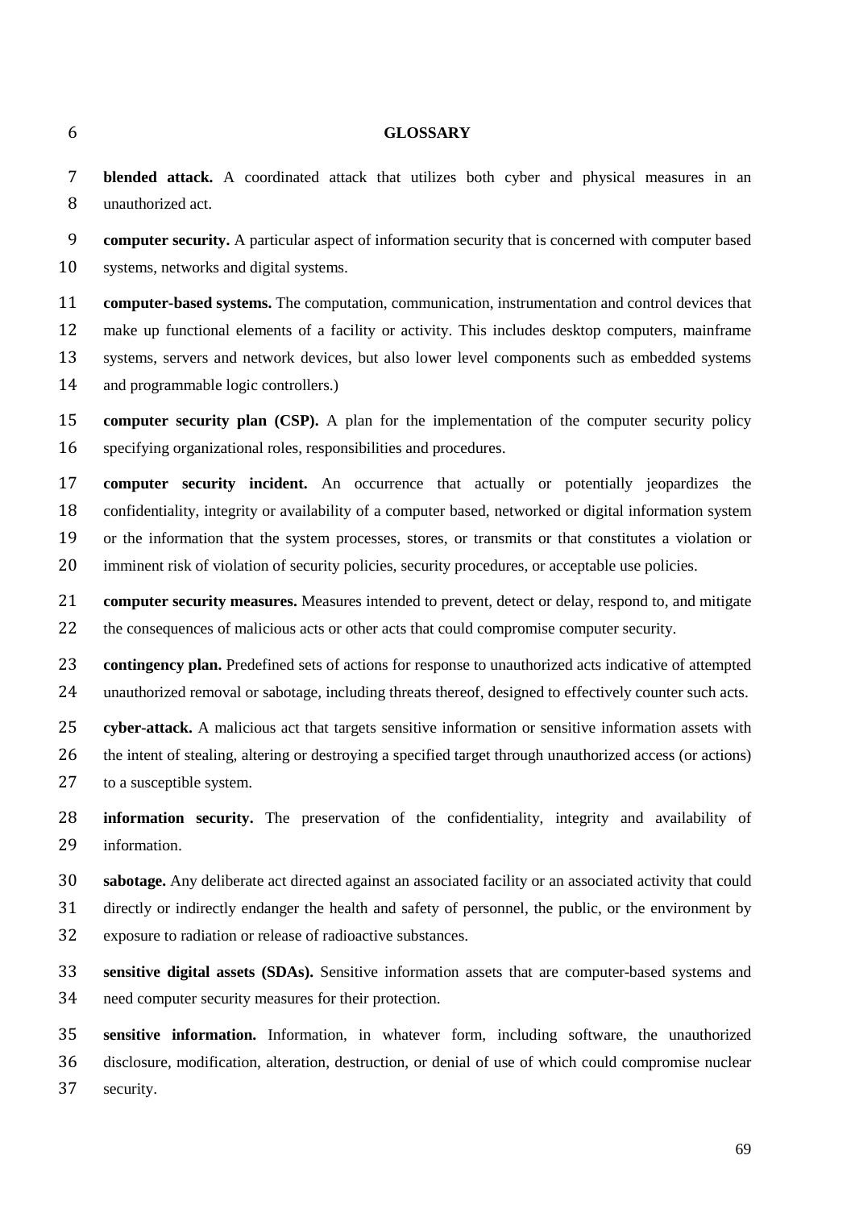# GLOSSARY

**blended attack.** A coordinated attack that utilizes both cyber and physical measures in an unauthorized act.

**computer security.** A particular aspect of information security that is concerned with computer based systems, networks and digital systems.

**computer-based systems.** The computation, communication, instrumentation and control devices that make up functional elements of a facility or activity. This includes desktop computers, mainframe systems, servers and network devices, but also lower level components such as embedded systems and programmable logic controllers.)

**computer security plan (CSP).** A plan for the implementation of the computer security policy specifying organizational roles, responsibilities and procedures.

**computer security incident.** An occurrence that actually or potentially jeopardizes the confidentiality, integrity or availability of a computer based, networked or digital information system or the information that the system processes, stores, or transmits or that constitutes a violation or imminent risk of violation of security policies, security procedures, or acceptable use policies.

**computer security measures.** Measures intended to prevent, detect or delay, respond to, and mitigate the consequences of malicious acts or other acts that could compromise computer security.

**contingency plan.** Predefined sets of actions for response to unauthorized acts indicative of attempted unauthorized removal or sabotage, including threats thereof, designed to effectively counter such acts.

**cyber-attack.** A malicious act that targets sensitive information or sensitive information assets with the intent of stealing, altering or destroying a specified target through unauthorized access (or actions) to a susceptible system.

**information security.** The preservation of the confidentiality, integrity and availability of information.

**sabotage.** Any deliberate act directed against an associated facility or an associated activity that could directly or indirectly endanger the health and safety of personnel, the public, or the environment by exposure to radiation or release of radioactive substances.

**sensitive digital assets (SDAs).** Sensitive information assets that are computer-based systems and need computer security measures for their protection.

**sensitive information.** Information, in whatever form, including software, the unauthorized disclosure, modification, alteration, destruction, or denial of use of which could compromise nuclear security.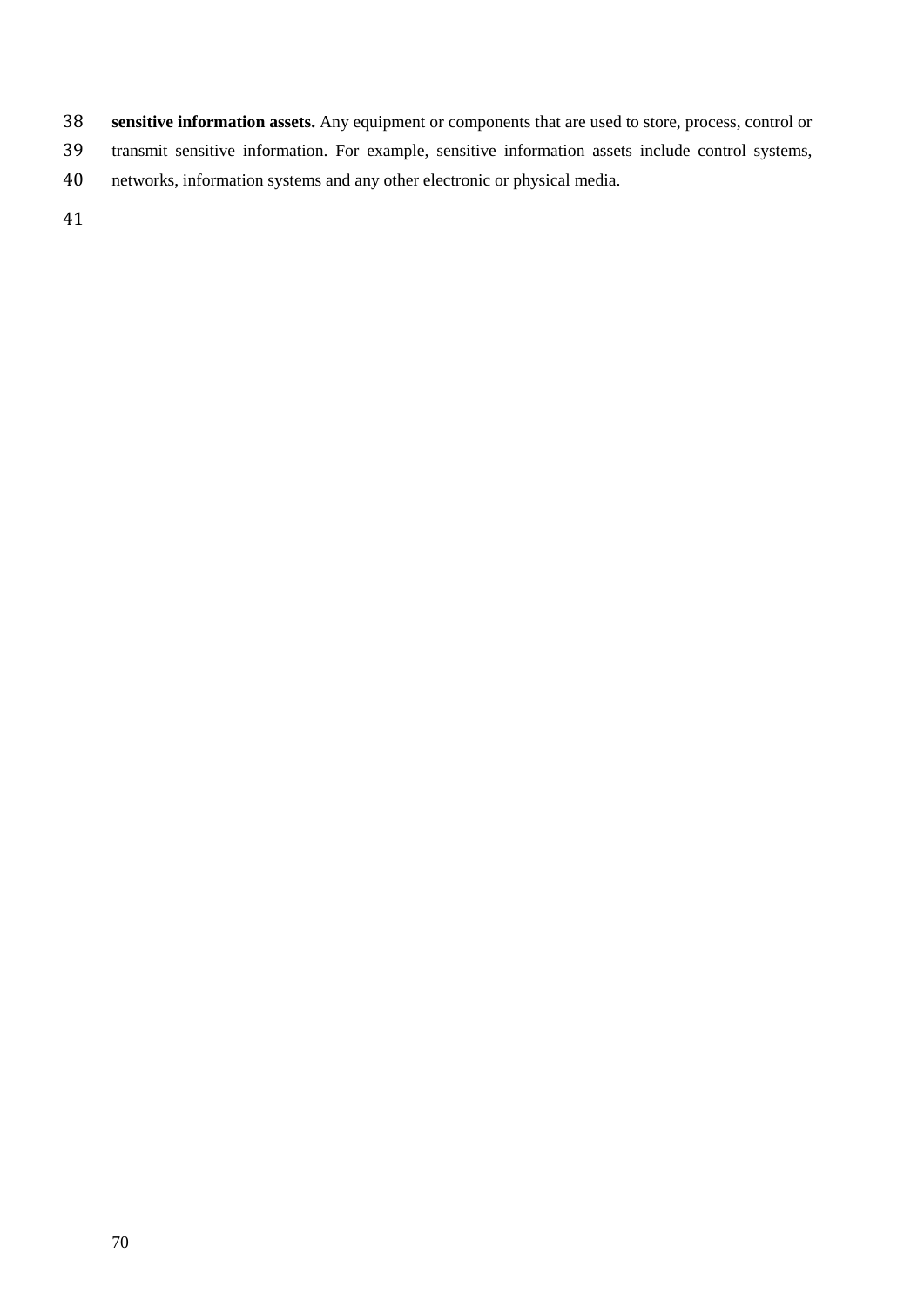**sensitive information assets.** Any equipment or components that are used to store, process, control or transmit sensitive information. For example, sensitive information assets include control systems, networks, information systems and any other electronic or physical media.